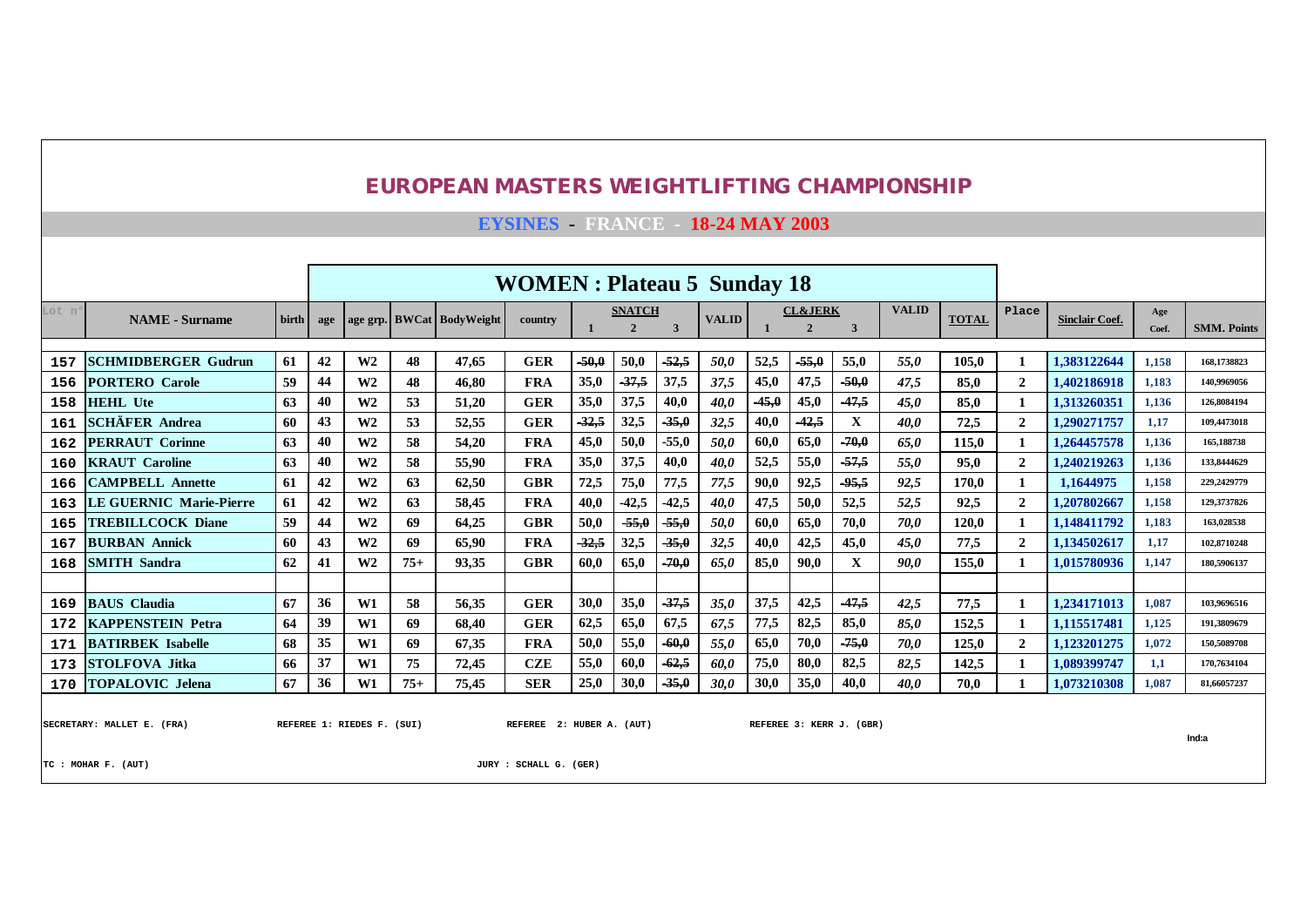# EUROPEAN MASTERS WEIGHTLIFTING CHAMPIONSHIP

## EYSINES - FRANCE - 18-24 MAY 2003

### WOMEN : Plateau 5 Sunday 18

| Lot n° | NAME - Surname | birth | age | age grp. | BWCat | BodyWeight | country | SNATCH 1 | SNATCH 2 | SNATCH 3 | VALID | CL&JERK 1 | CL&JERK 2 | CL&JERK 3 | VALID | TOTAL | Place | Sinclair Coef. | Age Coef. | SMM. Points |
|---|---|---|---|---|---|---|---|---|---|---|---|---|---|---|---|---|---|---|---|---|
| 157 | SCHMIDBERGER Gudrun | 61 | 42 | W2 | 48 | 47,65 | GER | -50,0 | 50,0 | -52,5 | 50,0 | 52,5 | -55,0 | 55,0 | 55,0 | 105,0 | 1 | 1,383122644 | 1,158 | 168,1738823 |
| 156 | PORTERO Carole | 59 | 44 | W2 | 48 | 46,80 | FRA | 35,0 | -37,5 | 37,5 | 37,5 | 45,0 | 47,5 | -50,0 | 47,5 | 85,0 | 2 | 1,402186918 | 1,183 | 140,9969056 |
| 158 | HEHL Ute | 63 | 40 | W2 | 53 | 51,20 | GER | 35,0 | 37,5 | 40,0 | 40,0 | -45,0 | 45,0 | -47,5 | 45,0 | 85,0 | 1 | 1,313260351 | 1,136 | 126,8084194 |
| 161 | SCHÄFER Andrea | 60 | 43 | W2 | 53 | 52,55 | GER | -32,5 | 32,5 | -35,0 | 32,5 | 40,0 | -42,5 | X | 40,0 | 72,5 | 2 | 1,290271757 | 1,17 | 109,4473018 |
| 162 | PERRAUT Corinne | 63 | 40 | W2 | 58 | 54,20 | FRA | 45,0 | 50,0 | -55,0 | 50,0 | 60,0 | 65,0 | -70,0 | 65,0 | 115,0 | 1 | 1,264457578 | 1,136 | 165,188738 |
| 160 | KRAUT Caroline | 63 | 40 | W2 | 58 | 55,90 | FRA | 35,0 | 37,5 | 40,0 | 40,0 | 52,5 | 55,0 | -57,5 | 55,0 | 95,0 | 2 | 1,240219263 | 1,136 | 133,8444629 |
| 166 | CAMPBELL Annette | 61 | 42 | W2 | 63 | 62,50 | GBR | 72,5 | 75,0 | 77,5 | 77,5 | 90,0 | 92,5 | -95,5 | 92,5 | 170,0 | 1 | 1,1644975 | 1,158 | 229,2429779 |
| 163 | LE GUERNIC Marie-Pierre | 61 | 42 | W2 | 63 | 58,45 | FRA | 40,0 | -42,5 | -42,5 | 40,0 | 47,5 | 50,0 | 52,5 | 52,5 | 92,5 | 2 | 1,207802667 | 1,158 | 129,3737826 |
| 165 | TREBILLCOCK Diane | 59 | 44 | W2 | 69 | 64,25 | GBR | 50,0 | -55,0 | -55,0 | 50,0 | 60,0 | 65,0 | 70,0 | 70,0 | 120,0 | 1 | 1,148411792 | 1,183 | 163,028538 |
| 167 | BURBAN Annick | 60 | 43 | W2 | 69 | 65,90 | FRA | -32,5 | 32,5 | -35,0 | 32,5 | 40,0 | 42,5 | 45,0 | 45,0 | 77,5 | 2 | 1,134502617 | 1,17 | 102,8710248 |
| 168 | SMITH Sandra | 62 | 41 | W2 | 75+ | 93,35 | GBR | 60,0 | 65,0 | -70,0 | 65,0 | 85,0 | 90,0 | X | 90,0 | 155,0 | 1 | 1,015780936 | 1,147 | 180,5906137 |
| | | | | | | | | | | | | | | | | | | | | |
| 169 | BAUS Claudia | 67 | 36 | W1 | 58 | 56,35 | GER | 30,0 | 35,0 | -37,5 | 35,0 | 37,5 | 42,5 | -47,5 | 42,5 | 77,5 | 1 | 1,234171013 | 1,087 | 103,9696516 |
| 172 | KAPPENSTEIN Petra | 64 | 39 | W1 | 69 | 68,40 | GER | 62,5 | 65,0 | 67,5 | 67,5 | 77,5 | 82,5 | 85,0 | 85,0 | 152,5 | 1 | 1,115517481 | 1,125 | 191,3809679 |
| 171 | BATIRBEK Isabelle | 68 | 35 | W1 | 69 | 67,35 | FRA | 50,0 | 55,0 | -60,0 | 55,0 | 65,0 | 70,0 | -75,0 | 70,0 | 125,0 | 2 | 1,123201275 | 1,072 | 150,5089708 |
| 173 | STOLFOVA Jitka | 66 | 37 | W1 | 75 | 72,45 | CZE | 55,0 | 60,0 | -62,5 | 60,0 | 75,0 | 80,0 | 82,5 | 82,5 | 142,5 | 1 | 1,089399747 | 1,1 | 170,7634104 |
| 170 | TOPALOVIC Jelena | 67 | 36 | W1 | 75+ | 75,45 | SER | 25,0 | 30,0 | -35,0 | 30,0 | 30,0 | 35,0 | 40,0 | 40,0 | 70,0 | 1 | 1,073210308 | 1,087 | 81,66057237 |

SECRETARY: MALLET E. (FRA) REFEREE 1: RIEDES F. (SUI) REFEREE 2: HUBER A. (AUT) REFEREE 3: KERR J. (GBR)

Ind:a

TC : MOHAR F. (AUT) JURY : SCHALL G. (GER)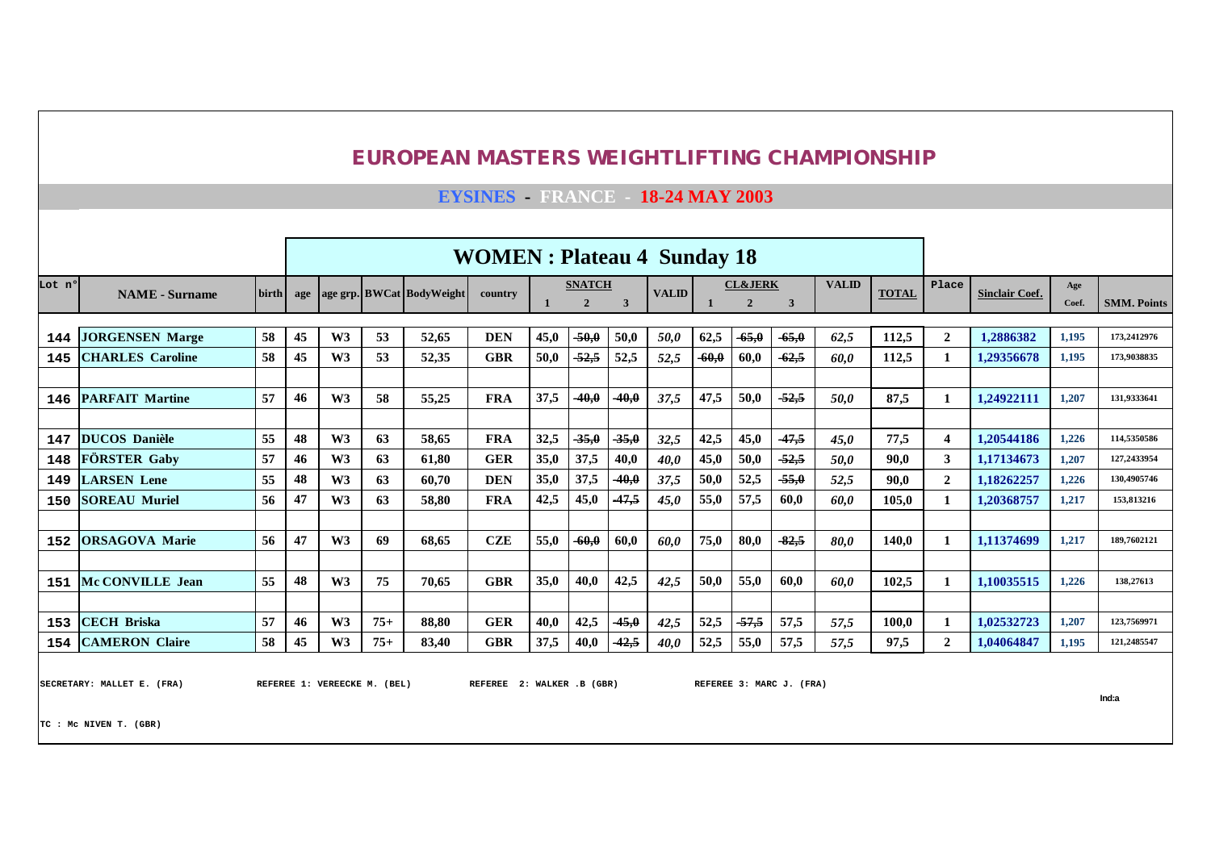# EUROPEAN MASTERS WEIGHTLIFTING CHAMPIONSHIP

## EYSINES - FRANCE - 18-24 MAY 2003

## WOMEN : Plateau 4 Sunday 18

| Lot n° | NAME - Surname | birth | age | age grp. | BWCat | BodyWeight | country | SNATCH 1 | SNATCH 2 | SNATCH 3 | VALID | CL&JERK 1 | CL&JERK 2 | CL&JERK 3 | VALID | TOTAL | Place | Sinclair Coef. | Age Coef. | SMM. Points |
|---|---|---|---|---|---|---|---|---|---|---|---|---|---|---|---|---|---|---|---|---|
| 144 | JORGENSEN Marge | 58 | 45 | W3 | 53 | 52,65 | DEN | 45,0 | ~~50,0~~ | 50,0 | *50,0* | 62,5 | ~~65,0~~ | ~~65,0~~ | *62,5* | 112,5 | 2 | 1,2886382 | 1,195 | 173,2412976 |
| 145 | CHARLES Caroline | 58 | 45 | W3 | 53 | 52,35 | GBR | 50,0 | ~~52,5~~ | 52,5 | *52,5* | ~~60,0~~ | 60,0 | ~~62,5~~ | *60,0* | 112,5 | 1 | 1,29356678 | 1,195 | 173,9038835 |
| | | | | | | | | | | | | | | | | | | | | |
| 146 | PARFAIT Martine | 57 | 46 | W3 | 58 | 55,25 | FRA | 37,5 | ~~40,0~~ | ~~40,0~~ | *37,5* | 47,5 | 50,0 | ~~52,5~~ | *50,0* | 87,5 | 1 | 1,24922111 | 1,207 | 131,9333641 |
| | | | | | | | | | | | | | | | | | | | | |
| 147 | DUCOS Danièle | 55 | 48 | W3 | 63 | 58,65 | FRA | 32,5 | ~~35,0~~ | ~~35,0~~ | *32,5* | 42,5 | 45,0 | ~~47,5~~ | *45,0* | 77,5 | 4 | 1,20544186 | 1,226 | 114,5350586 |
| 148 | FÖRSTER Gaby | 57 | 46 | W3 | 63 | 61,80 | GER | 35,0 | 37,5 | 40,0 | *40,0* | 45,0 | 50,0 | ~~52,5~~ | *50,0* | 90,0 | 3 | 1,17134673 | 1,207 | 127,2433954 |
| 149 | LARSEN Lene | 55 | 48 | W3 | 63 | 60,70 | DEN | 35,0 | 37,5 | ~~40,0~~ | *37,5* | 50,0 | 52,5 | ~~55,0~~ | *52,5* | 90,0 | 2 | 1,18262257 | 1,226 | 130,4905746 |
| 150 | SOREAU Muriel | 56 | 47 | W3 | 63 | 58,80 | FRA | 42,5 | 45,0 | ~~47,5~~ | *45,0* | 55,0 | 57,5 | 60,0 | *60,0* | 105,0 | 1 | 1,20368757 | 1,217 | 153,813216 |
| | | | | | | | | | | | | | | | | | | | | |
| 152 | ORSAGOVA Marie | 56 | 47 | W3 | 69 | 68,65 | CZE | 55,0 | ~~60,0~~ | 60,0 | *60,0* | 75,0 | 80,0 | ~~82,5~~ | *80,0* | 140,0 | 1 | 1,11374699 | 1,217 | 189,7602121 |
| | | | | | | | | | | | | | | | | | | | | |
| 151 | Mc CONVILLE Jean | 55 | 48 | W3 | 75 | 70,65 | GBR | 35,0 | 40,0 | 42,5 | *42,5* | 50,0 | 55,0 | 60,0 | *60,0* | 102,5 | 1 | 1,10035515 | 1,226 | 138,27613 |
| | | | | | | | | | | | | | | | | | | | | |
| 153 | CECH Briska | 57 | 46 | W3 | 75+ | 88,80 | GER | 40,0 | 42,5 | ~~45,0~~ | *42,5* | 52,5 | ~~57,5~~ | 57,5 | *57,5* | 100,0 | 1 | 1,02532723 | 1,207 | 123,7569971 |
| 154 | CAMERON Claire | 58 | 45 | W3 | 75+ | 83,40 | GBR | 37,5 | 40,0 | ~~42,5~~ | *40,0* | 52,5 | 55,0 | 57,5 | *57,5* | 97,5 | 2 | 1,04064847 | 1,195 | 121,2485547 |

SECRETARY: MALLET E. (FRA) REFEREE 1: VEREECKE M. (BEL) REFEREE 2: WALKER .B (GBR) REFEREE 3: MARC J. (FRA)

Ind:a

TC : Mc NIVEN T. (GBR)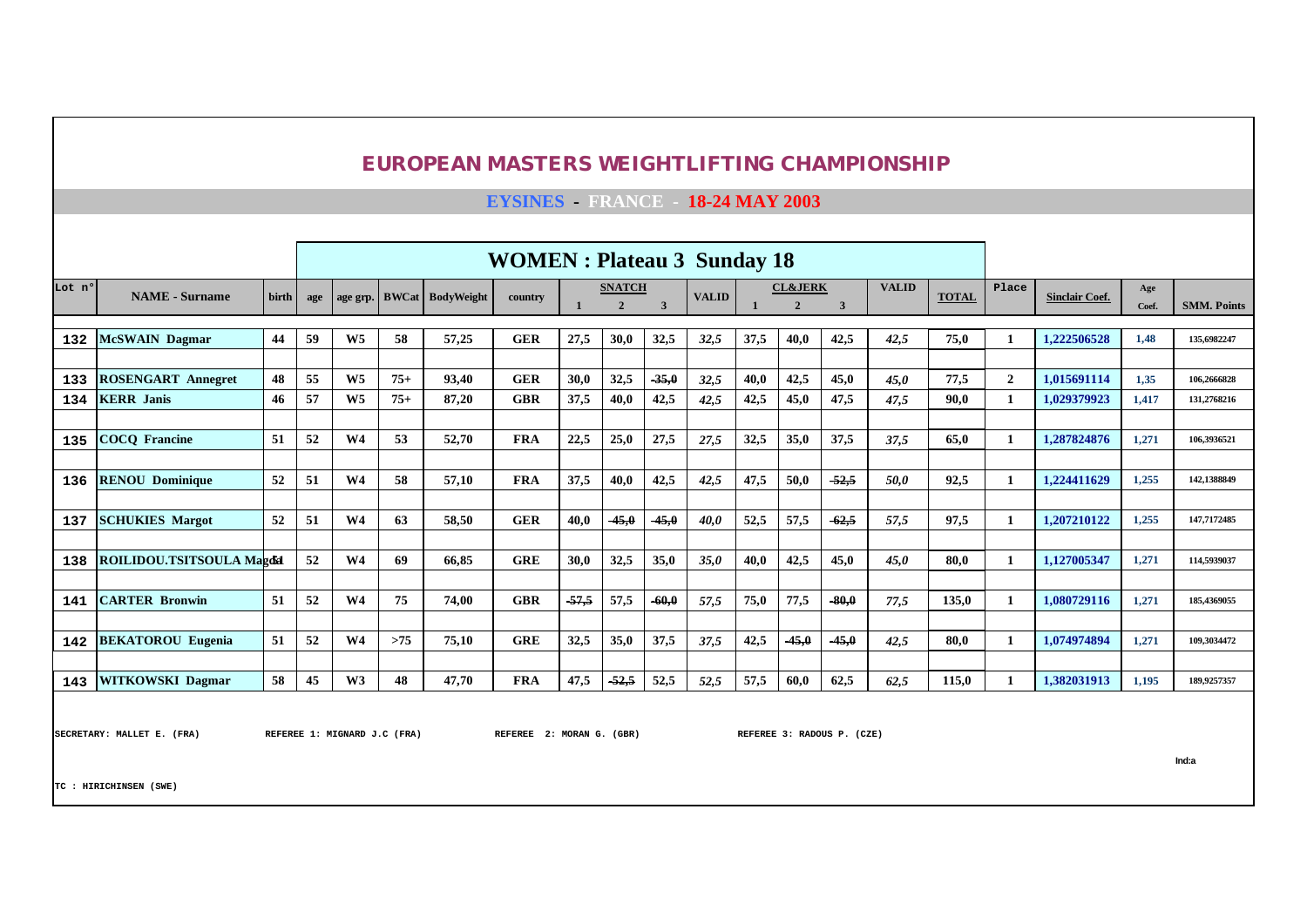# EUROPEAN MASTERS WEIGHTLIFTING CHAMPIONSHIP

## EYSINES - FRANCE - 18-24 MAY 2003

### WOMEN : Plateau 3 Sunday 18

| Lot n° | NAME - Surname | birth | age | age grp. | BWCat | BodyWeight | country | SNATCH 1 | SNATCH 2 | SNATCH 3 | VALID | CL&JERK 1 | CL&JERK 2 | CL&JERK 3 | VALID | TOTAL | Place | Sinclair Coef. | Age Coef. | SMM. Points |
|---|---|---|---|---|---|---|---|---|---|---|---|---|---|---|---|---|---|---|---|---|
| 132 | McSWAIN Dagmar | 44 | 59 | W5 | 58 | 57,25 | GER | 27,5 | 30,0 | 32,5 | 32,5 | 37,5 | 40,0 | 42,5 | 42,5 | 75,0 | 1 | 1,222506528 | 1,48 | 135,6982247 |
| 133 | ROSENGART Annegret | 48 | 55 | W5 | 75+ | 93,40 | GER | 30,0 | 32,5 | ~~35,0~~ | 32,5 | 40,0 | 42,5 | 45,0 | 45,0 | 77,5 | 2 | 1,015691114 | 1,35 | 106,2666828 |
| 134 | KERR Janis | 46 | 57 | W5 | 75+ | 87,20 | GBR | 37,5 | 40,0 | 42,5 | 42,5 | 42,5 | 45,0 | 47,5 | 47,5 | 90,0 | 1 | 1,029379923 | 1,417 | 131,2768216 |
| 135 | COCQ Francine | 51 | 52 | W4 | 53 | 52,70 | FRA | 22,5 | 25,0 | 27,5 | 27,5 | 32,5 | 35,0 | 37,5 | 37,5 | 65,0 | 1 | 1,287824876 | 1,271 | 106,3936521 |
| 136 | RENOU Dominique | 52 | 51 | W4 | 58 | 57,10 | FRA | 37,5 | 40,0 | 42,5 | 42,5 | 47,5 | 50,0 | ~~52,5~~ | 50,0 | 92,5 | 1 | 1,224411629 | 1,255 | 142,1388849 |
| 137 | SCHUKIES Margot | 52 | 51 | W4 | 63 | 58,50 | GER | 40,0 | ~~45,0~~ | ~~45,0~~ | 40,0 | 52,5 | 57,5 | ~~62,5~~ | 57,5 | 97,5 | 1 | 1,207210122 | 1,255 | 147,7172485 |
| 138 | ROILIDOU.TSITSOULA Magda | 51 | 52 | W4 | 69 | 66,85 | GRE | 30,0 | 32,5 | 35,0 | 35,0 | 40,0 | 42,5 | 45,0 | 45,0 | 80,0 | 1 | 1,127005347 | 1,271 | 114,5939037 |
| 141 | CARTER Bronwin | 51 | 52 | W4 | 75 | 74,00 | GBR | ~~57,5~~ | 57,5 | ~~60,0~~ | 57,5 | 75,0 | 77,5 | ~~80,0~~ | 77,5 | 135,0 | 1 | 1,080729116 | 1,271 | 185,4369055 |
| 142 | BEKATOROU Eugenia | 51 | 52 | W4 | >75 | 75,10 | GRE | 32,5 | 35,0 | 37,5 | 37,5 | 42,5 | ~~45,0~~ | ~~45,0~~ | 42,5 | 80,0 | 1 | 1,074974894 | 1,271 | 109,3034472 |
| 143 | WITKOWSKI Dagmar | 58 | 45 | W3 | 48 | 47,70 | FRA | 47,5 | ~~52,5~~ | 52,5 | 52,5 | 57,5 | 60,0 | 62,5 | 62,5 | 115,0 | 1 | 1,382031913 | 1,195 | 189,9257357 |

SECRETARY: MALLET E. (FRA) REFEREE 1: MIGNARD J.C (FRA) REFEREE 2: MORAN G. (GBR) REFEREE 3: RADOUS P. (CZE)

Ind:a

TC : HIRICHINSEN (SWE)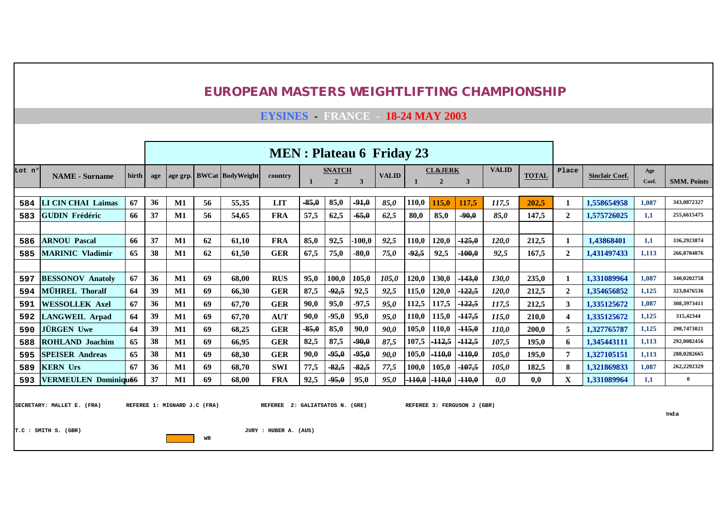# EUROPEAN MASTERS WEIGHTLIFTING CHAMPIONSHIP

## EYSINES - FRANCE - 18-24 MAY 2003

### MEN : Plateau 6 Friday 23

| Lot n° | NAME - Surname | birth | age | age grp. | BWCat | BodyWeight | country | SNATCH 1 | SNATCH 2 | SNATCH 3 | VALID | CL&JERK 1 | CL&JERK 2 | CL&JERK 3 | VALID | TOTAL | Place | Sinclair Coef. | Age Coef. | SMM. Points |
|---|---|---|---|---|---|---|---|---|---|---|---|---|---|---|---|---|---|---|---|---|
| 584 | LI CIN CHAI Laimas | 67 | 36 | M1 | 56 | 55,35 | LIT | ~~-85,0~~ | 85,0 | ~~-91,0~~ | 85,0 | 110,0 | 115,0 | 117,5 | 117,5 | 202,5 | 1 | 1,558654958 | 1,087 | 343,0872327 |
| 583 | GUDIN Frédéric | 66 | 37 | M1 | 56 | 54,65 | FRA | 57,5 | 62,5 | ~~-65,0~~ | 62,5 | 80,0 | 85,0 | ~~-90,0~~ | 85,0 | 147,5 | 2 | 1,575726025 | 1,1 | 255,6615475 |
| | | | | | | | | | | | | | | | | | | | | |
| 586 | ARNOU Pascal | 66 | 37 | M1 | 62 | 61,10 | FRA | 85,0 | 92,5 | -100,0 | 92,5 | 110,0 | 120,0 | ~~-125,0~~ | 120,0 | 212,5 | 1 | 1,43868401 | 1,1 | 336,2923874 |
| 585 | MARINIC Vladimir | 65 | 38 | M1 | 62 | 61,50 | GER | 67,5 | 75,0 | -80,0 | 75,0 | ~~-92,5~~ | 92,5 | ~~-100,0~~ | 92,5 | 167,5 | 2 | 1,431497433 | 1,113 | 266,8704876 |
| | | | | | | | | | | | | | | | | | | | | |
| 597 | BESSONOV Anatoly | 67 | 36 | M1 | 69 | 68,00 | RUS | 95,0 | 100,0 | 105,0 | 105,0 | 120,0 | 130,0 | ~~-143,0~~ | 130,0 | 235,0 | 1 | 1,331089964 | 1,087 | 340,0202758 |
| 594 | MÜHREL Thoralf | 64 | 39 | M1 | 69 | 66,30 | GER | 87,5 | ~~-92,5~~ | 92,5 | 92,5 | 115,0 | 120,0 | ~~-122,5~~ | 120,0 | 212,5 | 2 | 1,354656852 | 1,125 | 323,8476536 |
| 591 | WESSOLLEK Axel | 67 | 36 | M1 | 69 | 67,70 | GER | 90,0 | 95,0 | -97,5 | 95,0 | 112,5 | 117,5 | ~~-122,5~~ | 117,5 | 212,5 | 3 | 1,335125672 | 1,087 | 308,3973411 |
| 592 | LANGWEIL Arpad | 64 | 39 | M1 | 69 | 67,70 | AUT | 90,0 | -95,0 | 95,0 | 95,0 | 110,0 | 115,0 | ~~-117,5~~ | 115,0 | 210,0 | 4 | 1,335125672 | 1,125 | 315,42344 |
| 590 | JÜRGEN Uwe | 64 | 39 | M1 | 69 | 68,25 | GER | ~~-85,0~~ | 85,0 | 90,0 | 90,0 | 105,0 | 110,0 | ~~-115,0~~ | 110,0 | 200,0 | 5 | 1,327765787 | 1,125 | 298,7473021 |
| 588 | ROHLAND Joachim | 65 | 38 | M1 | 69 | 66,95 | GER | 82,5 | 87,5 | ~~-90,0~~ | 87,5 | 107,5 | ~~-112,5~~ | ~~-112,5~~ | 107,5 | 195,0 | 6 | 1,345443111 | 1,113 | 292,0082456 |
| 595 | SPEISER Andreas | 65 | 38 | M1 | 69 | 68,30 | GER | 90,0 | ~~-95,0~~ | ~~-95,0~~ | 90,0 | 105,0 | ~~-110,0~~ | ~~-110,0~~ | 105,0 | 195,0 | 7 | 1,327105151 | 1,113 | 288,0282665 |
| 589 | KERN Urs | 67 | 36 | M1 | 69 | 68,70 | SWI | 77,5 | ~~-82,5~~ | ~~-82,5~~ | 77,5 | 100,0 | 105,0 | ~~-107,5~~ | 105,0 | 182,5 | 8 | 1,321869833 | 1,087 | 262,2292329 |
| 593 | VERMEULEN Dominique | 66 | 37 | M1 | 69 | 68,00 | FRA | 92,5 | ~~-95,0~~ | 95,0 | 95,0 | ~~-110,0~~ | ~~-110,0~~ | ~~-110,0~~ | 0,0 | 0,0 | X | 1,331089964 | 1,1 | 0 |

SECRETARY: MALLET E. (FRA) REFEREE 1: MIGNARD J.C (FRA) REFEREE 2: GALIATSATOS N. (GRE) REFEREE 3: FERGUSON J (GBR)

Ind:a

T.C : SMITH S. (GBR) JURY : HUBER A. (AUS)

WR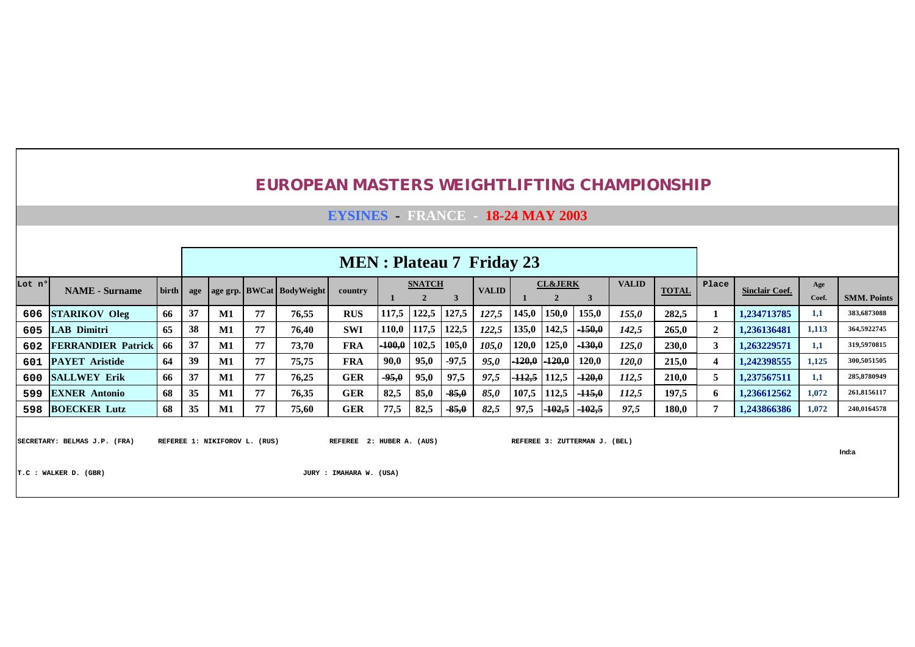# EUROPEAN MASTERS WEIGHTLIFTING CHAMPIONSHIP

## EYSINES - FRANCE - 18-24 MAY 2003

### MEN : Plateau 7 Friday 23

| Lot n° | NAME - Surname | birth | age | age grp. | BWCat | BodyWeight | country | SNATCH 1 | SNATCH 2 | SNATCH 3 | VALID | CL&JERK 1 | CL&JERK 2 | CL&JERK 3 | VALID | TOTAL | Place | Sinclair Coef. | Age Coef. | SMM. Points |
|---|---|---|---|---|---|---|---|---|---|---|---|---|---|---|---|---|---|---|---|---|
| 606 | STARIKOV Oleg | 66 | 37 | M1 | 77 | 76,55 | RUS | 117,5 | 122,5 | 127,5 | 127,5 | 145,0 | 150,0 | 155,0 | 155,0 | 282,5 | 1 | 1,234713785 | 1,1 | 383,6873088 |
| 605 | LAB Dimitri | 65 | 38 | M1 | 77 | 76,40 | SWI | 110,0 | 117,5 | 122,5 | 122,5 | 135,0 | 142,5 | ~~-150,0~~ | 142,5 | 265,0 | 2 | 1,236136481 | 1,113 | 364,5922745 |
| 602 | FERRANDIER Patrick | 66 | 37 | M1 | 77 | 73,70 | FRA | ~~-100,0~~ | 102,5 | 105,0 | 105,0 | 120,0 | 125,0 | ~~-130,0~~ | 125,0 | 230,0 | 3 | 1,263229571 | 1,1 | 319,5970815 |
| 601 | PAYET Aristide | 64 | 39 | M1 | 77 | 75,75 | FRA | 90,0 | 95,0 | -97,5 | 95,0 | ~~-120,0~~ | ~~-120,0~~ | 120,0 | 120,0 | 215,0 | 4 | 1,242398555 | 1,125 | 300,5051505 |
| 600 | SALLWEY Erik | 66 | 37 | M1 | 77 | 76,25 | GER | ~~-95,0~~ | 95,0 | 97,5 | 97,5 | ~~-112,5~~ | 112,5 | ~~-120,0~~ | 112,5 | 210,0 | 5 | 1,237567511 | 1,1 | 285,8780949 |
| 599 | EXNER Antonio | 68 | 35 | M1 | 77 | 76,35 | GER | 82,5 | 85,0 | ~~-85,0~~ | 85,0 | 107,5 | 112,5 | ~~-115,0~~ | 112,5 | 197,5 | 6 | 1,236612562 | 1,072 | 261,8156117 |
| 598 | BOECKER Lutz | 68 | 35 | M1 | 77 | 75,60 | GER | 77,5 | 82,5 | ~~-85,0~~ | 82,5 | 97,5 | ~~-102,5~~ | ~~-102,5~~ | 97,5 | 180,0 | 7 | 1,243866386 | 1,072 | 240,0164578 |

SECRETARY: BELMAS J.P. (FRA) REFEREE 1: NIKIFOROV L. (RUS) REFEREE 2: HUBER A. (AUS) REFEREE 3: ZUTTERMAN J. (BEL)

Ind:a

T.C : WALKER D. (GBR) JURY : IMAHARA W. (USA)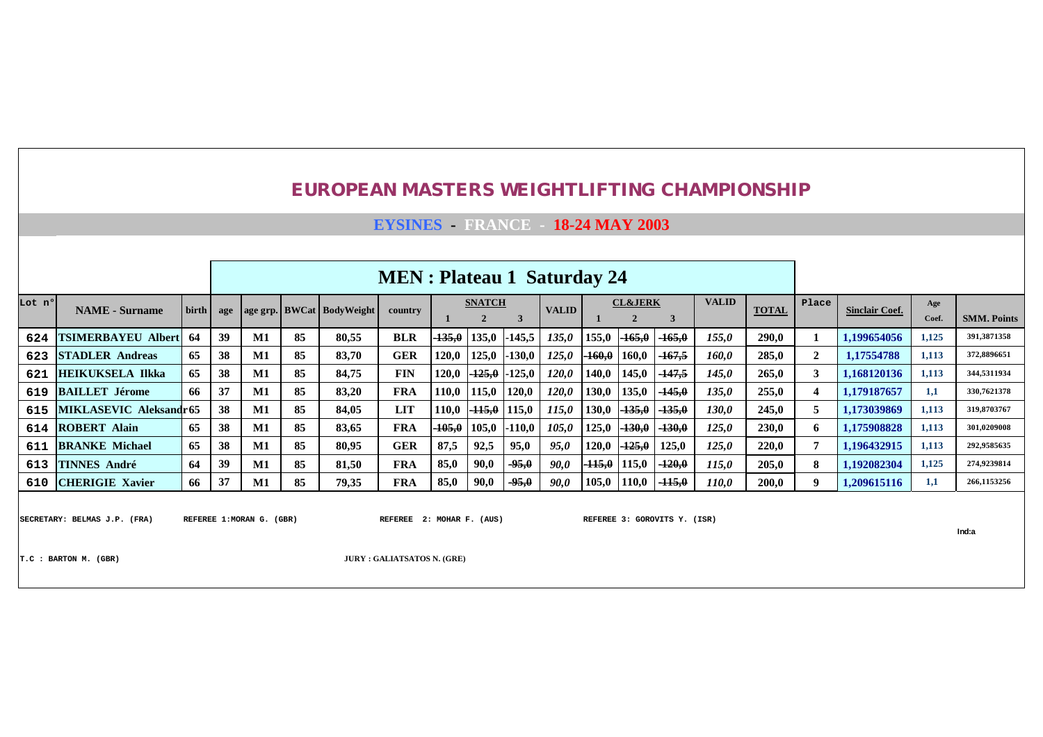# EUROPEAN MASTERS WEIGHTLIFTING CHAMPIONSHIP

## EYSINES - FRANCE - 18-24 MAY 2003

### MEN : Plateau 1 Saturday 24

| Lot n° | NAME - Surname | birth | age | age grp. | BWCat | BodyWeight | country | SNATCH 1 | SNATCH 2 | SNATCH 3 | VALID | CL&JERK 1 | CL&JERK 2 | CL&JERK 3 | VALID | TOTAL | Place | Sinclair Coef. | Age Coef. | SMM. Points |
|---|---|---|---|---|---|---|---|---|---|---|---|---|---|---|---|---|---|---|---|---|
| 624 | TSIMERBAYEU Albert | 64 | 39 | M1 | 85 | 80,55 | BLR | ~~-135,0~~ | 135,0 | -145,5 | *135,0* | 155,0 | ~~-165,0~~ | ~~-165,0~~ | *155,0* | 290,0 | 1 | 1,199654056 | 1,125 | 391,3871358 |
| 623 | STADLER Andreas | 65 | 38 | M1 | 85 | 83,70 | GER | 120,0 | 125,0 | -130,0 | *125,0* | ~~-160,0~~ | 160,0 | ~~-167,5~~ | *160,0* | 285,0 | 2 | 1,17554788 | 1,113 | 372,8896651 |
| 621 | HEIKUKSELA Ilkka | 65 | 38 | M1 | 85 | 84,75 | FIN | 120,0 | ~~-125,0~~ | -125,0 | *120,0* | 140,0 | 145,0 | ~~-147,5~~ | *145,0* | 265,0 | 3 | 1,168120136 | 1,113 | 344,5311934 |
| 619 | BAILLET Jérome | 66 | 37 | M1 | 85 | 83,20 | FRA | 110,0 | 115,0 | 120,0 | *120,0* | 130,0 | 135,0 | ~~-145,0~~ | *135,0* | 255,0 | 4 | 1,179187657 | 1,1 | 330,7621378 |
| 615 | MIKLASEVIC Aleksandr | 65 | 38 | M1 | 85 | 84,05 | LIT | 110,0 | ~~-115,0~~ | 115,0 | *115,0* | 130,0 | ~~-135,0~~ | ~~-135,0~~ | *130,0* | 245,0 | 5 | 1,173039869 | 1,113 | 319,8703767 |
| 614 | ROBERT Alain | 65 | 38 | M1 | 85 | 83,65 | FRA | ~~-105,0~~ | 105,0 | -110,0 | *105,0* | 125,0 | ~~-130,0~~ | ~~-130,0~~ | *125,0* | 230,0 | 6 | 1,175908828 | 1,113 | 301,0209008 |
| 611 | BRANKE Michael | 65 | 38 | M1 | 85 | 80,95 | GER | 87,5 | 92,5 | 95,0 | *95,0* | 120,0 | ~~-125,0~~ | 125,0 | *125,0* | 220,0 | 7 | 1,196432915 | 1,113 | 292,9585635 |
| 613 | TINNES André | 64 | 39 | M1 | 85 | 81,50 | FRA | 85,0 | 90,0 | ~~-95,0~~ | *90,0* | ~~-115,0~~ | 115,0 | ~~-120,0~~ | *115,0* | 205,0 | 8 | 1,192082304 | 1,125 | 274,9239814 |
| 610 | CHERIGIE Xavier | 66 | 37 | M1 | 85 | 79,35 | FRA | 85,0 | 90,0 | ~~-95,0~~ | *90,0* | 105,0 | 110,0 | ~~-115,0~~ | *110,0* | 200,0 | 9 | 1,209615116 | 1,1 | 266,1153256 |

SECRETARY: BELMAS J.P. (FRA) REFEREE 1:MORAN G. (GBR) REFEREE 2: MOHAR F. (AUS) REFEREE 3: GOROVITS Y. (ISR)

Ind:a

T.C : BARTON M. (GBR) JURY : GALIATSATOS N. (GRE)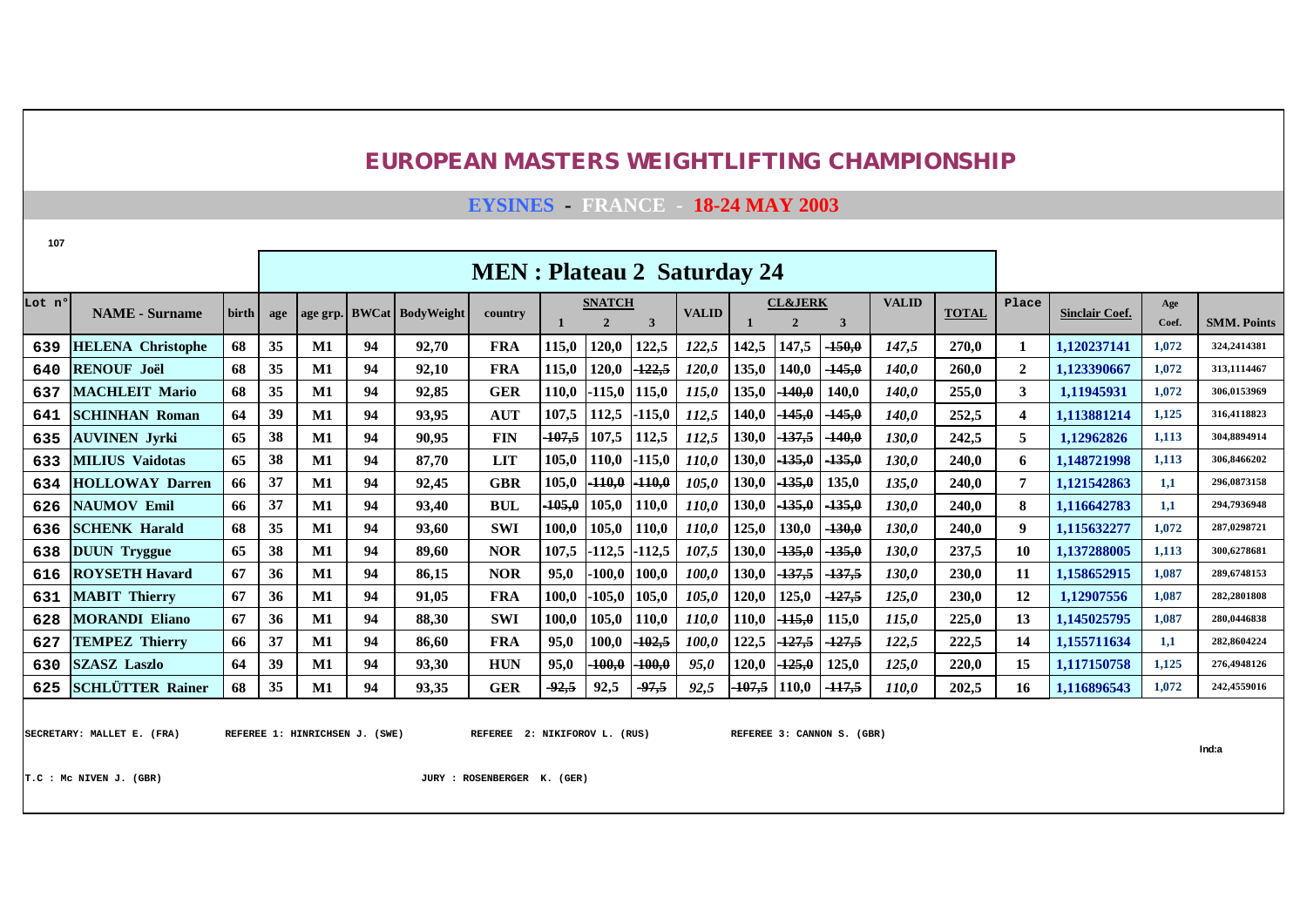# EUROPEAN MASTERS WEIGHTLIFTING CHAMPIONSHIP

## EYSINES - FRANCE - 18-24 MAY 2003

107

## MEN : Plateau 2 Saturday 24

| Lot n° | NAME - Surname | birth | age | age grp. | BWCat | BodyWeight | country | SNATCH 1 | SNATCH 2 | SNATCH 3 | VALID | CL&JERK 1 | CL&JERK 2 | CL&JERK 3 | VALID | TOTAL | Place | Sinclair Coef. | Age Coef. | SMM. Points |
|---|---|---|---|---|---|---|---|---|---|---|---|---|---|---|---|---|---|---|---|---|
| 639 | HELENA Christophe | 68 | 35 | M1 | 94 | 92,70 | FRA | 115,0 | 120,0 | 122,5 | 122,5 | 142,5 | 147,5 | ~~-150,0~~ | 147,5 | 270,0 | 1 | 1,120237141 | 1,072 | 324,2414381 |
| 640 | RENOUF Joël | 68 | 35 | M1 | 94 | 92,10 | FRA | 115,0 | 120,0 | ~~-122,5~~ | 120,0 | 135,0 | 140,0 | ~~-145,0~~ | 140,0 | 260,0 | 2 | 1,123390667 | 1,072 | 313,1114467 |
| 637 | MACHLEIT Mario | 68 | 35 | M1 | 94 | 92,85 | GER | 110,0 | -115,0 | 115,0 | 115,0 | 135,0 | ~~-140,0~~ | 140,0 | 140,0 | 255,0 | 3 | 1,11945931 | 1,072 | 306,0153969 |
| 641 | SCHINHAN Roman | 64 | 39 | M1 | 94 | 93,95 | AUT | 107,5 | 112,5 | -115,0 | 112,5 | 140,0 | ~~-145,0~~ | ~~-145,0~~ | 140,0 | 252,5 | 4 | 1,113881214 | 1,125 | 316,4118823 |
| 635 | AUVINEN Jyrki | 65 | 38 | M1 | 94 | 90,95 | FIN | ~~-107,5~~ | 107,5 | 112,5 | 112,5 | 130,0 | ~~-137,5~~ | ~~-140,0~~ | 130,0 | 242,5 | 5 | 1,12962826 | 1,113 | 304,8894914 |
| 633 | MILIUS Vaidotas | 65 | 38 | M1 | 94 | 87,70 | LIT | 105,0 | 110,0 | -115,0 | 110,0 | 130,0 | ~~-135,0~~ | ~~-135,0~~ | 130,0 | 240,0 | 6 | 1,148721998 | 1,113 | 306,8466202 |
| 634 | HOLLOWAY Darren | 66 | 37 | M1 | 94 | 92,45 | GBR | 105,0 | ~~-110,0~~ | ~~-110,0~~ | 105,0 | 130,0 | ~~-135,0~~ | 135,0 | 135,0 | 240,0 | 7 | 1,121542863 | 1,1 | 296,0873158 |
| 626 | NAUMOV Emil | 66 | 37 | M1 | 94 | 93,40 | BUL | ~~-105,0~~ | 105,0 | 110,0 | 110,0 | 130,0 | ~~-135,0~~ | ~~-135,0~~ | 130,0 | 240,0 | 8 | 1,116642783 | 1,1 | 294,7936948 |
| 636 | SCHENK Harald | 68 | 35 | M1 | 94 | 93,60 | SWI | 100,0 | 105,0 | 110,0 | 110,0 | 125,0 | 130,0 | ~~-130,0~~ | 130,0 | 240,0 | 9 | 1,115632277 | 1,072 | 287,0298721 |
| 638 | DUUN Tryggue | 65 | 38 | M1 | 94 | 89,60 | NOR | 107,5 | -112,5 | -112,5 | 107,5 | 130,0 | ~~-135,0~~ | ~~-135,0~~ | 130,0 | 237,5 | 10 | 1,137288005 | 1,113 | 300,6278681 |
| 616 | ROYSETH Havard | 67 | 36 | M1 | 94 | 86,15 | NOR | 95,0 | -100,0 | 100,0 | 100,0 | 130,0 | ~~-137,5~~ | ~~-137,5~~ | 130,0 | 230,0 | 11 | 1,158652915 | 1,087 | 289,6748153 |
| 631 | MABIT Thierry | 67 | 36 | M1 | 94 | 91,05 | FRA | 100,0 | -105,0 | 105,0 | 105,0 | 120,0 | 125,0 | ~~-127,5~~ | 125,0 | 230,0 | 12 | 1,12907556 | 1,087 | 282,2801808 |
| 628 | MORANDI Eliano | 67 | 36 | M1 | 94 | 88,30 | SWI | 100,0 | 105,0 | 110,0 | 110,0 | 110,0 | ~~-115,0~~ | 115,0 | 115,0 | 225,0 | 13 | 1,145025795 | 1,087 | 280,0446838 |
| 627 | TEMPEZ Thierry | 66 | 37 | M1 | 94 | 86,60 | FRA | 95,0 | 100,0 | ~~-102,5~~ | 100,0 | 122,5 | ~~-127,5~~ | ~~-127,5~~ | 122,5 | 222,5 | 14 | 1,155711634 | 1,1 | 282,8604224 |
| 630 | SZASZ Laszlo | 64 | 39 | M1 | 94 | 93,30 | HUN | 95,0 | ~~-100,0~~ | ~~-100,0~~ | 95,0 | 120,0 | ~~-125,0~~ | 125,0 | 125,0 | 220,0 | 15 | 1,117150758 | 1,125 | 276,4948126 |
| 625 | SCHLÜTTER Rainer | 68 | 35 | M1 | 94 | 93,35 | GER | ~~-92,5~~ | 92,5 | ~~-97,5~~ | 92,5 | ~~-107,5~~ | 110,0 | ~~-117,5~~ | 110,0 | 202,5 | 16 | 1,116896543 | 1,072 | 242,4559016 |

SECRETARY: MALLET E. (FRA) REFEREE 1: HINRICHSEN J. (SWE) REFEREE 2: NIKIFOROV L. (RUS) REFEREE 3: CANNON S. (GBR)

Ind:a

T.C : Mc NIVEN J. (GBR) JURY : ROSENBERGER K. (GER)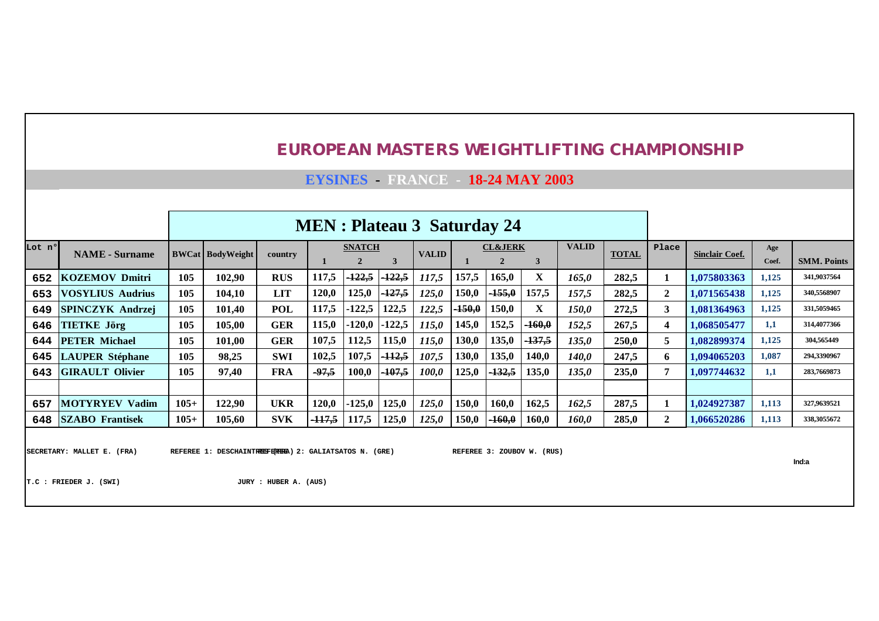## EUROPEAN MASTERS WEIGHTLIFTING CHAMPIONSHIP

**EYSINES - FRANCE - 18-24 MAY 2003**

### MEN : Plateau 3 Saturday 24

| Lot n° | NAME - Surname | BWCat | BodyWeight | country | SNATCH 1 | SNATCH 2 | SNATCH 3 | VALID | CL&JERK 1 | CL&JERK 2 | CL&JERK 3 | VALID | TOTAL | Place | Sinclair Coef. | Age Coef. | SMM. Points |
|---|---|---|---|---|---|---|---|---|---|---|---|---|---|---|---|---|---|
| 652 | KOZEMOV Dmitri | 105 | 102,90 | RUS | 117,5 | ~~-122,5~~ | ~~-122,5~~ | *117,5* | 157,5 | 165,0 | X | *165,0* | 282,5 | 1 | 1,075803363 | 1,125 | 341,9037564 |
| 653 | VOSYLIUS Audrius | 105 | 104,10 | LIT | 120,0 | 125,0 | ~~-127,5~~ | *125,0* | 150,0 | ~~-155,0~~ | 157,5 | *157,5* | 282,5 | 2 | 1,071565438 | 1,125 | 340,5568907 |
| 649 | SPINCZYK Andrzej | 105 | 101,40 | POL | 117,5 | -122,5 | 122,5 | *122,5* | ~~-150,0~~ | 150,0 | X | *150,0* | 272,5 | 3 | 1,081364963 | 1,125 | 331,5059465 |
| 646 | TIETKE Jörg | 105 | 105,00 | GER | 115,0 | -120,0 | -122,5 | *115,0* | 145,0 | 152,5 | ~~-160,0~~ | *152,5* | 267,5 | 4 | 1,068505477 | 1,1 | 314,4077366 |
| 644 | PETER Michael | 105 | 101,00 | GER | 107,5 | 112,5 | 115,0 | *115,0* | 130,0 | 135,0 | ~~-137,5~~ | *135,0* | 250,0 | 5 | 1,082899374 | 1,125 | 304,565449 |
| 645 | LAUPER Stéphane | 105 | 98,25 | SWI | 102,5 | 107,5 | ~~-112,5~~ | *107,5* | 130,0 | 135,0 | 140,0 | *140,0* | 247,5 | 6 | 1,094065203 | 1,087 | 294,3390967 |
| 643 | GIRAULT Olivier | 105 | 97,40 | FRA | ~~-97,5~~ | 100,0 | ~~-107,5~~ | *100,0* | 125,0 | ~~-132,5~~ | 135,0 | *135,0* | 235,0 | 7 | 1,097744632 | 1,1 | 283,7669873 |
| | | | | | | | | | | | | | | | | | |
| 657 | MOTYRYEV Vadim | 105+ | 122,90 | UKR | 120,0 | -125,0 | 125,0 | *125,0* | 150,0 | 160,0 | 162,5 | *162,5* | 287,5 | 1 | 1,024927387 | 1,113 | 327,9639521 |
| 648 | SZABO Frantisek | 105+ | 105,60 | SVK | ~~-117,5~~ | 117,5 | 125,0 | *125,0* | 150,0 | ~~-160,0~~ | 160,0 | *160,0* | 285,0 | 2 | 1,066520286 | 1,113 | 338,3055672 |

SECRETARY: MALLET E. (FRA) REFEREE 1: DESCHAINTRES (FRA) REFEREE 2: GALIATSATOS N. (GRE) REFEREE 3: ZOUBOV W. (RUS)

Ind:a

T.C : FRIEDER J. (SWI) JURY : HUBER A. (AUS)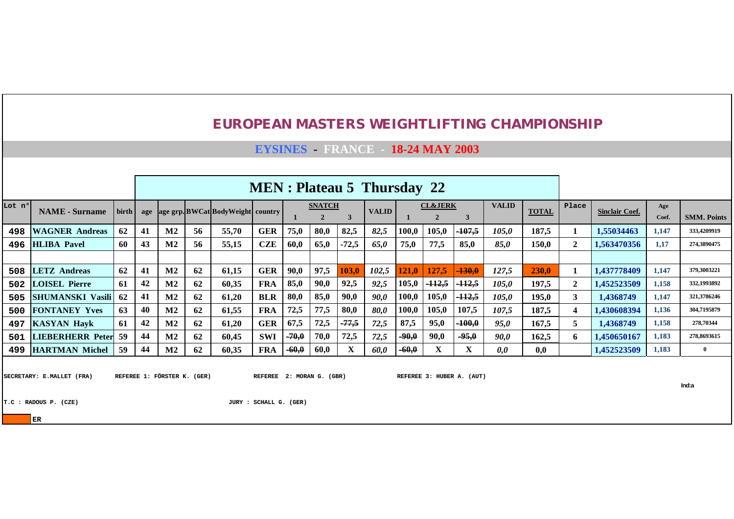# EUROPEAN MASTERS WEIGHTLIFTING CHAMPIONSHIP

## EYSINES - FRANCE - 18-24 MAY 2003

### MEN : Plateau 5 Thursday 22

| Lot n° | NAME - Surname | birth | age | age grp. | BWCat | BodyWeight | country | SNATCH 1 | SNATCH 2 | SNATCH 3 | VALID | CL&JERK 1 | CL&JERK 2 | CL&JERK 3 | VALID | TOTAL | Place | Sinclair Coef. | Age Coef. | SMM. Points |
|---|---|---|---|---|---|---|---|---|---|---|---|---|---|---|---|---|---|---|---|---|
| 498 | WAGNER Andreas | 62 | 41 | M2 | 56 | 55,70 | GER | 75,0 | 80,0 | 82,5 | 82,5 | 100,0 | 105,0 | ~~107,5~~ | 105,0 | 187,5 | 1 | 1,55034463 | 1,147 | 333,4209919 |
| 496 | HLIBA Pavel | 60 | 43 | M2 | 56 | 55,15 | CZE | 60,0 | 65,0 | -72,5 | 65,0 | 75,0 | 77,5 | 85,0 | 85,0 | 150,0 | 2 | 1,563470356 | 1,17 | 274,3890475 |
| | | | | | | | | | | | | | | | | | | | | |
| 508 | LETZ Andreas | 62 | 41 | M2 | 62 | 61,15 | GER | 90,0 | 97,5 | 103,0 | 102,5 | 121,0 | 127,5 | ~~130,0~~ | 127,5 | 230,0 | 1 | 1,437778409 | 1,147 | 379,3003221 |
| 502 | LOISEL Pierre | 61 | 42 | M2 | 62 | 60,35 | FRA | 85,0 | 90,0 | 92,5 | 92,5 | 105,0 | ~~112,5~~ | ~~112,5~~ | 105,0 | 197,5 | 2 | 1,452523509 | 1,158 | 332,1993892 |
| 505 | SHUMANSKI Vasili | 62 | 41 | M2 | 62 | 61,20 | BLR | 80,0 | 85,0 | 90,0 | 90,0 | 100,0 | 105,0 | ~~112,5~~ | 105,0 | 195,0 | 3 | 1,4368749 | 1,147 | 321,3786246 |
| 500 | FONTANEY Yves | 63 | 40 | M2 | 62 | 61,55 | FRA | 72,5 | 77,5 | 80,0 | 80,0 | 100,0 | 105,0 | 107,5 | 107,5 | 187,5 | 4 | 1,430608394 | 1,136 | 304,7195879 |
| 497 | KASYAN Hayk | 61 | 42 | M2 | 62 | 61,20 | GER | 67,5 | 72,5 | ~~77,5~~ | 72,5 | 87,5 | 95,0 | ~~100,0~~ | 95,0 | 167,5 | 5 | 1,4368749 | 1,158 | 278,70344 |
| 501 | LIEBERHERR Peter | 59 | 44 | M2 | 62 | 60,45 | SWI | ~~70,0~~ | 70,0 | 72,5 | 72,5 | ~~90,0~~ | 90,0 | ~~95,0~~ | 90,0 | 162,5 | 6 | 1,450650167 | 1,183 | 278,8693615 |
| 499 | HARTMAN Michel | 59 | 44 | M2 | 62 | 60,35 | FRA | ~~60,0~~ | 60,0 | X | 60,0 | ~~60,0~~ | X | X | 0,0 | 0,0 | | 1,452523509 | 1,183 | 0 |

SECRETARY: E.MALLET (FRA) REFEREE 1: FÖRSTER K. (GER) REFEREE 2: MORAN G. (GBR) REFEREE 3: HUBER A. (AUT)

Ind:a

T.C : RADOUS P. (CZE) JURY : SCHALL G. (GER)

ER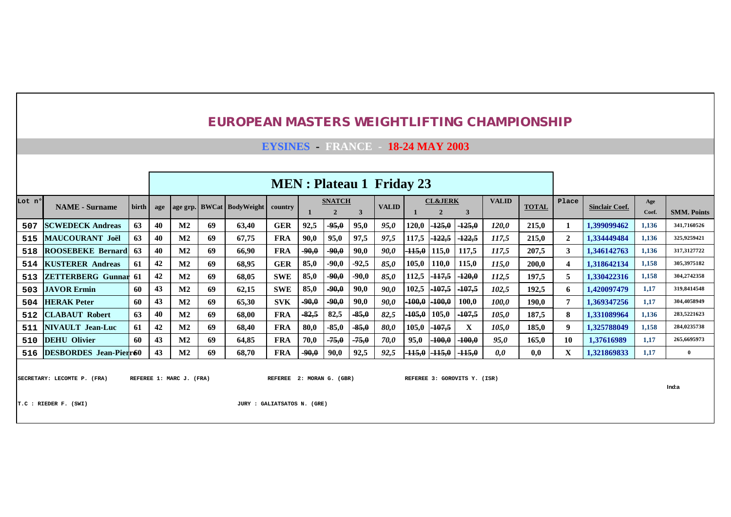# EUROPEAN MASTERS WEIGHTLIFTING CHAMPIONSHIP

## EYSINES - FRANCE - 18-24 MAY 2003

### MEN : Plateau 1 Friday 23

| Lot n° | NAME - Surname | birth | age | age grp. | BWCat | BodyWeight | country | SNATCH 1 | SNATCH 2 | SNATCH 3 | VALID | CL&JERK 1 | CL&JERK 2 | CL&JERK 3 | VALID | TOTAL | Place | Sinclair Coef. | Age Coef. | SMM. Points |
|---|---|---|---|---|---|---|---|---|---|---|---|---|---|---|---|---|---|---|---|---|
| 507 | SCWEDECK Andreas | 63 | 40 | M2 | 69 | 63,40 | GER | 92,5 | ~~-95,0~~ | 95,0 | 95,0 | 120,0 | ~~-125,0~~ | ~~-125,0~~ | 120,0 | 215,0 | 1 | 1,399099462 | 1,136 | 341,7160526 |
| 515 | MAUCOURANT Joël | 63 | 40 | M2 | 69 | 67,75 | FRA | 90,0 | 95,0 | 97,5 | 97,5 | 117,5 | ~~-122,5~~ | ~~-122,5~~ | 117,5 | 215,0 | 2 | 1,334449484 | 1,136 | 325,9259421 |
| 518 | ROOSEBEKE Bernard | 63 | 40 | M2 | 69 | 66,90 | FRA | ~~-90,0~~ | ~~-90,0~~ | 90,0 | 90,0 | ~~-115,0~~ | 115,0 | 117,5 | 117,5 | 207,5 | 3 | 1,346142763 | 1,136 | 317,3127722 |
| 514 | KUSTERER Andreas | 61 | 42 | M2 | 69 | 68,95 | GER | 85,0 | -90,0 | -92,5 | 85,0 | 105,0 | 110,0 | 115,0 | 115,0 | 200,0 | 4 | 1,318642134 | 1,158 | 305,3975182 |
| 513 | ZETTERBERG Gunnar | 61 | 42 | M2 | 69 | 68,05 | SWE | 85,0 | ~~-90,0~~ | -90,0 | 85,0 | 112,5 | ~~-117,5~~ | ~~-120,0~~ | 112,5 | 197,5 | 5 | 1,330422316 | 1,158 | 304,2742358 |
| 503 | JAVOR Ermin | 60 | 43 | M2 | 69 | 62,15 | SWE | 85,0 | ~~-90,0~~ | 90,0 | 90,0 | 102,5 | ~~-107,5~~ | ~~-107,5~~ | 102,5 | 192,5 | 6 | 1,420097479 | 1,17 | 319,8414548 |
| 504 | HERAK Peter | 60 | 43 | M2 | 69 | 65,30 | SVK | ~~-90,0~~ | ~~-90,0~~ | 90,0 | 90,0 | ~~-100,0~~ | ~~-100,0~~ | 100,0 | 100,0 | 190,0 | 7 | 1,369347256 | 1,17 | 304,4058949 |
| 512 | CLABAUT Robert | 63 | 40 | M2 | 69 | 68,00 | FRA | ~~-82,5~~ | 82,5 | ~~-85,0~~ | 82,5 | ~~-105,0~~ | 105,0 | ~~-107,5~~ | 105,0 | 187,5 | 8 | 1,331089964 | 1,136 | 283,5221623 |
| 511 | NIVAULT Jean-Luc | 61 | 42 | M2 | 69 | 68,40 | FRA | 80,0 | -85,0 | ~~-85,0~~ | 80,0 | 105,0 | ~~-107,5~~ | X | 105,0 | 185,0 | 9 | 1,325788049 | 1,158 | 284,0235738 |
| 510 | DEHU Olivier | 60 | 43 | M2 | 69 | 64,85 | FRA | 70,0 | ~~-75,0~~ | ~~-75,0~~ | 70,0 | 95,0 | ~~-100,0~~ | ~~-100,0~~ | 95,0 | 165,0 | 10 | 1,37616989 | 1,17 | 265,6695973 |
| 516 | DESBORDES Jean-Pierre | 60 | 43 | M2 | 69 | 68,70 | FRA | ~~-90,0~~ | 90,0 | 92,5 | 92,5 | ~~-115,0~~ | ~~-115,0~~ | ~~-115,0~~ | 0,0 | 0,0 | X | 1,321869833 | 1,17 | 0 |

SECRETARY: LECOMTE P. (FRA) REFEREE 1: MARC J. (FRA) REFEREE 2: MORAN G. (GBR) REFEREE 3: GOROVITS Y. (ISR)

Ind:a

T.C : RIEDER F. (SWI) JURY : GALIATSATOS N. (GRE)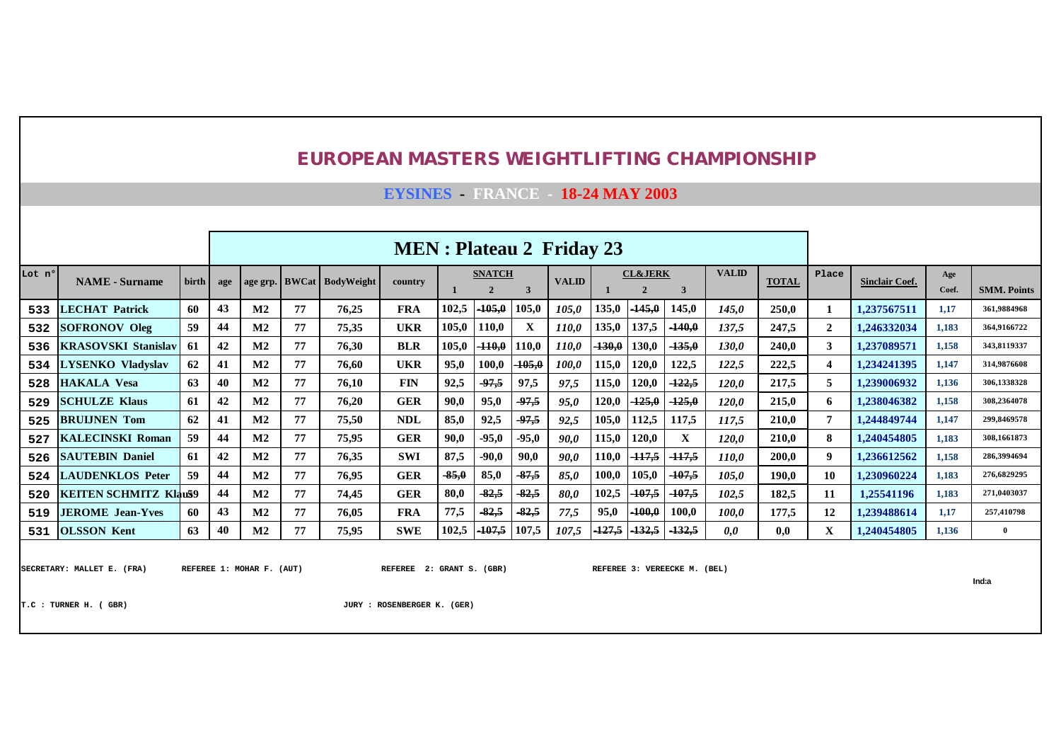## EUROPEAN MASTERS WEIGHTLIFTING CHAMPIONSHIP

### EYSINES - FRANCE - 18-24 MAY 2003

### MEN : Plateau 2 Friday 23

| Lot n° | NAME - Surname | birth | age | age grp. | BWCat | BodyWeight | country | SNATCH 1 | SNATCH 2 | SNATCH 3 | VALID | CL&JERK 1 | CL&JERK 2 | CL&JERK 3 | VALID | TOTAL | Place | Sinclair Coef. | Age Coef. | SMM. Points |
|---|---|---|---|---|---|---|---|---|---|---|---|---|---|---|---|---|---|---|---|---|
| 533 | LECHAT Patrick | 60 | 43 | M2 | 77 | 76,25 | FRA | 102,5 | ~~-105,0~~ | 105,0 | *105,0* | 135,0 | ~~-145,0~~ | 145,0 | *145,0* | 250,0 | 1 | 1,237567511 | 1,17 | 361,9884968 |
| 532 | SOFRONOV Oleg | 59 | 44 | M2 | 77 | 75,35 | UKR | 105,0 | 110,0 | X | *110,0* | 135,0 | 137,5 | ~~-140,0~~ | *137,5* | 247,5 | 2 | 1,246332034 | 1,183 | 364,9166722 |
| 536 | KRASOVSKI Stanislav | 61 | 42 | M2 | 77 | 76,30 | BLR | 105,0 | ~~-110,0~~ | 110,0 | *110,0* | ~~-130,0~~ | 130,0 | ~~-135,0~~ | *130,0* | 240,0 | 3 | 1,237089571 | 1,158 | 343,8119337 |
| 534 | LYSENKO Vladyslav | 62 | 41 | M2 | 77 | 76,60 | UKR | 95,0 | 100,0 | ~~-105,0~~ | *100,0* | 115,0 | 120,0 | 122,5 | *122,5* | 222,5 | 4 | 1,234241395 | 1,147 | 314,9876608 |
| 528 | HAKALA Vesa | 63 | 40 | M2 | 77 | 76,10 | FIN | 92,5 | ~~-97,5~~ | 97,5 | *97,5* | 115,0 | 120,0 | ~~-122,5~~ | *120,0* | 217,5 | 5 | 1,239006932 | 1,136 | 306,1338328 |
| 529 | SCHULZE Klaus | 61 | 42 | M2 | 77 | 76,20 | GER | 90,0 | 95,0 | ~~-97,5~~ | *95,0* | 120,0 | ~~-125,0~~ | ~~-125,0~~ | *120,0* | 215,0 | 6 | 1,238046382 | 1,158 | 308,2364078 |
| 525 | BRUIJNEN Tom | 62 | 41 | M2 | 77 | 75,50 | NDL | 85,0 | 92,5 | ~~-97,5~~ | *92,5* | 105,0 | 112,5 | 117,5 | *117,5* | 210,0 | 7 | 1,244849744 | 1,147 | 299,8469578 |
| 527 | KALECINSKI Roman | 59 | 44 | M2 | 77 | 75,95 | GER | 90,0 | -95,0 | -95,0 | *90,0* | 115,0 | 120,0 | X | *120,0* | 210,0 | 8 | 1,240454805 | 1,183 | 308,1661873 |
| 526 | SAUTEBIN Daniel | 61 | 42 | M2 | 77 | 76,35 | SWI | 87,5 | -90,0 | 90,0 | *90,0* | 110,0 | ~~-117,5~~ | ~~-117,5~~ | *110,0* | 200,0 | 9 | 1,236612562 | 1,158 | 286,3994694 |
| 524 | LAUDENKLOS Peter | 59 | 44 | M2 | 77 | 76,95 | GER | ~~-85,0~~ | 85,0 | ~~-87,5~~ | *85,0* | 100,0 | 105,0 | ~~-107,5~~ | *105,0* | 190,0 | 10 | 1,230960224 | 1,183 | 276,6829295 |
| 520 | KEITEN SCHMITZ Klaus | 59 | 44 | M2 | 77 | 74,45 | GER | 80,0 | ~~-82,5~~ | ~~-82,5~~ | *80,0* | 102,5 | ~~-107,5~~ | ~~-107,5~~ | *102,5* | 182,5 | 11 | 1,25541196 | 1,183 | 271,0403037 |
| 519 | JEROME Jean-Yves | 60 | 43 | M2 | 77 | 76,05 | FRA | 77,5 | ~~-82,5~~ | ~~-82,5~~ | *77,5* | 95,0 | ~~-100,0~~ | 100,0 | *100,0* | 177,5 | 12 | 1,239488614 | 1,17 | 257,410798 |
| 531 | OLSSON Kent | 63 | 40 | M2 | 77 | 75,95 | SWE | 102,5 | ~~-107,5~~ | 107,5 | *107,5* | ~~-127,5~~ | ~~-132,5~~ | ~~-132,5~~ | *0,0* | 0,0 | X | 1,240454805 | 1,136 | 0 |

SECRETARY: MALLET E. (FRA) REFEREE 1: MOHAR F. (AUT) REFEREE 2: GRANT S. (GBR) REFEREE 3: VEREECKE M. (BEL)

Ind:a

T.C : TURNER H. ( GBR) JURY : ROSENBERGER K. (GER)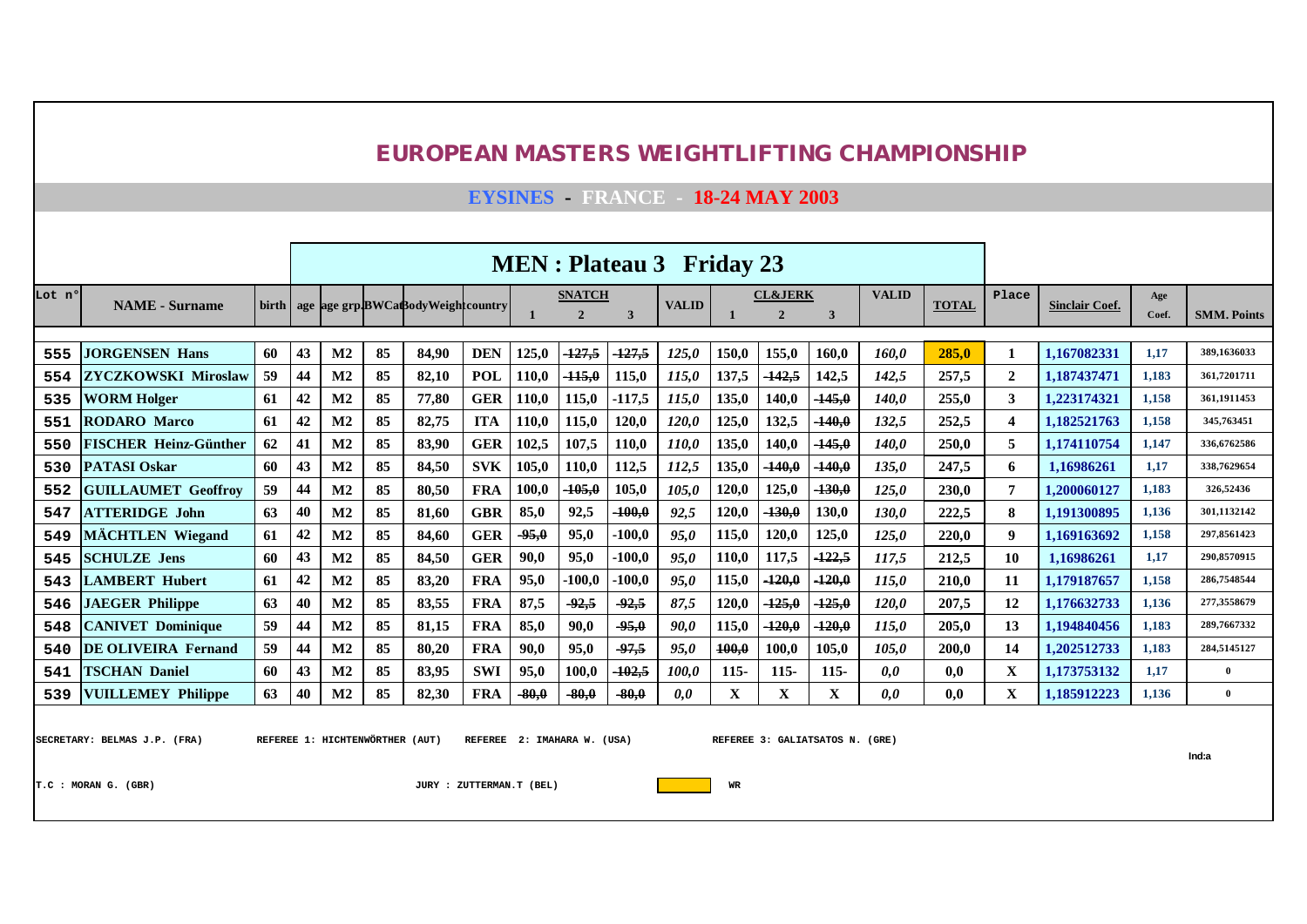# EUROPEAN MASTERS WEIGHTLIFTING CHAMPIONSHIP

## EYSINES - FRANCE - 18-24 MAY 2003

### MEN : Plateau 3 Friday 23

| Lot n° | NAME - Surname | birth | age | age grp. | BWCat | BodyWeight | country | SNATCH 1 | SNATCH 2 | SNATCH 3 | VALID | CL&JERK 1 | CL&JERK 2 | CL&JERK 3 | VALID | TOTAL | Place | Sinclair Coef. | Age Coef. | SMM. Points |
|---|---|---|---|---|---|---|---|---|---|---|---|---|---|---|---|---|---|---|---|---|
| 555 | JORGENSEN Hans | 60 | 43 | M2 | 85 | 84,90 | DEN | 125,0 | ~~127,5~~ | ~~127,5~~ | 125,0 | 150,0 | 155,0 | 160,0 | 160,0 | 285,0 | 1 | 1,167082331 | 1,17 | 389,1636033 |
| 554 | ZYCZKOWSKI Miroslaw | 59 | 44 | M2 | 85 | 82,10 | POL | 110,0 | ~~115,0~~ | 115,0 | 115,0 | 137,5 | ~~142,5~~ | 142,5 | 142,5 | 257,5 | 2 | 1,187437471 | 1,183 | 361,7201711 |
| 535 | WORM Holger | 61 | 42 | M2 | 85 | 77,80 | GER | 110,0 | 115,0 | -117,5 | 115,0 | 135,0 | 140,0 | ~~145,0~~ | 140,0 | 255,0 | 3 | 1,223174321 | 1,158 | 361,1911453 |
| 551 | RODARO Marco | 61 | 42 | M2 | 85 | 82,75 | ITA | 110,0 | 115,0 | 120,0 | 120,0 | 125,0 | 132,5 | ~~140,0~~ | 132,5 | 252,5 | 4 | 1,182521763 | 1,158 | 345,763451 |
| 550 | FISCHER Heinz-Günther | 62 | 41 | M2 | 85 | 83,90 | GER | 102,5 | 107,5 | 110,0 | 110,0 | 135,0 | 140,0 | ~~145,0~~ | 140,0 | 250,0 | 5 | 1,174110754 | 1,147 | 336,6762586 |
| 530 | PATASI Oskar | 60 | 43 | M2 | 85 | 84,50 | SVK | 105,0 | 110,0 | 112,5 | 112,5 | 135,0 | ~~140,0~~ | ~~140,0~~ | 135,0 | 247,5 | 6 | 1,16986261 | 1,17 | 338,7629654 |
| 552 | GUILLAUMET Geoffroy | 59 | 44 | M2 | 85 | 80,50 | FRA | 100,0 | ~~105,0~~ | 105,0 | 105,0 | 120,0 | 125,0 | ~~130,0~~ | 125,0 | 230,0 | 7 | 1,200060127 | 1,183 | 326,52436 |
| 547 | ATTERIDGE John | 63 | 40 | M2 | 85 | 81,60 | GBR | 85,0 | 92,5 | ~~100,0~~ | 92,5 | 120,0 | ~~130,0~~ | 130,0 | 130,0 | 222,5 | 8 | 1,191300895 | 1,136 | 301,1132142 |
| 549 | MÄCHTLEN Wiegand | 61 | 42 | M2 | 85 | 84,60 | GER | ~~95,0~~ | 95,0 | -100,0 | 95,0 | 115,0 | 120,0 | 125,0 | 125,0 | 220,0 | 9 | 1,169163692 | 1,158 | 297,8561423 |
| 545 | SCHULZE Jens | 60 | 43 | M2 | 85 | 84,50 | GER | 90,0 | 95,0 | -100,0 | 95,0 | 110,0 | 117,5 | ~~122,5~~ | 117,5 | 212,5 | 10 | 1,16986261 | 1,17 | 290,8570915 |
| 543 | LAMBERT Hubert | 61 | 42 | M2 | 85 | 83,20 | FRA | 95,0 | -100,0 | -100,0 | 95,0 | 115,0 | ~~120,0~~ | ~~120,0~~ | 115,0 | 210,0 | 11 | 1,179187657 | 1,158 | 286,7548544 |
| 546 | JAEGER Philippe | 63 | 40 | M2 | 85 | 83,55 | FRA | 87,5 | ~~92,5~~ | ~~92,5~~ | 87,5 | 120,0 | ~~125,0~~ | ~~125,0~~ | 120,0 | 207,5 | 12 | 1,176632733 | 1,136 | 277,3558679 |
| 548 | CANIVET Dominique | 59 | 44 | M2 | 85 | 81,15 | FRA | 85,0 | 90,0 | ~~95,0~~ | 90,0 | 115,0 | ~~120,0~~ | ~~120,0~~ | 115,0 | 205,0 | 13 | 1,194840456 | 1,183 | 289,7667332 |
| 540 | DE OLIVEIRA Fernand | 59 | 44 | M2 | 85 | 80,20 | FRA | 90,0 | 95,0 | ~~97,5~~ | 95,0 | ~~100,0~~ | 100,0 | 105,0 | 105,0 | 200,0 | 14 | 1,202512733 | 1,183 | 284,5145127 |
| 541 | TSCHAN Daniel | 60 | 43 | M2 | 85 | 83,95 | SWI | 95,0 | 100,0 | ~~102,5~~ | 100,0 | 115- | 115- | 115- | 0,0 | 0,0 | X | 1,173753132 | 1,17 | 0 |
| 539 | VUILLEMEY Philippe | 63 | 40 | M2 | 85 | 82,30 | FRA | ~~80,0~~ | ~~80,0~~ | ~~80,0~~ | 0,0 | X | X | X | 0,0 | 0,0 | X | 1,185912223 | 1,136 | 0 |

SECRETARY: BELMAS J.P. (FRA) — REFEREE 1: HICHTENWÖRTHER (AUT) — REFEREE 2: IMAHARA W. (USA) — REFEREE 3: GALIATSATOS N. (GRE)

Ind:a

T.C : MORAN G. (GBR) — JURY : ZUTTERMAN.T (BEL) — WR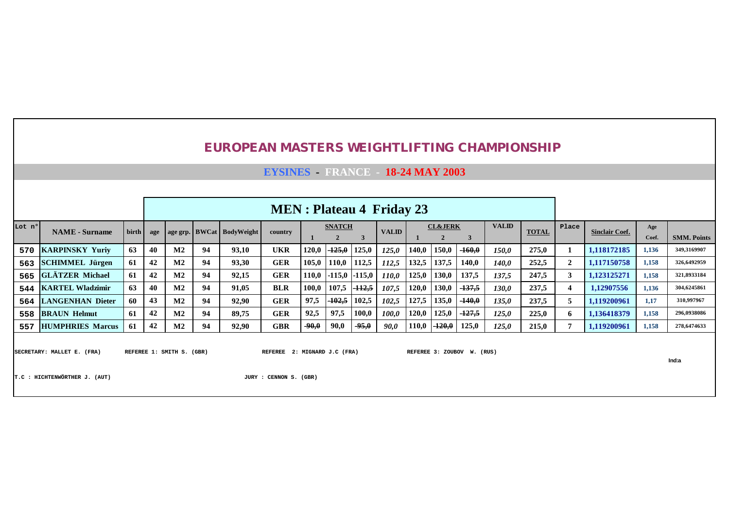# EUROPEAN MASTERS WEIGHTLIFTING CHAMPIONSHIP

## EYSINES - FRANCE - 18-24 MAY 2003

### MEN : Plateau 4 Friday 23

| Lot n° | NAME - Surname | birth | age | age grp. | BWCat | BodyWeight | country | SNATCH 1 | SNATCH 2 | SNATCH 3 | VALID | CL&JERK 1 | CL&JERK 2 | CL&JERK 3 | VALID | TOTAL | Place | Sinclair Coef. | Age Coef. | SMM. Points |
|---|---|---|---|---|---|---|---|---|---|---|---|---|---|---|---|---|---|---|---|---|
| 570 | KARPINSKY Yuriy | 63 | 40 | M2 | 94 | 93,10 | UKR | 120,0 | ~~125,0~~ | 125,0 | *125,0* | 140,0 | 150,0 | ~~160,0~~ | *150,0* | 275,0 | 1 | 1,118172185 | 1,136 | 349,3169907 |
| 563 | SCHIMMEL Jürgen | 61 | 42 | M2 | 94 | 93,30 | GER | 105,0 | 110,0 | 112,5 | *112,5* | 132,5 | 137,5 | 140,0 | *140,0* | 252,5 | 2 | 1,117150758 | 1,158 | 326,6492959 |
| 565 | GLÄTZER Michael | 61 | 42 | M2 | 94 | 92,15 | GER | 110,0 | -115,0 | -115,0 | *110,0* | 125,0 | 130,0 | 137,5 | *137,5* | 247,5 | 3 | 1,123125271 | 1,158 | 321,8933184 |
| 544 | KARTEL Wladzimir | 63 | 40 | M2 | 94 | 91,05 | BLR | 100,0 | 107,5 | ~~112,5~~ | *107,5* | 120,0 | 130,0 | ~~137,5~~ | *130,0* | 237,5 | 4 | 1,12907556 | 1,136 | 304,6245861 |
| 564 | LANGENHAN Dieter | 60 | 43 | M2 | 94 | 92,90 | GER | 97,5 | ~~102,5~~ | 102,5 | *102,5* | 127,5 | 135,0 | ~~140,0~~ | *135,0* | 237,5 | 5 | 1,119200961 | 1,17 | 310,997967 |
| 558 | BRAUN Helmut | 61 | 42 | M2 | 94 | 89,75 | GER | 92,5 | 97,5 | 100,0 | *100,0* | 120,0 | 125,0 | ~~127,5~~ | *125,0* | 225,0 | 6 | 1,136418379 | 1,158 | 296,0938086 |
| 557 | HUMPHRIES Marcus | 61 | 42 | M2 | 94 | 92,90 | GBR | ~~90,0~~ | 90,0 | ~~95,0~~ | *90,0* | 110,0 | ~~120,0~~ | 125,0 | *125,0* | 215,0 | 7 | 1,119200961 | 1,158 | 278,6474633 |

SECRETARY: MALLET E. (FRA) REFEREE 1: SMITH S. (GBR) REFEREE 2: MIGNARD J.C (FRA) REFEREE 3: ZOUBOV W. (RUS)

Ind:a

T.C : HICHTENWÖRTHER J. (AUT) JURY : CENNON S. (GBR)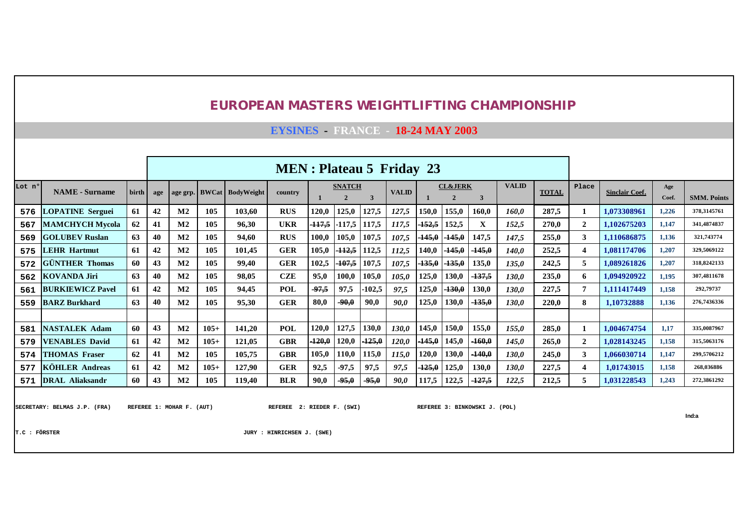# EUROPEAN MASTERS WEIGHTLIFTING CHAMPIONSHIP

## EYSINES - FRANCE - 18-24 MAY 2003

### MEN : Plateau 5 Friday 23

| Lot n° | NAME - Surname | birth | age | age grp. | BWCat | BodyWeight | country | SNATCH 1 | SNATCH 2 | SNATCH 3 | VALID | CL&JERK 1 | CL&JERK 2 | CL&JERK 3 | VALID | TOTAL | Place | Sinclair Coef. | Age Coef. | SMM. Points |
|---|---|---|---|---|---|---|---|---|---|---|---|---|---|---|---|---|---|---|---|---|
| 576 | LOPATINE Serguei | 61 | 42 | M2 | 105 | 103,60 | RUS | 120,0 | 125,0 | 127,5 | 127,5 | 150,0 | 155,0 | 160,0 | 160,0 | 287,5 | 1 | 1,073308961 | 1,226 | 378,3145761 |
| 567 | MAMCHYCH Mycola | 62 | 41 | M2 | 105 | 96,30 | UKR | ~~117,5~~ | -117,5 | 117,5 | 117,5 | ~~152,5~~ | 152,5 | X | 152,5 | 270,0 | 2 | 1,102675203 | 1,147 | 341,4874837 |
| 569 | GOLUBEV Ruslan | 63 | 40 | M2 | 105 | 94,60 | RUS | 100,0 | 105,0 | 107,5 | 107,5 | ~~145,0~~ | ~~145,0~~ | 147,5 | 147,5 | 255,0 | 3 | 1,110686875 | 1,136 | 321,743774 |
| 575 | LEHR Hartmut | 61 | 42 | M2 | 105 | 101,45 | GER | 105,0 | ~~112,5~~ | 112,5 | 112,5 | 140,0 | ~~145,0~~ | ~~145,0~~ | 140,0 | 252,5 | 4 | 1,081174706 | 1,207 | 329,5069122 |
| 572 | GÜNTHER Thomas | 60 | 43 | M2 | 105 | 99,40 | GER | 102,5 | ~~107,5~~ | 107,5 | 107,5 | ~~135,0~~ | ~~135,0~~ | 135,0 | 135,0 | 242,5 | 5 | 1,089261826 | 1,207 | 318,8242133 |
| 562 | KOVANDA Jiri | 63 | 40 | M2 | 105 | 98,05 | CZE | 95,0 | 100,0 | 105,0 | 105,0 | 125,0 | 130,0 | ~~137,5~~ | 130,0 | 235,0 | 6 | 1,094920922 | 1,195 | 307,4811678 |
| 561 | BURKIEWICZ Pavel | 61 | 42 | M2 | 105 | 94,45 | POL | ~~97,5~~ | 97,5 | -102,5 | 97,5 | 125,0 | ~~130,0~~ | 130,0 | 130,0 | 227,5 | 7 | 1,111417449 | 1,158 | 292,79737 |
| 559 | BARZ Burkhard | 63 | 40 | M2 | 105 | 95,30 | GER | 80,0 | ~~90,0~~ | 90,0 | 90,0 | 125,0 | 130,0 | ~~135,0~~ | 130,0 | 220,0 | 8 | 1,10732888 | 1,136 | 276,7436336 |
| | | | | | | | | | | | | | | | | | | | | |
| 581 | NASTALEK Adam | 60 | 43 | M2 | 105+ | 141,20 | POL | 120,0 | 127,5 | 130,0 | 130,0 | 145,0 | 150,0 | 155,0 | 155,0 | 285,0 | 1 | 1,004674754 | 1,17 | 335,0087967 |
| 579 | VENABLES David | 61 | 42 | M2 | 105+ | 121,05 | GBR | ~~120,0~~ | 120,0 | ~~125,0~~ | 120,0 | ~~145,0~~ | 145,0 | ~~160,0~~ | 145,0 | 265,0 | 2 | 1,028143245 | 1,158 | 315,5063176 |
| 574 | THOMAS Fraser | 62 | 41 | M2 | 105 | 105,75 | GBR | 105,0 | 110,0 | 115,0 | 115,0 | 120,0 | 130,0 | ~~140,0~~ | 130,0 | 245,0 | 3 | 1,066030714 | 1,147 | 299,5706212 |
| 577 | KÖHLER Andreas | 61 | 42 | M2 | 105+ | 127,90 | GER | 92,5 | -97,5 | 97,5 | 97,5 | ~~125,0~~ | 125,0 | 130,0 | 130,0 | 227,5 | 4 | 1,01743015 | 1,158 | 268,036886 |
| 571 | DRAL Aliaksandr | 60 | 43 | M2 | 105 | 119,40 | BLR | 90,0 | ~~95,0~~ | ~~95,0~~ | 90,0 | 117,5 | 122,5 | ~~127,5~~ | 122,5 | 212,5 | 5 | 1,031228543 | 1,243 | 272,3861292 |

SECRETARY: BELMAS J.P. (FRA) REFEREE 1: MOHAR F. (AUT) REFEREE 2: RIEDER F. (SWI) REFEREE 3: BINKOWSKI J. (POL)

Ind:a

T.C : FÖRSTER JURY : HINRICHSEN J. (SWE)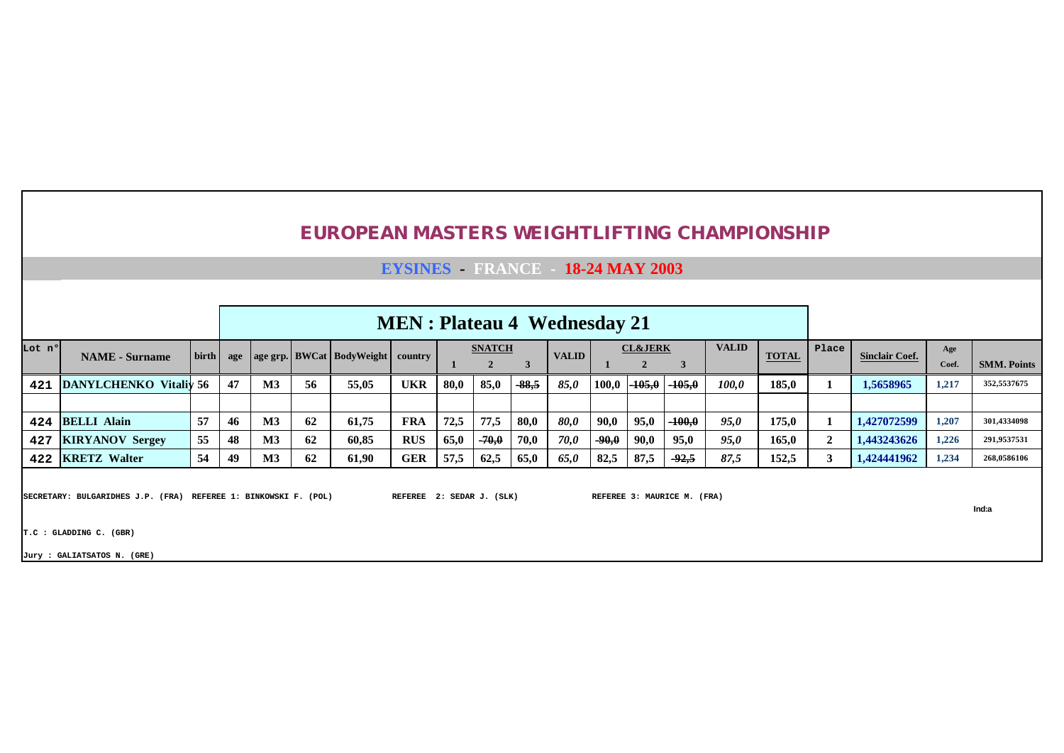# EUROPEAN MASTERS WEIGHTLIFTING CHAMPIONSHIP

## EYSINES - FRANCE - 18-24 MAY 2003

### MEN : Plateau 4 Wednesday 21

| Lot n° | NAME - Surname | birth | age | age grp. | BWCat | BodyWeight | country | SNATCH 1 | SNATCH 2 | SNATCH 3 | VALID | CL&JERK 1 | CL&JERK 2 | CL&JERK 3 | VALID | TOTAL | Place | Sinclair Coef. | Age Coef. | SMM. Points |
|---|---|---|---|---|---|---|---|---|---|---|---|---|---|---|---|---|---|---|---|---|
| 421 | DANYLCHENKO Vitaliy | 56 | 47 | M3 | 56 | 55,05 | UKR | 80,0 | 85,0 | ~~88,5~~ | *85,0* | 100,0 | ~~105,0~~ | ~~105,0~~ | *100,0* | 185,0 | 1 | 1,5658965 | 1,217 | 352,5537675 |
| | | | | | | | | | | | | | | | | | | | | |
| 424 | BELLI Alain | 57 | 46 | M3 | 62 | 61,75 | FRA | 72,5 | 77,5 | 80,0 | *80,0* | 90,0 | 95,0 | ~~100,0~~ | *95,0* | 175,0 | 1 | 1,427072599 | 1,207 | 301,4334098 |
| 427 | KIRYANOV Sergey | 55 | 48 | M3 | 62 | 60,85 | RUS | 65,0 | ~~70,0~~ | 70,0 | *70,0* | ~~90,0~~ | 90,0 | 95,0 | *95,0* | 165,0 | 2 | 1,443243626 | 1,226 | 291,9537531 |
| 422 | KRETZ Walter | 54 | 49 | M3 | 62 | 61,90 | GER | 57,5 | 62,5 | 65,0 | *65,0* | 82,5 | 87,5 | ~~92,5~~ | *87,5* | 152,5 | 3 | 1,424441962 | 1,234 | 268,0586106 |

SECRETARY: BULGARIDHES J.P. (FRA) REFEREE 1: BINKOWSKI F. (POL) REFEREE 2: SEDAR J. (SLK) REFEREE 3: MAURICE M. (FRA)

Ind:a

T.C : GLADDING C. (GBR)

Jury : GALIATSATOS N. (GRE)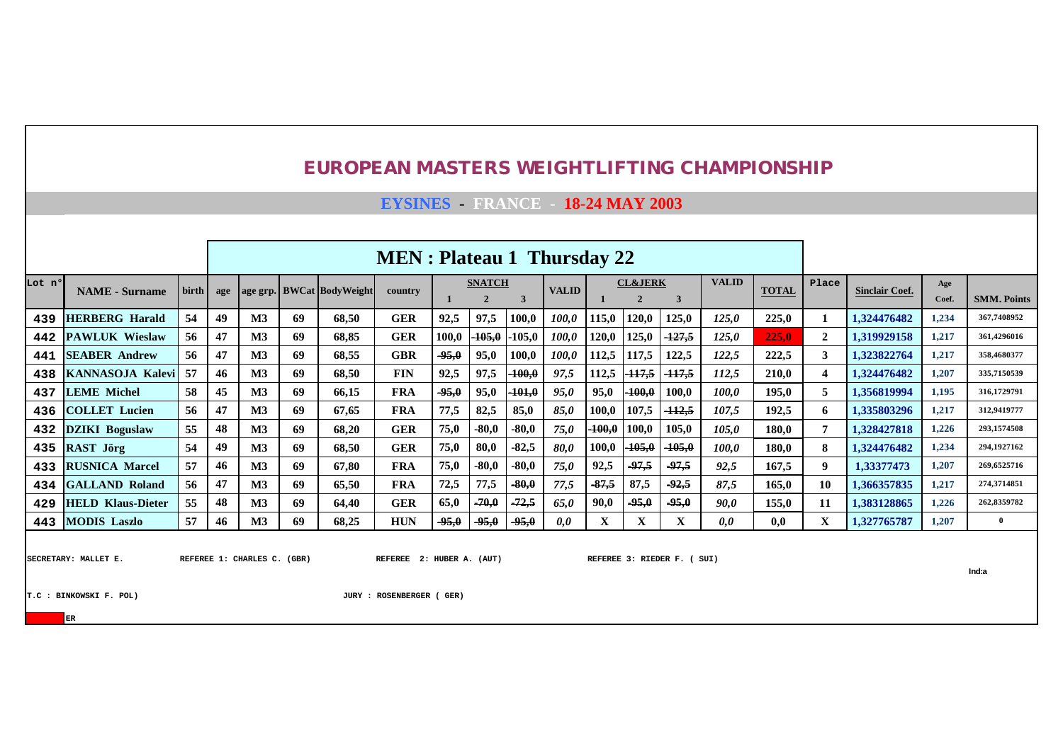# EUROPEAN MASTERS WEIGHTLIFTING CHAMPIONSHIP

## EYSINES - FRANCE - 18-24 MAY 2003

## MEN : Plateau 1 Thursday 22

| Lot n° | NAME - Surname | birth | age | age grp. | BWCat | BodyWeight | country | SNATCH 1 | 2 | 3 | VALID | CL&JERK 1 | 2 | 3 | VALID | TOTAL | Place | Sinclair Coef. | Age Coef. | SMM. Points |
|---|---|---|---|---|---|---|---|---|---|---|---|---|---|---|---|---|---|---|---|---|
| 439 | HERBERG Harald | 54 | 49 | M3 | 69 | 68,50 | GER | 92,5 | 97,5 | 100,0 | 100,0 | 115,0 | 120,0 | 125,0 | 125,0 | 225,0 | 1 | 1,324476482 | 1,234 | 367,7408952 |
| 442 | PAWLUK Wieslaw | 56 | 47 | M3 | 69 | 68,85 | GER | 100,0 | ~~105,0~~ | -105,0 | 100,0 | 120,0 | 125,0 | ~~127,5~~ | 125,0 | 225,0 | 2 | 1,319929158 | 1,217 | 361,4296016 |
| 441 | SEABER Andrew | 56 | 47 | M3 | 69 | 68,55 | GBR | ~~95,0~~ | 95,0 | 100,0 | 100,0 | 112,5 | 117,5 | 122,5 | 122,5 | 222,5 | 3 | 1,323822764 | 1,217 | 358,4680377 |
| 438 | KANNASOJA Kalevi | 57 | 46 | M3 | 69 | 68,50 | FIN | 92,5 | 97,5 | ~~100,0~~ | 97,5 | 112,5 | ~~117,5~~ | ~~117,5~~ | 112,5 | 210,0 | 4 | 1,324476482 | 1,207 | 335,7150539 |
| 437 | LEME Michel | 58 | 45 | M3 | 69 | 66,15 | FRA | ~~95,0~~ | 95,0 | ~~101,0~~ | 95,0 | 95,0 | ~~100,0~~ | 100,0 | 100,0 | 195,0 | 5 | 1,356819994 | 1,195 | 316,1729791 |
| 436 | COLLET Lucien | 56 | 47 | M3 | 69 | 67,65 | FRA | 77,5 | 82,5 | 85,0 | 85,0 | 100,0 | 107,5 | ~~112,5~~ | 107,5 | 192,5 | 6 | 1,335803296 | 1,217 | 312,9419777 |
| 432 | DZIKI Boguslaw | 55 | 48 | M3 | 69 | 68,20 | GER | 75,0 | -80,0 | -80,0 | 75,0 | ~~100,0~~ | 100,0 | 105,0 | 105,0 | 180,0 | 7 | 1,328427818 | 1,226 | 293,1574508 |
| 435 | RAST Jörg | 54 | 49 | M3 | 69 | 68,50 | GER | 75,0 | 80,0 | -82,5 | 80,0 | 100,0 | ~~105,0~~ | ~~105,0~~ | 100,0 | 180,0 | 8 | 1,324476482 | 1,234 | 294,1927162 |
| 433 | RUSNICA Marcel | 57 | 46 | M3 | 69 | 67,80 | FRA | 75,0 | -80,0 | -80,0 | 75,0 | 92,5 | ~~97,5~~ | ~~97,5~~ | 92,5 | 167,5 | 9 | 1,33377473 | 1,207 | 269,6525716 |
| 434 | GALLAND Roland | 56 | 47 | M3 | 69 | 65,50 | FRA | 72,5 | 77,5 | ~~80,0~~ | 77,5 | ~~87,5~~ | 87,5 | ~~92,5~~ | 87,5 | 165,0 | 10 | 1,366357835 | 1,217 | 274,3714851 |
| 429 | HELD Klaus-Dieter | 55 | 48 | M3 | 69 | 64,40 | GER | 65,0 | ~~70,0~~ | ~~72,5~~ | 65,0 | 90,0 | ~~95,0~~ | ~~95,0~~ | 90,0 | 155,0 | 11 | 1,383128865 | 1,226 | 262,8359782 |
| 443 | MODIS Laszlo | 57 | 46 | M3 | 69 | 68,25 | HUN | ~~95,0~~ | ~~95,0~~ | ~~95,0~~ | 0,0 | X | X | X | 0,0 | 0,0 | X | 1,327765787 | 1,207 | 0 |

SECRETARY: MALLET E. REFEREE 1: CHARLES C. (GBR) REFEREE 2: HUBER A. (AUT) REFEREE 3: RIEDER F. ( SUI)

Ind:a

T.C : BINKOWSKI F. POL) JURY : ROSENBERGER ( GER)

ER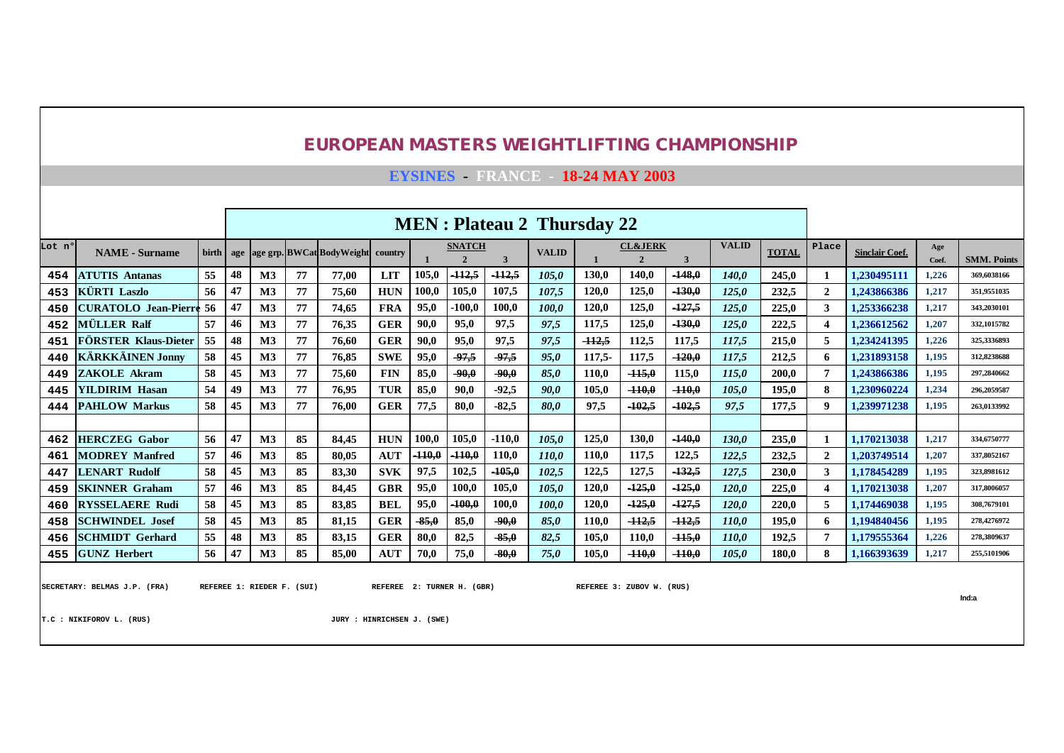# EUROPEAN MASTERS WEIGHTLIFTING CHAMPIONSHIP

## EYSINES - FRANCE - 18-24 MAY 2003

### MEN : Plateau 2 Thursday 22

| Lot n° | NAME - Surname | birth | age | age grp. | BWCat | BodyWeight | country | SNATCH 1 | SNATCH 2 | SNATCH 3 | VALID | CL&JERK 1 | CL&JERK 2 | CL&JERK 3 | VALID | TOTAL | Place | Sinclair Coef. | Age Coef. | SMM. Points |
|---|---|---|---|---|---|---|---|---|---|---|---|---|---|---|---|---|---|---|---|---|
| 454 | ATUTIS Antanas | 55 | 48 | M3 | 77 | 77,00 | LIT | 105,0 | ~~112,5~~ | ~~112,5~~ | *105,0* | 130,0 | 140,0 | ~~148,0~~ | *140,0* | 245,0 | 1 | 1,230495111 | 1,226 | 369,6038166 |
| 453 | KÜRTI Laszlo | 56 | 47 | M3 | 77 | 75,60 | HUN | 100,0 | 105,0 | 107,5 | *107,5* | 120,0 | 125,0 | ~~130,0~~ | *125,0* | 232,5 | 2 | 1,243866386 | 1,217 | 351,9551035 |
| 450 | CURATOLO Jean-Pierre | 56 | 47 | M3 | 77 | 74,65 | FRA | 95,0 | -100,0 | 100,0 | *100,0* | 120,0 | 125,0 | ~~127,5~~ | *125,0* | 225,0 | 3 | 1,253366238 | 1,217 | 343,2030101 |
| 452 | MÜLLER Ralf | 57 | 46 | M3 | 77 | 76,35 | GER | 90,0 | 95,0 | 97,5 | *97,5* | 117,5 | 125,0 | ~~130,0~~ | *125,0* | 222,5 | 4 | 1,236612562 | 1,207 | 332,1015782 |
| 451 | FÖRSTER Klaus-Dieter | 55 | 48 | M3 | 77 | 76,60 | GER | 90,0 | 95,0 | 97,5 | *97,5* | ~~112,5~~ | 112,5 | 117,5 | *117,5* | 215,0 | 5 | 1,234241395 | 1,226 | 325,3336893 |
| 440 | KÄRKKÄINEN Jonny | 58 | 45 | M3 | 77 | 76,85 | SWE | 95,0 | ~~97,5~~ | ~~97,5~~ | *95,0* | 117,5- | 117,5 | ~~120,0~~ | *117,5* | 212,5 | 6 | 1,231893158 | 1,195 | 312,8238688 |
| 449 | ZAKOLE Akram | 58 | 45 | M3 | 77 | 75,60 | FIN | 85,0 | ~~90,0~~ | ~~90,0~~ | *85,0* | 110,0 | ~~115,0~~ | 115,0 | *115,0* | 200,0 | 7 | 1,243866386 | 1,195 | 297,2840662 |
| 445 | YILDIRIM Hasan | 54 | 49 | M3 | 77 | 76,95 | TUR | 85,0 | 90,0 | -92,5 | *90,0* | 105,0 | ~~110,0~~ | ~~110,0~~ | *105,0* | 195,0 | 8 | 1,230960224 | 1,234 | 296,2059587 |
| 444 | PAHLOW Markus | 58 | 45 | M3 | 77 | 76,00 | GER | 77,5 | 80,0 | -82,5 | *80,0* | 97,5 | ~~102,5~~ | ~~102,5~~ | *97,5* | 177,5 | 9 | 1,239971238 | 1,195 | 263,0133992 |
| | | | | | | | | | | | | | | | | | | | | |
| 462 | HERCZEG Gabor | 56 | 47 | M3 | 85 | 84,45 | HUN | 100,0 | 105,0 | -110,0 | *105,0* | 125,0 | 130,0 | ~~140,0~~ | *130,0* | 235,0 | 1 | 1,170213038 | 1,217 | 334,6750777 |
| 461 | MODREY Manfred | 57 | 46 | M3 | 85 | 80,05 | AUT | ~~110,0~~ | ~~110,0~~ | 110,0 | *110,0* | 110,0 | 117,5 | 122,5 | *122,5* | 232,5 | 2 | 1,203749514 | 1,207 | 337,8052167 |
| 447 | LENART Rudolf | 58 | 45 | M3 | 85 | 83,30 | SVK | 97,5 | 102,5 | ~~105,0~~ | *102,5* | 122,5 | 127,5 | ~~132,5~~ | *127,5* | 230,0 | 3 | 1,178454289 | 1,195 | 323,8981612 |
| 459 | SKINNER Graham | 57 | 46 | M3 | 85 | 84,45 | GBR | 95,0 | 100,0 | 105,0 | *105,0* | 120,0 | ~~125,0~~ | ~~125,0~~ | *120,0* | 225,0 | 4 | 1,170213038 | 1,207 | 317,8006057 |
| 460 | RYSSELAERE Rudi | 58 | 45 | M3 | 85 | 83,85 | BEL | 95,0 | ~~100,0~~ | 100,0 | *100,0* | 120,0 | ~~125,0~~ | ~~127,5~~ | *120,0* | 220,0 | 5 | 1,174469038 | 1,195 | 308,7679101 |
| 458 | SCHWINDEL Josef | 58 | 45 | M3 | 85 | 81,15 | GER | ~~85,0~~ | 85,0 | ~~90,0~~ | *85,0* | 110,0 | ~~112,5~~ | ~~112,5~~ | *110,0* | 195,0 | 6 | 1,194840456 | 1,195 | 278,4276972 |
| 456 | SCHMIDT Gerhard | 55 | 48 | M3 | 85 | 83,15 | GER | 80,0 | 82,5 | ~~85,0~~ | *82,5* | 105,0 | 110,0 | ~~115,0~~ | *110,0* | 192,5 | 7 | 1,179555364 | 1,226 | 278,3809637 |
| 455 | GUNZ Herbert | 56 | 47 | M3 | 85 | 85,00 | AUT | 70,0 | 75,0 | ~~80,0~~ | *75,0* | 105,0 | ~~110,0~~ | ~~110,0~~ | *105,0* | 180,0 | 8 | 1,166393639 | 1,217 | 255,5101906 |

SECRETARY: BELMAS J.P. (FRA) REFEREE 1: RIEDER F. (SUI) REFEREE 2: TURNER H. (GBR) REFEREE 3: ZUBOV W. (RUS)

Ind:a

T.C : NIKIFOROV L. (RUS) JURY : HINRICHSEN J. (SWE)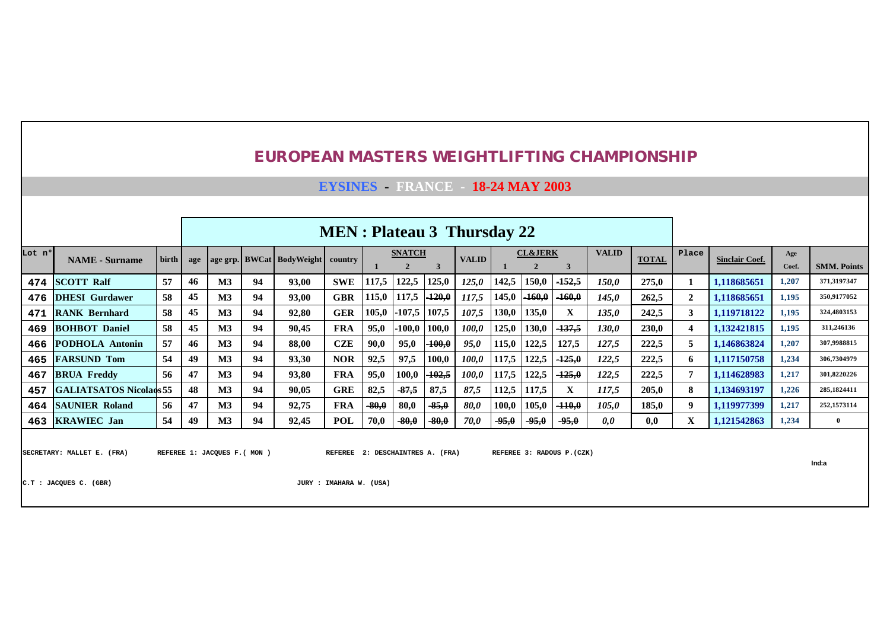# EUROPEAN MASTERS WEIGHTLIFTING CHAMPIONSHIP

## EYSINES - FRANCE - 18-24 MAY 2003

### MEN : Plateau 3 Thursday 22

| Lot n° | NAME - Surname | birth | age | age grp. | BWCat | BodyWeight | country | SNATCH 1 | SNATCH 2 | SNATCH 3 | VALID | CL&JERK 1 | CL&JERK 2 | CL&JERK 3 | VALID | TOTAL | Place | Sinclair Coef. | Age Coef. | SMM. Points |
|---|---|---|---|---|---|---|---|---|---|---|---|---|---|---|---|---|---|---|---|---|
| 474 | SCOTT Ralf | 57 | 46 | M3 | 94 | 93,00 | SWE | 117,5 | 122,5 | 125,0 | 125,0 | 142,5 | 150,0 | ~~152,5~~ | 150,0 | 275,0 | 1 | 1,118685651 | 1,207 | 371,3197347 |
| 476 | DHESI Gurdawer | 58 | 45 | M3 | 94 | 93,00 | GBR | 115,0 | 117,5 | ~~120,0~~ | 117,5 | 145,0 | ~~160,0~~ | ~~160,0~~ | 145,0 | 262,5 | 2 | 1,118685651 | 1,195 | 350,9177052 |
| 471 | RANK Bernhard | 58 | 45 | M3 | 94 | 92,80 | GER | 105,0 | -107,5 | 107,5 | 107,5 | 130,0 | 135,0 | X | 135,0 | 242,5 | 3 | 1,119718122 | 1,195 | 324,4803153 |
| 469 | BOHBOT Daniel | 58 | 45 | M3 | 94 | 90,45 | FRA | 95,0 | -100,0 | 100,0 | 100,0 | 125,0 | 130,0 | ~~137,5~~ | 130,0 | 230,0 | 4 | 1,132421815 | 1,195 | 311,246136 |
| 466 | PODHOLA Antonin | 57 | 46 | M3 | 94 | 88,00 | CZE | 90,0 | 95,0 | ~~100,0~~ | 95,0 | 115,0 | 122,5 | 127,5 | 127,5 | 222,5 | 5 | 1,146863824 | 1,207 | 307,9988815 |
| 465 | FARSUND Tom | 54 | 49 | M3 | 94 | 93,30 | NOR | 92,5 | 97,5 | 100,0 | 100,0 | 117,5 | 122,5 | ~~125,0~~ | 122,5 | 222,5 | 6 | 1,117150758 | 1,234 | 306,7304979 |
| 467 | BRUA Freddy | 56 | 47 | M3 | 94 | 93,80 | FRA | 95,0 | 100,0 | ~~102,5~~ | 100,0 | 117,5 | 122,5 | ~~125,0~~ | 122,5 | 222,5 | 7 | 1,114628983 | 1,217 | 301,8220226 |
| 457 | GALIATSATOS Nicolaos | 55 | 48 | M3 | 94 | 90,05 | GRE | 82,5 | ~~87,5~~ | 87,5 | 87,5 | 112,5 | 117,5 | X | 117,5 | 205,0 | 8 | 1,134693197 | 1,226 | 285,1824411 |
| 464 | SAUNIER Roland | 56 | 47 | M3 | 94 | 92,75 | FRA | ~~80,0~~ | 80,0 | ~~85,0~~ | 80,0 | 100,0 | 105,0 | ~~110,0~~ | 105,0 | 185,0 | 9 | 1,119977399 | 1,217 | 252,1573114 |
| 463 | KRAWIEC Jan | 54 | 49 | M3 | 94 | 92,45 | POL | 70,0 | ~~80,0~~ | ~~80,0~~ | 70,0 | ~~95,0~~ | ~~95,0~~ | ~~95,0~~ | 0,0 | 0,0 | X | 1,121542863 | 1,234 | 0 |

SECRETARY: MALLET E. (FRA) REFEREE 1: JACQUES F.( MON ) REFEREE 2: DESCHAINTRES A. (FRA) REFEREE 3: RADOUS P.(CZK)

Ind:a

C.T : JACQUES C. (GBR) JURY : IMAHARA W. (USA)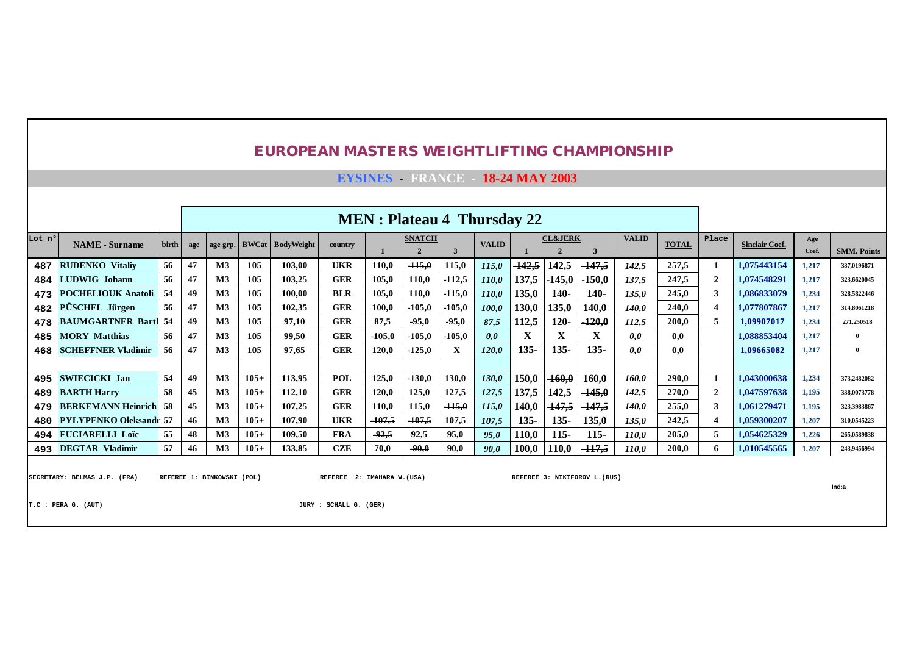# EUROPEAN MASTERS WEIGHTLIFTING CHAMPIONSHIP

## EYSINES - FRANCE - 18-24 MAY 2003

### MEN : Plateau 4 Thursday 22

| Lot n° | NAME - Surname | birth | age | age grp. | BWCat | BodyWeight | country | SNATCH 1 | SNATCH 2 | SNATCH 3 | VALID | CL&JERK 1 | CL&JERK 2 | CL&JERK 3 | VALID | TOTAL | Place | Sinclair Coef. | Age Coef. | SMM. Points |
|---|---|---|---|---|---|---|---|---|---|---|---|---|---|---|---|---|---|---|---|---|
| 487 | RUDENKO Vitaliy | 56 | 47 | M3 | 105 | 103,00 | UKR | 110,0 | ~~-115,0~~ | 115,0 | *115,0* | ~~-142,5~~ | 142,5 | ~~-147,5~~ | *142,5* | 257,5 | 1 | 1,075443154 | 1,217 | 337,0196871 |
| 484 | LUDWIG Johann | 56 | 47 | M3 | 105 | 103,25 | GER | 105,0 | 110,0 | ~~-112,5~~ | *110,0* | 137,5 | ~~-145,0~~ | ~~-150,0~~ | *137,5* | 247,5 | 2 | 1,074548291 | 1,217 | 323,6620045 |
| 473 | POCHELIOUK Anatoli | 54 | 49 | M3 | 105 | 100,00 | BLR | 105,0 | 110,0 | -115,0 | *110,0* | 135,0 | 140- | 140- | *135,0* | 245,0 | 3 | 1,086833079 | 1,234 | 328,5822446 |
| 482 | PÜSCHEL Jürgen | 56 | 47 | M3 | 105 | 102,35 | GER | 100,0 | ~~-105,0~~ | -105,0 | *100,0* | 130,0 | 135,0 | 140,0 | *140,0* | 240,0 | 4 | 1,077807867 | 1,217 | 314,8061218 |
| 478 | BAUMGARTNER Bartl | 54 | 49 | M3 | 105 | 97,10 | GER | 87,5 | ~~-95,0~~ | ~~-95,0~~ | *87,5* | 112,5 | 120- | ~~-120,0~~ | *112,5* | 200,0 | 5 | 1,09907017 | 1,234 | 271,250518 |
| 485 | MORY Matthias | 56 | 47 | M3 | 105 | 99,50 | GER | ~~-105,0~~ | ~~-105,0~~ | ~~-105,0~~ | *0,0* | X | X | X | *0,0* | 0,0 | | 1,088853404 | 1,217 | 0 |
| 468 | SCHEFFNER Vladimir | 56 | 47 | M3 | 105 | 97,65 | GER | 120,0 | -125,0 | X | *120,0* | 135- | 135- | 135- | *0,0* | 0,0 | | 1,09665082 | 1,217 | 0 |
| | | | | | | | | | | | | | | | | | | | | |
| 495 | SWIECICKI Jan | 54 | 49 | M3 | 105+ | 113,95 | POL | 125,0 | ~~-130,0~~ | 130,0 | *130,0* | 150,0 | ~~-160,0~~ | 160,0 | *160,0* | 290,0 | 1 | 1,043000638 | 1,234 | 373,2482082 |
| 489 | BARTH Harry | 58 | 45 | M3 | 105+ | 112,10 | GER | 120,0 | 125,0 | 127,5 | *127,5* | 137,5 | 142,5 | ~~-145,0~~ | *142,5* | 270,0 | 2 | 1,047597638 | 1,195 | 338,0073778 |
| 479 | BERKEMANN Heinrich | 58 | 45 | M3 | 105+ | 107,25 | GER | 110,0 | 115,0 | ~~-115,0~~ | *115,0* | 140,0 | ~~-147,5~~ | ~~-147,5~~ | *140,0* | 255,0 | 3 | 1,061279471 | 1,195 | 323,3983867 |
| 480 | PYLYPENKO Oleksandr | 57 | 46 | M3 | 105+ | 107,90 | UKR | ~~-107,5~~ | ~~-107,5~~ | 107,5 | *107,5* | 135- | 135- | 135,0 | *135,0* | 242,5 | 4 | 1,059300207 | 1,207 | 310,0545223 |
| 494 | FUCIARELLI Loïc | 55 | 48 | M3 | 105+ | 109,50 | FRA | ~~-92,5~~ | 92,5 | 95,0 | *95,0* | 110,0 | 115- | 115- | *110,0* | 205,0 | 5 | 1,054625329 | 1,226 | 265,0589838 |
| 493 | DEGTAR Vladimir | 57 | 46 | M3 | 105+ | 133,85 | CZE | 70,0 | ~~-90,0~~ | 90,0 | *90,0* | 100,0 | 110,0 | ~~-117,5~~ | *110,0* | 200,0 | 6 | 1,010545565 | 1,207 | 243,9456994 |

SECRETARY: BELMAS J.P. (FRA)   REFEREE 1: BINKOWSKI (POL)   REFEREE 2: IMAHARA W.(USA)   REFEREE 3: NIKIFOROV L.(RUS)

Ind:a

T.C : PERA G. (AUT)   JURY : SCHALL G. (GER)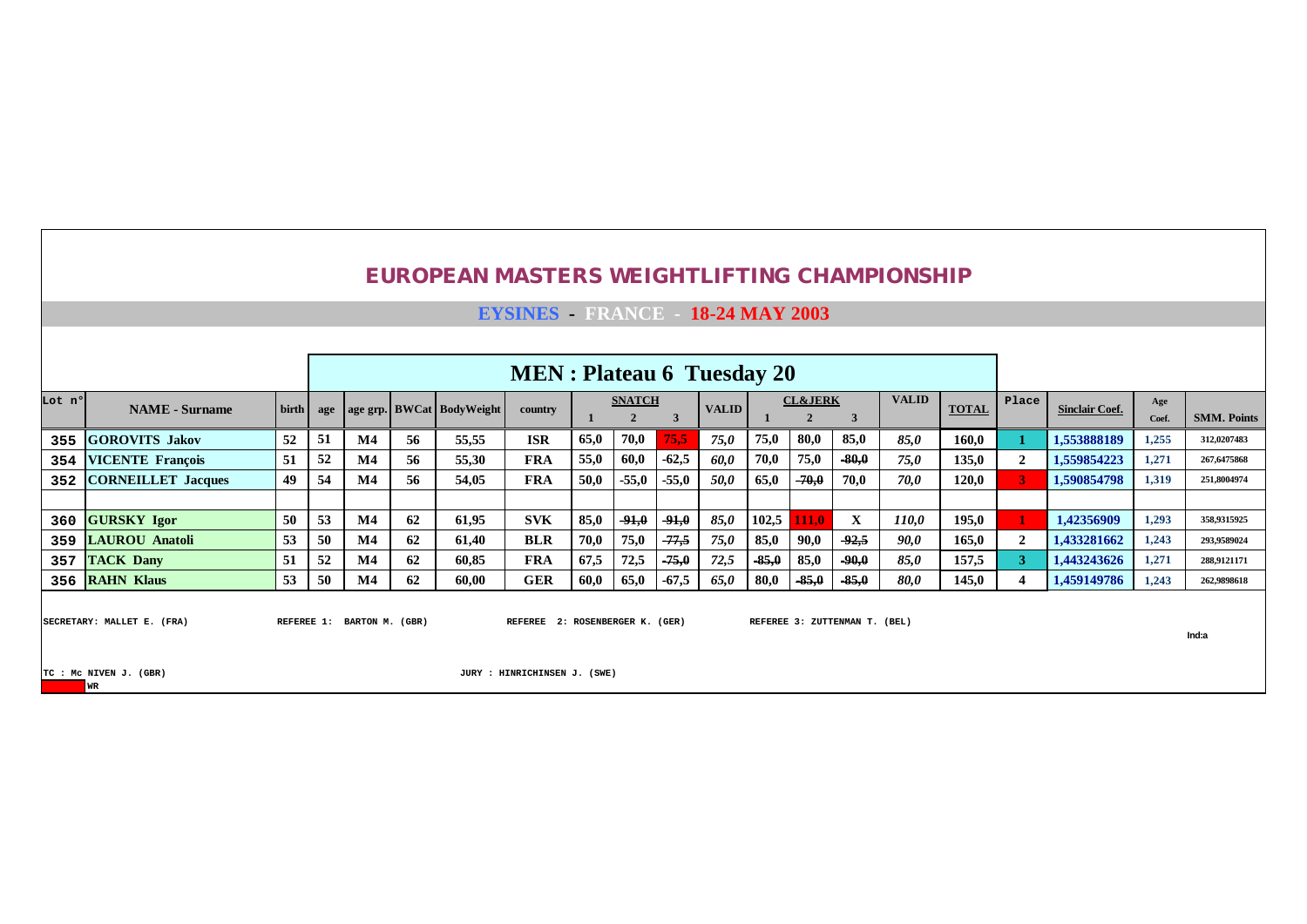# EUROPEAN MASTERS WEIGHTLIFTING CHAMPIONSHIP

## EYSINES - FRANCE - 18-24 MAY 2003

### MEN : Plateau 6 Tuesday 20

| Lot n° | NAME - Surname | birth | age | age grp. | BWCat | BodyWeight | country | SNATCH 1 | SNATCH 2 | SNATCH 3 | VALID | CL&JERK 1 | CL&JERK 2 | CL&JERK 3 | VALID | TOTAL | Place | Sinclair Coef. | Age Coef. | SMM. Points |
|---|---|---|---|---|---|---|---|---|---|---|---|---|---|---|---|---|---|---|---|---|
| 355 | GOROVITS Jakov | 52 | 51 | M4 | 56 | 55,55 | ISR | 65,0 | 70,0 | 75,5 | *75,0* | 75,0 | 80,0 | 85,0 | *85,0* | 160,0 | 1 | 1,553888189 | 1,255 | 312,0207483 |
| 354 | VICENTE François | 51 | 52 | M4 | 56 | 55,30 | FRA | 55,0 | 60,0 | -62,5 | *60,0* | 70,0 | 75,0 | ~~-80,0~~ | *75,0* | 135,0 | 2 | 1,559854223 | 1,271 | 267,6475868 |
| 352 | CORNEILLET Jacques | 49 | 54 | M4 | 56 | 54,05 | FRA | 50,0 | -55,0 | -55,0 | *50,0* | 65,0 | ~~-70,0~~ | 70,0 | *70,0* | 120,0 | 3 | 1,590854798 | 1,319 | 251,8004974 |
| | | | | | | | | | | | | | | | | | | | | |
| 360 | GURSKY Igor | 50 | 53 | M4 | 62 | 61,95 | SVK | 85,0 | ~~-91,0~~ | ~~-91,0~~ | *85,0* | 102,5 | 111,0 | X | *110,0* | 195,0 | 1 | 1,42356909 | 1,293 | 358,9315925 |
| 359 | LAUROU Anatoli | 53 | 50 | M4 | 62 | 61,40 | BLR | 70,0 | 75,0 | ~~-77,5~~ | *75,0* | 85,0 | 90,0 | ~~-92,5~~ | *90,0* | 165,0 | 2 | 1,433281662 | 1,243 | 293,9589024 |
| 357 | TACK Dany | 51 | 52 | M4 | 62 | 60,85 | FRA | 67,5 | 72,5 | ~~-75,0~~ | *72,5* | ~~-85,0~~ | 85,0 | ~~-90,0~~ | *85,0* | 157,5 | 3 | 1,443243626 | 1,271 | 288,9121171 |
| 356 | RAHN Klaus | 53 | 50 | M4 | 62 | 60,00 | GER | 60,0 | 65,0 | -67,5 | *65,0* | 80,0 | ~~-85,0~~ | ~~-85,0~~ | *80,0* | 145,0 | 4 | 1,459149786 | 1,243 | 262,9898618 |

SECRETARY: MALLET E. (FRA) REFEREE 1: BARTON M. (GBR) REFEREE 2: ROSENBERGER K. (GER) REFEREE 3: ZUTTENMAN T. (BEL)

Ind:a

TC : Mc NIVEN J. (GBR) JURY : HINRICHINSEN J. (SWE)

WR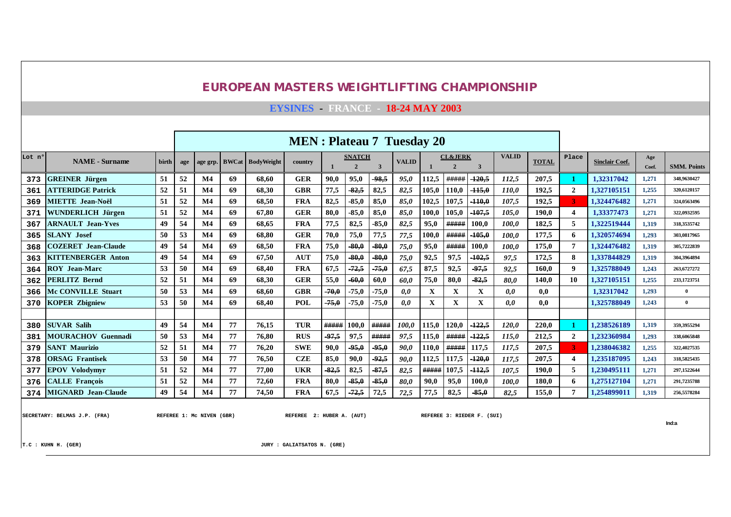# EUROPEAN MASTERS WEIGHTLIFTING CHAMPIONSHIP

## EYSINES - FRANCE - 18-24 MAY 2003

### MEN : Plateau 7 Tuesday 20

| Lot n° | NAME - Surname | birth | age | age grp. | BWCat | BodyWeight | country | SNATCH 1 | SNATCH 2 | SNATCH 3 | VALID | CL&JERK 1 | CL&JERK 2 | CL&JERK 3 | VALID | TOTAL | Place | Sinclair Coef. | Age Coef. | SMM. Points |
|---|---|---|---|---|---|---|---|---|---|---|---|---|---|---|---|---|---|---|---|---|
| 373 | GREINER Jürgen | 51 | 52 | M4 | 69 | 68,60 | GER | 90,0 | 95,0 | ~~98,5~~ | 95,0 | 112,5 | ##### | ~~120,5~~ | 112,5 | 207,5 | 1 | 1,32317042 | 1,271 | 348,9630427 |
| 361 | ATTERIDGE Patrick | 52 | 51 | M4 | 69 | 68,30 | GBR | 77,5 | ~~82,5~~ | 82,5 | 82,5 | 105,0 | 110,0 | ~~115,0~~ | 110,0 | 192,5 | 2 | 1,327105151 | 1,255 | 320,6120157 |
| 369 | MIETTE Jean-Noël | 51 | 52 | M4 | 69 | 68,50 | FRA | 82,5 | -85,0 | 85,0 | 85,0 | 102,5 | 107,5 | ~~110,0~~ | 107,5 | 192,5 | 3 | 1,324476482 | 1,271 | 324,0563496 |
| 371 | WUNDERLICH Jürgen | 51 | 52 | M4 | 69 | 67,80 | GER | 80,0 | -85,0 | 85,0 | 85,0 | 100,0 | 105,0 | ~~107,5~~ | 105,0 | 190,0 | 4 | 1,33377473 | 1,271 | 322,0932595 |
| 367 | ARNAULT Jean-Yves | 49 | 54 | M4 | 69 | 68,65 | FRA | 77,5 | 82,5 | -85,0 | 82,5 | 95,0 | ##### | 100,0 | 100,0 | 182,5 | 5 | 1,322519444 | 1,319 | 318,3535742 |
| 365 | SLANY Josef | 50 | 53 | M4 | 69 | 68,80 | GER | 70,0 | 75,0 | 77,5 | 77,5 | 100,0 | ##### | ~~105,0~~ | 100,0 | 177,5 | 6 | 1,320574694 | 1,293 | 303,0817965 |
| 368 | COZERET Jean-Claude | 49 | 54 | M4 | 69 | 68,50 | FRA | 75,0 | ~~80,0~~ | ~~80,0~~ | 75,0 | 95,0 | ##### | 100,0 | 100,0 | 175,0 | 7 | 1,324476482 | 1,319 | 305,7222839 |
| 363 | KITTENBERGER Anton | 49 | 54 | M4 | 69 | 67,50 | AUT | 75,0 | ~~80,0~~ | ~~80,0~~ | 75,0 | 92,5 | 97,5 | ~~102,5~~ | 97,5 | 172,5 | 8 | 1,337844829 | 1,319 | 304,3964894 |
| 364 | ROY Jean-Marc | 53 | 50 | M4 | 69 | 68,40 | FRA | 67,5 | ~~72,5~~ | ~~75,0~~ | 67,5 | 87,5 | 92,5 | ~~97,5~~ | 92,5 | 160,0 | 9 | 1,325788049 | 1,243 | 263,6727272 |
| 362 | PERLITZ Bernd | 52 | 51 | M4 | 69 | 68,30 | GER | 55,0 | ~~60,0~~ | 60,0 | 60,0 | 75,0 | 80,0 | ~~82,5~~ | 80,0 | 140,0 | 10 | 1,327105151 | 1,255 | 233,1723751 |
| 366 | Mc CONVILLE Stuart | 50 | 53 | M4 | 69 | 68,60 | GBR | ~~70,0~~ | -75,0 | -75,0 | 0,0 | X | X | X | 0,0 | 0,0 | | 1,32317042 | 1,293 | 0 |
| 370 | KOPER Zbigniew | 53 | 50 | M4 | 69 | 68,40 | POL | ~~75,0~~ | -75,0 | -75,0 | 0,0 | X | X | X | 0,0 | 0,0 | | 1,325788049 | 1,243 | 0 |
| | | | | | | | | | | | | | | | | | | | | |
| 380 | SUVAR Salih | 49 | 54 | M4 | 77 | 76,15 | TUR | ##### | 100,0 | ##### | 100,0 | 115,0 | 120,0 | ~~122,5~~ | 120,0 | 220,0 | 1 | 1,238526189 | 1,319 | 359,3955294 |
| 381 | MOURACHOV Guennadi | 50 | 53 | M4 | 77 | 76,80 | RUS | ~~97,5~~ | 97,5 | ##### | 97,5 | 115,0 | ##### | ~~122,5~~ | 115,0 | 212,5 | 2 | 1,232360984 | 1,293 | 338,6065848 |
| 379 | SANT Maurizio | 52 | 51 | M4 | 77 | 76,20 | SWE | 90,0 | ~~95,0~~ | ~~95,0~~ | 90,0 | 110,0 | ##### | 117,5 | 117,5 | 207,5 | 3 | 1,238046382 | 1,255 | 322,4027535 |
| 378 | ORSAG Frantisek | 53 | 50 | M4 | 77 | 76,50 | CZE | 85,0 | 90,0 | ~~92,5~~ | 90,0 | 112,5 | 117,5 | ~~120,0~~ | 117,5 | 207,5 | 4 | 1,235187095 | 1,243 | 318,5825435 |
| 377 | EPOV Volodymyr | 51 | 52 | M4 | 77 | 77,00 | UKR | ~~82,5~~ | 82,5 | ~~87,5~~ | 82,5 | ##### | 107,5 | ~~112,5~~ | 107,5 | 190,0 | 5 | 1,230495111 | 1,271 | 297,1522644 |
| 376 | CALLE François | 51 | 52 | M4 | 77 | 72,60 | FRA | 80,0 | ~~85,0~~ | ~~85,0~~ | 80,0 | 90,0 | 95,0 | 100,0 | 100,0 | 180,0 | 6 | 1,275127104 | 1,271 | 291,7235788 |
| 374 | MIGNARD Jean-Claude | 49 | 54 | M4 | 77 | 74,50 | FRA | 67,5 | ~~72,5~~ | 72,5 | 72,5 | 77,5 | 82,5 | ~~85,0~~ | 82,5 | 155,0 | 7 | 1,254899011 | 1,319 | 256,5578284 |

SECRETARY: BELMAS J.P. (FRA) REFEREE 1: Mc NIVEN (GBR) REFEREE 2: HUBER A. (AUT) REFEREE 3: RIEDER F. (SUI)

Ind:a

T.C : KUHN H. (GER) JURY : GALIATSATOS N. (GRE)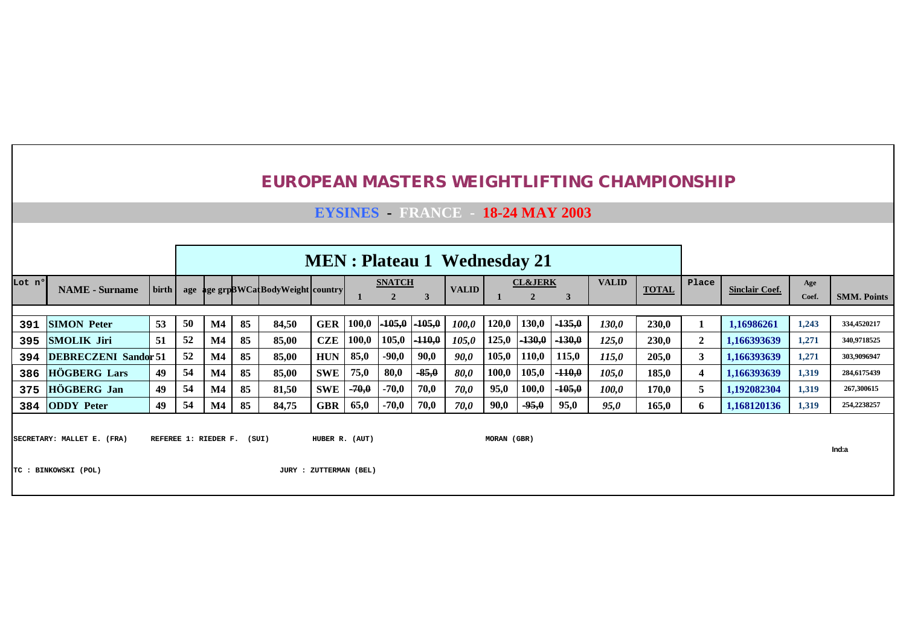# EUROPEAN MASTERS WEIGHTLIFTING CHAMPIONSHIP

## EYSINES - FRANCE - 18-24 MAY 2003

### MEN : Plateau 1 Wednesday 21

| Lot n° | NAME - Surname | birth | age | age grp | BWCat | BodyWeight | country | SNATCH 1 | SNATCH 2 | SNATCH 3 | VALID | CL&JERK 1 | CL&JERK 2 | CL&JERK 3 | VALID | TOTAL | Place | Sinclair Coef. | Age Coef. | SMM. Points |
|---|---|---|---|---|---|---|---|---|---|---|---|---|---|---|---|---|---|---|---|---|
| 391 | SIMON Peter | 53 | 50 | M4 | 85 | 84,50 | GER | 100,0 | ~~-105,0~~ | ~~-105,0~~ | *100,0* | 120,0 | 130,0 | ~~-135,0~~ | *130,0* | 230,0 | 1 | 1,16986261 | 1,243 | 334,4520217 |
| 395 | SMOLIK Jiri | 51 | 52 | M4 | 85 | 85,00 | CZE | 100,0 | 105,0 | ~~-110,0~~ | *105,0* | 125,0 | ~~-130,0~~ | ~~-130,0~~ | *125,0* | 230,0 | 2 | 1,166393639 | 1,271 | 340,9718525 |
| 394 | DEBRECZENI Sandor | 51 | 52 | M4 | 85 | 85,00 | HUN | 85,0 | -90,0 | 90,0 | *90,0* | 105,0 | 110,0 | 115,0 | *115,0* | 205,0 | 3 | 1,166393639 | 1,271 | 303,9096947 |
| 386 | HÖGBERG Lars | 49 | 54 | M4 | 85 | 85,00 | SWE | 75,0 | 80,0 | ~~-85,0~~ | *80,0* | 100,0 | 105,0 | ~~-110,0~~ | *105,0* | 185,0 | 4 | 1,166393639 | 1,319 | 284,6175439 |
| 375 | HÖGBERG Jan | 49 | 54 | M4 | 85 | 81,50 | SWE | ~~-70,0~~ | -70,0 | 70,0 | *70,0* | 95,0 | 100,0 | ~~-105,0~~ | *100,0* | 170,0 | 5 | 1,192082304 | 1,319 | 267,300615 |
| 384 | ODDY Peter | 49 | 54 | M4 | 85 | 84,75 | GBR | 65,0 | -70,0 | 70,0 | *70,0* | 90,0 | ~~-95,0~~ | 95,0 | *95,0* | 165,0 | 6 | 1,168120136 | 1,319 | 254,2238257 |

SECRETARY: MALLET E. (FRA) REFEREE 1: RIEDER F. (SUI) HUBER R. (AUT) MORAN (GBR)

Ind:a

TC : BINKOWSKI (POL) JURY : ZUTTERMAN (BEL)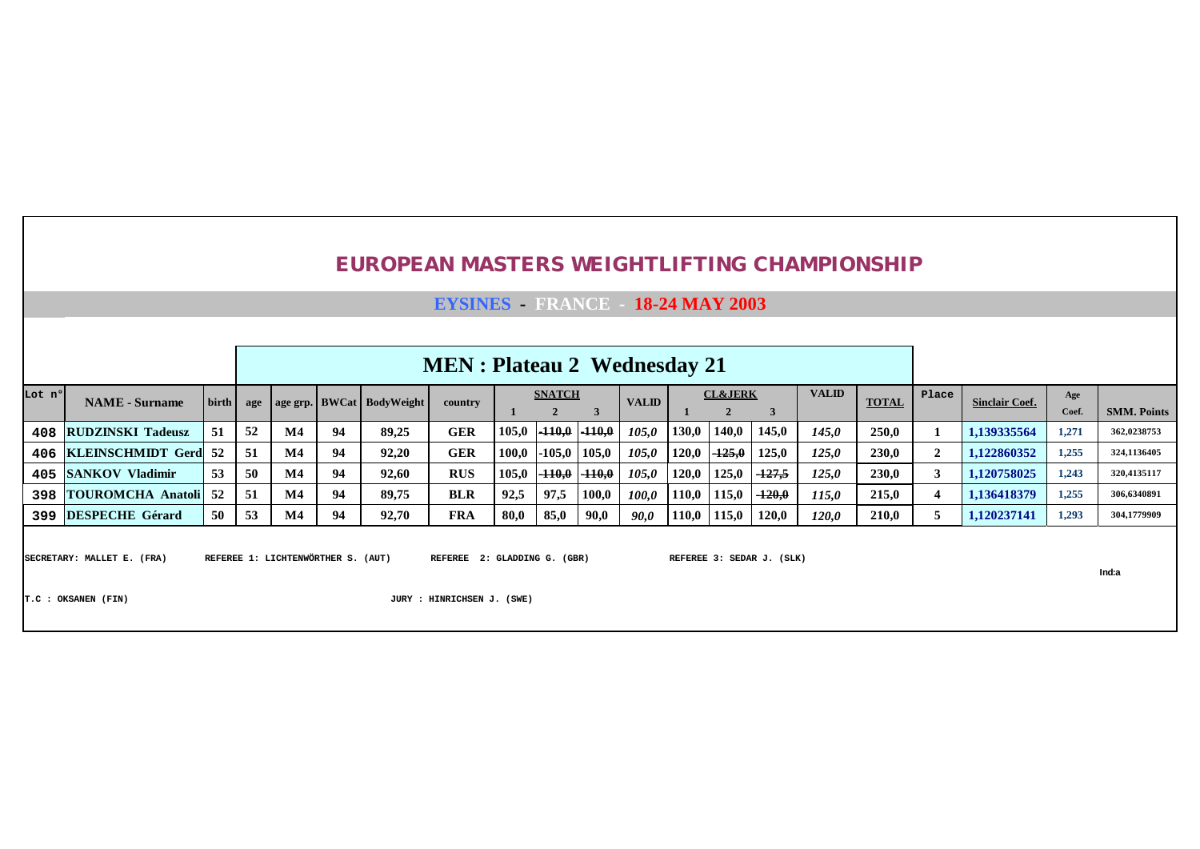# EUROPEAN MASTERS WEIGHTLIFTING CHAMPIONSHIP

## EYSINES - FRANCE - 18-24 MAY 2003

### MEN : Plateau 2 Wednesday 21

| Lot n° | NAME - Surname | birth | age | age grp. | BWCat | BodyWeight | country | SNATCH 1 | SNATCH 2 | SNATCH 3 | VALID | CL&JERK 1 | CL&JERK 2 | CL&JERK 3 | VALID | TOTAL | Place | Sinclair Coef. | Age Coef. | SMM. Points |
|---|---|---|---|---|---|---|---|---|---|---|---|---|---|---|---|---|---|---|---|---|
| 408 | RUDZINSKI Tadeusz | 51 | 52 | M4 | 94 | 89,25 | GER | 105,0 | ~~-110,0~~ | ~~-110,0~~ | *105,0* | 130,0 | 140,0 | 145,0 | *145,0* | 250,0 | 1 | 1,139335564 | 1,271 | 362,0238753 |
| 406 | KLEINSCHMIDT Gerd | 52 | 51 | M4 | 94 | 92,20 | GER | 100,0 | -105,0 | 105,0 | *105,0* | 120,0 | ~~-125,0~~ | 125,0 | *125,0* | 230,0 | 2 | 1,122860352 | 1,255 | 324,1136405 |
| 405 | SANKOV Vladimir | 53 | 50 | M4 | 94 | 92,60 | RUS | 105,0 | ~~-110,0~~ | ~~-110,0~~ | *105,0* | 120,0 | 125,0 | ~~-127,5~~ | *125,0* | 230,0 | 3 | 1,120758025 | 1,243 | 320,4135117 |
| 398 | TOUROMCHA Anatoli | 52 | 51 | M4 | 94 | 89,75 | BLR | 92,5 | 97,5 | 100,0 | *100,0* | 110,0 | 115,0 | ~~-120,0~~ | *115,0* | 215,0 | 4 | 1,136418379 | 1,255 | 306,6340891 |
| 399 | DESPECHE Gérard | 50 | 53 | M4 | 94 | 92,70 | FRA | 80,0 | 85,0 | 90,0 | *90,0* | 110,0 | 115,0 | 120,0 | *120,0* | 210,0 | 5 | 1,120237141 | 1,293 | 304,1779909 |

SECRETARY: MALLET E. (FRA) REFEREE 1: LICHTENWÖRTHER S. (AUT) REFEREE 2: GLADDING G. (GBR) REFEREE 3: SEDAR J. (SLK)

Ind:a

T.C : OKSANEN (FIN) JURY : HINRICHSEN J. (SWE)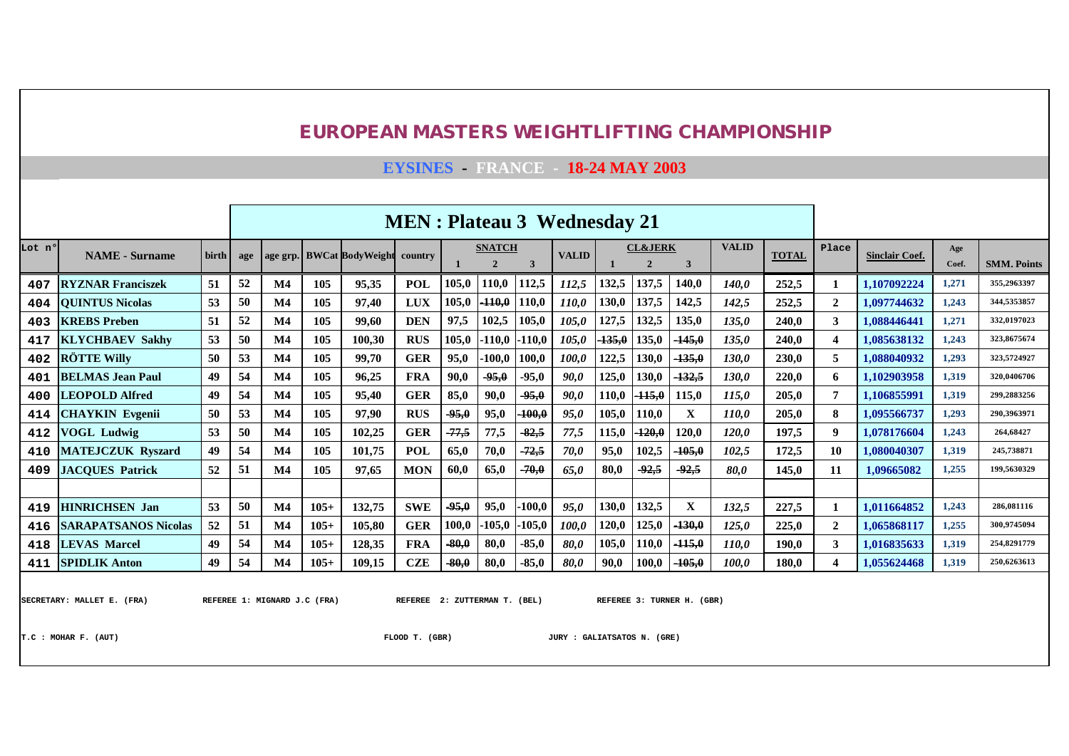# EUROPEAN MASTERS WEIGHTLIFTING CHAMPIONSHIP

## EYSINES - FRANCE - 18-24 MAY 2003

### MEN : Plateau 3 Wednesday 21

| Lot n° | NAME - Surname | birth | age | age grp. | BWCat | BodyWeight | country | SNATCH 1 | SNATCH 2 | SNATCH 3 | VALID | CL&JERK 1 | CL&JERK 2 | CL&JERK 3 | VALID | TOTAL | Place | Sinclair Coef. | Age Coef. | SMM. Points |
|---|---|---|---|---|---|---|---|---|---|---|---|---|---|---|---|---|---|---|---|---|
| 407 | RYZNAR Franciszek | 51 | 52 | M4 | 105 | 95,35 | POL | 105,0 | 110,0 | 112,5 | 112,5 | 132,5 | 137,5 | 140,0 | 140,0 | 252,5 | 1 | 1,107092224 | 1,271 | 355,2963397 |
| 404 | QUINTUS Nicolas | 53 | 50 | M4 | 105 | 97,40 | LUX | 105,0 | -110,0 | 110,0 | 110,0 | 130,0 | 137,5 | 142,5 | 142,5 | 252,5 | 2 | 1,097744632 | 1,243 | 344,5353857 |
| 403 | KREBS Preben | 51 | 52 | M4 | 105 | 99,60 | DEN | 97,5 | 102,5 | 105,0 | 105,0 | 127,5 | 132,5 | 135,0 | 135,0 | 240,0 | 3 | 1,088446441 | 1,271 | 332,0197023 |
| 417 | KLYCHBAEV Sakhy | 53 | 50 | M4 | 105 | 100,30 | RUS | 105,0 | -110,0 | -110,0 | 105,0 | -135,0 | 135,0 | -145,0 | 135,0 | 240,0 | 4 | 1,085638132 | 1,243 | 323,8675674 |
| 402 | RÖTTE Willy | 50 | 53 | M4 | 105 | 99,70 | GER | 95,0 | -100,0 | 100,0 | 100,0 | 122,5 | 130,0 | -135,0 | 130,0 | 230,0 | 5 | 1,088040932 | 1,293 | 323,5724927 |
| 401 | BELMAS Jean Paul | 49 | 54 | M4 | 105 | 96,25 | FRA | 90,0 | -95,0 | -95,0 | 90,0 | 125,0 | 130,0 | -132,5 | 130,0 | 220,0 | 6 | 1,102903958 | 1,319 | 320,0406706 |
| 400 | LEOPOLD Alfred | 49 | 54 | M4 | 105 | 95,40 | GER | 85,0 | 90,0 | -95,0 | 90,0 | 110,0 | -115,0 | 115,0 | 115,0 | 205,0 | 7 | 1,106855991 | 1,319 | 299,2883256 |
| 414 | CHAYKIN Evgenii | 50 | 53 | M4 | 105 | 97,90 | RUS | -95,0 | 95,0 | -100,0 | 95,0 | 105,0 | 110,0 | X | 110,0 | 205,0 | 8 | 1,095566737 | 1,293 | 290,3963971 |
| 412 | VOGL Ludwig | 53 | 50 | M4 | 105 | 102,25 | GER | -77,5 | 77,5 | -82,5 | 77,5 | 115,0 | -120,0 | 120,0 | 120,0 | 197,5 | 9 | 1,078176604 | 1,243 | 264,68427 |
| 410 | MATEJCZUK Ryszard | 49 | 54 | M4 | 105 | 101,75 | POL | 65,0 | 70,0 | -72,5 | 70,0 | 95,0 | 102,5 | -105,0 | 102,5 | 172,5 | 10 | 1,080040307 | 1,319 | 245,738871 |
| 409 | JACQUES Patrick | 52 | 51 | M4 | 105 | 97,65 | MON | 60,0 | 65,0 | -70,0 | 65,0 | 80,0 | -92,5 | -92,5 | 80,0 | 145,0 | 11 | 1,09665082 | 1,255 | 199,5630329 |
| | | | | | | | | | | | | | | | | | | | | |
| 419 | HINRICHSEN Jan | 53 | 50 | M4 | 105+ | 132,75 | SWE | -95,0 | 95,0 | -100,0 | 95,0 | 130,0 | 132,5 | X | 132,5 | 227,5 | 1 | 1,011664852 | 1,243 | 286,081116 |
| 416 | SARAPATSANOS Nicolas | 52 | 51 | M4 | 105+ | 105,80 | GER | 100,0 | -105,0 | -105,0 | 100,0 | 120,0 | 125,0 | -130,0 | 125,0 | 225,0 | 2 | 1,065868117 | 1,255 | 300,9745094 |
| 418 | LEVAS Marcel | 49 | 54 | M4 | 105+ | 128,35 | FRA | -80,0 | 80,0 | -85,0 | 80,0 | 105,0 | 110,0 | -115,0 | 110,0 | 190,0 | 3 | 1,016835633 | 1,319 | 254,8291779 |
| 411 | SPIDLIK Anton | 49 | 54 | M4 | 105+ | 109,15 | CZE | -80,0 | 80,0 | -85,0 | 80,0 | 90,0 | 100,0 | -105,0 | 100,0 | 180,0 | 4 | 1,055624468 | 1,319 | 250,6263613 |

SECRETARY: MALLET E. (FRA) REFEREE 1: MIGNARD J.C (FRA) REFEREE 2: ZUTTERMAN T. (BEL) REFEREE 3: TURNER H. (GBR)

T.C : MOHAR F. (AUT) FLOOD T. (GBR) JURY : GALIATSATOS N. (GRE)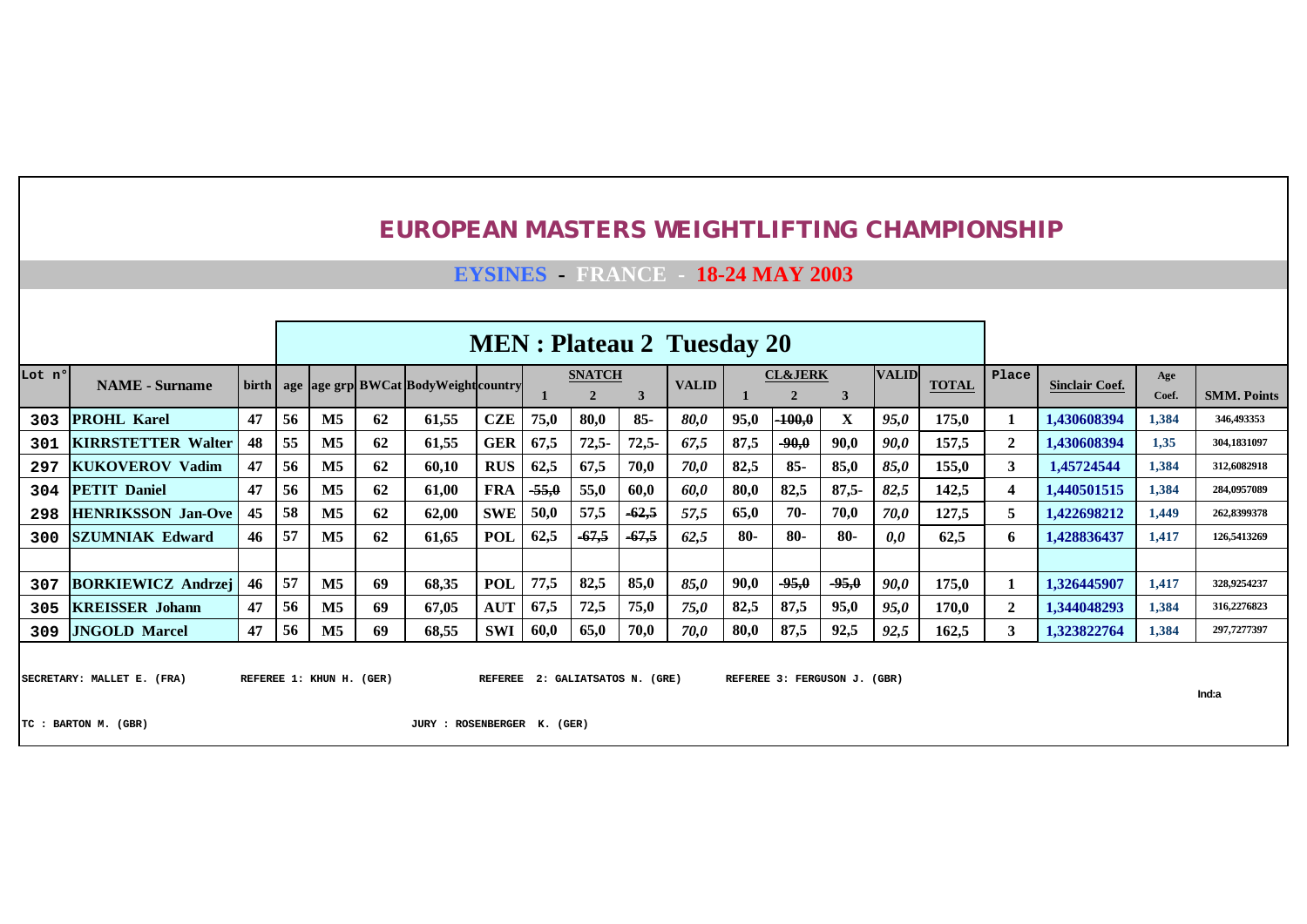# EUROPEAN MASTERS WEIGHTLIFTING CHAMPIONSHIP

## EYSINES - FRANCE - 18-24 MAY 2003

### MEN : Plateau 2 Tuesday 20

| Lot n° | NAME - Surname | birth | age | age grp | BWCat | BodyWeight | country | SNATCH 1 | SNATCH 2 | SNATCH 3 | VALID | CL&JERK 1 | CL&JERK 2 | CL&JERK 3 | VALID | TOTAL | Place | Sinclair Coef. | Age Coef. | SMM. Points |
|---|---|---|---|---|---|---|---|---|---|---|---|---|---|---|---|---|---|---|---|---|
| 303 | PROHL Karel | 47 | 56 | M5 | 62 | 61,55 | CZE | 75,0 | 80,0 | 85- | 80,0 | 95,0 | ~~100,0~~ | X | 95,0 | 175,0 | 1 | 1,430608394 | 1,384 | 346,493353 |
| 301 | KIRRSTETTER Walter | 48 | 55 | M5 | 62 | 61,55 | GER | 67,5 | 72,5- | 72,5- | 67,5 | 87,5 | ~~90,0~~ | 90,0 | 90,0 | 157,5 | 2 | 1,430608394 | 1,35 | 304,1831097 |
| 297 | KUKOVEROV Vadim | 47 | 56 | M5 | 62 | 60,10 | RUS | 62,5 | 67,5 | 70,0 | 70,0 | 82,5 | 85- | 85,0 | 85,0 | 155,0 | 3 | 1,45724544 | 1,384 | 312,6082918 |
| 304 | PETIT Daniel | 47 | 56 | M5 | 62 | 61,00 | FRA | ~~55,0~~ | 55,0 | 60,0 | 60,0 | 80,0 | 82,5 | 87,5- | 82,5 | 142,5 | 4 | 1,440501515 | 1,384 | 284,0957089 |
| 298 | HENRIKSSON Jan-Ove | 45 | 58 | M5 | 62 | 62,00 | SWE | 50,0 | 57,5 | ~~62,5~~ | 57,5 | 65,0 | 70- | 70,0 | 70,0 | 127,5 | 5 | 1,422698212 | 1,449 | 262,8399378 |
| 300 | SZUMNIAK Edward | 46 | 57 | M5 | 62 | 61,65 | POL | 62,5 | ~~67,5~~ | ~~67,5~~ | 62,5 | 80- | 80- | 80- | 0,0 | 62,5 | 6 | 1,428836437 | 1,417 | 126,5413269 |
| | | | | | | | | | | | | | | | | | | | | |
| 307 | BORKIEWICZ Andrzej | 46 | 57 | M5 | 69 | 68,35 | POL | 77,5 | 82,5 | 85,0 | 85,0 | 90,0 | ~~95,0~~ | ~~95,0~~ | 90,0 | 175,0 | 1 | 1,326445907 | 1,417 | 328,9254237 |
| 305 | KREISSER Johann | 47 | 56 | M5 | 69 | 67,05 | AUT | 67,5 | 72,5 | 75,0 | 75,0 | 82,5 | 87,5 | 95,0 | 95,0 | 170,0 | 2 | 1,344048293 | 1,384 | 316,2276823 |
| 309 | JNGOLD Marcel | 47 | 56 | M5 | 69 | 68,55 | SWI | 60,0 | 65,0 | 70,0 | 70,0 | 80,0 | 87,5 | 92,5 | 92,5 | 162,5 | 3 | 1,323822764 | 1,384 | 297,7277397 |

SECRETARY: MALLET E. (FRA) REFEREE 1: KHUN H. (GER) REFEREE 2: GALIATSATOS N. (GRE) REFEREE 3: FERGUSON J. (GBR)

Ind:a

TC : BARTON M. (GBR) JURY : ROSENBERGER K. (GER)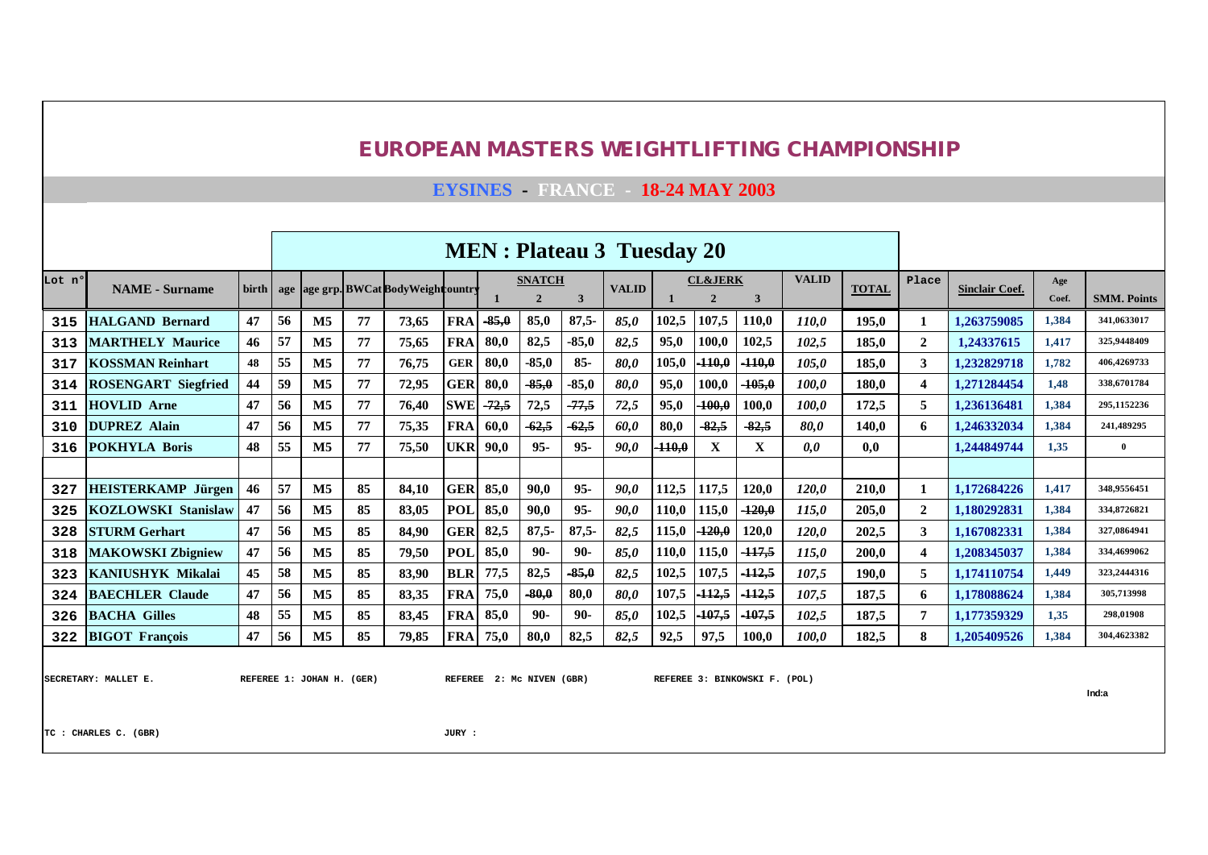# EUROPEAN MASTERS WEIGHTLIFTING CHAMPIONSHIP

## EYSINES - FRANCE - 18-24 MAY 2003

### MEN : Plateau 3 Tuesday 20

| Lot n° | NAME - Surname | birth | age | age grp. | BWCat | BodyWeight | country | SNATCH 1 | SNATCH 2 | SNATCH 3 | VALID | CL&JERK 1 | CL&JERK 2 | CL&JERK 3 | VALID | TOTAL | Place | Sinclair Coef. | Age Coef. | SMM. Points |
|---|---|---|---|---|---|---|---|---|---|---|---|---|---|---|---|---|---|---|---|---|
| 315 | HALGAND Bernard | 47 | 56 | M5 | 77 | 73,65 | FRA | -85,0 | 85,0 | 87,5- | 85,0 | 102,5 | 107,5 | 110,0 | 110,0 | 195,0 | 1 | 1,263759085 | 1,384 | 341,0633017 |
| 313 | MARTHELY Maurice | 46 | 57 | M5 | 77 | 75,65 | FRA | 80,0 | 82,5 | -85,0 | 82,5 | 95,0 | 100,0 | 102,5 | 102,5 | 185,0 | 2 | 1,24337615 | 1,417 | 325,9448409 |
| 317 | KOSSMAN Reinhart | 48 | 55 | M5 | 77 | 76,75 | GER | 80,0 | -85,0 | 85- | 80,0 | 105,0 | -110,0 | -110,0 | 105,0 | 185,0 | 3 | 1,232829718 | 1,782 | 406,4269733 |
| 314 | ROSENGART Siegfried | 44 | 59 | M5 | 77 | 72,95 | GER | 80,0 | -85,0 | -85,0 | 80,0 | 95,0 | 100,0 | -105,0 | 100,0 | 180,0 | 4 | 1,271284454 | 1,48 | 338,6701784 |
| 311 | HOVLID Arne | 47 | 56 | M5 | 77 | 76,40 | SWE | -72,5 | 72,5 | -77,5 | 72,5 | 95,0 | -100,0 | 100,0 | 100,0 | 172,5 | 5 | 1,236136481 | 1,384 | 295,1152236 |
| 310 | DUPREZ Alain | 47 | 56 | M5 | 77 | 75,35 | FRA | 60,0 | -62,5 | -62,5 | 60,0 | 80,0 | -82,5 | -82,5 | 80,0 | 140,0 | 6 | 1,246332034 | 1,384 | 241,489295 |
| 316 | POKHYLA Boris | 48 | 55 | M5 | 77 | 75,50 | UKR | 90,0 | 95- | 95- | 90,0 | -110,0 | X | X | 0,0 | 0,0 | | 1,244849744 | 1,35 | 0 |
| | | | | | | | | | | | | | | | | | | | | |
| 327 | HEISTERKAMP Jürgen | 46 | 57 | M5 | 85 | 84,10 | GER | 85,0 | 90,0 | 95- | 90,0 | 112,5 | 117,5 | 120,0 | 120,0 | 210,0 | 1 | 1,172684226 | 1,417 | 348,9556451 |
| 325 | KOZLOWSKI Stanislaw | 47 | 56 | M5 | 85 | 83,05 | POL | 85,0 | 90,0 | 95- | 90,0 | 110,0 | 115,0 | -120,0 | 115,0 | 205,0 | 2 | 1,180292831 | 1,384 | 334,8726821 |
| 328 | STURM Gerhart | 47 | 56 | M5 | 85 | 84,90 | GER | 82,5 | 87,5- | 87,5- | 82,5 | 115,0 | -120,0 | 120,0 | 120,0 | 202,5 | 3 | 1,167082331 | 1,384 | 327,0864941 |
| 318 | MAKOWSKI Zbigniew | 47 | 56 | M5 | 85 | 79,50 | POL | 85,0 | 90- | 90- | 85,0 | 110,0 | 115,0 | -117,5 | 115,0 | 200,0 | 4 | 1,208345037 | 1,384 | 334,4699062 |
| 323 | KANIUSHYK Mikalai | 45 | 58 | M5 | 85 | 83,90 | BLR | 77,5 | 82,5 | -85,0 | 82,5 | 102,5 | 107,5 | -112,5 | 107,5 | 190,0 | 5 | 1,174110754 | 1,449 | 323,2444316 |
| 324 | BAECHLER Claude | 47 | 56 | M5 | 85 | 83,35 | FRA | 75,0 | -80,0 | 80,0 | 80,0 | 107,5 | -112,5 | -112,5 | 107,5 | 187,5 | 6 | 1,178088624 | 1,384 | 305,713998 |
| 326 | BACHA Gilles | 48 | 55 | M5 | 85 | 83,45 | FRA | 85,0 | 90- | 90- | 85,0 | 102,5 | -107,5 | -107,5 | 102,5 | 187,5 | 7 | 1,177359329 | 1,35 | 298,01908 |
| 322 | BIGOT François | 47 | 56 | M5 | 85 | 79,85 | FRA | 75,0 | 80,0 | 82,5 | 82,5 | 92,5 | 97,5 | 100,0 | 100,0 | 182,5 | 8 | 1,205409526 | 1,384 | 304,4623382 |

SECRETARY: MALLET E. | REFEREE 1: JOHAN H. (GER) | REFEREE 2: Mc NIVEN (GBR) | REFEREE 3: BINKOWSKI F. (POL)

Ind:a

TC : CHARLES C. (GBR) | JURY :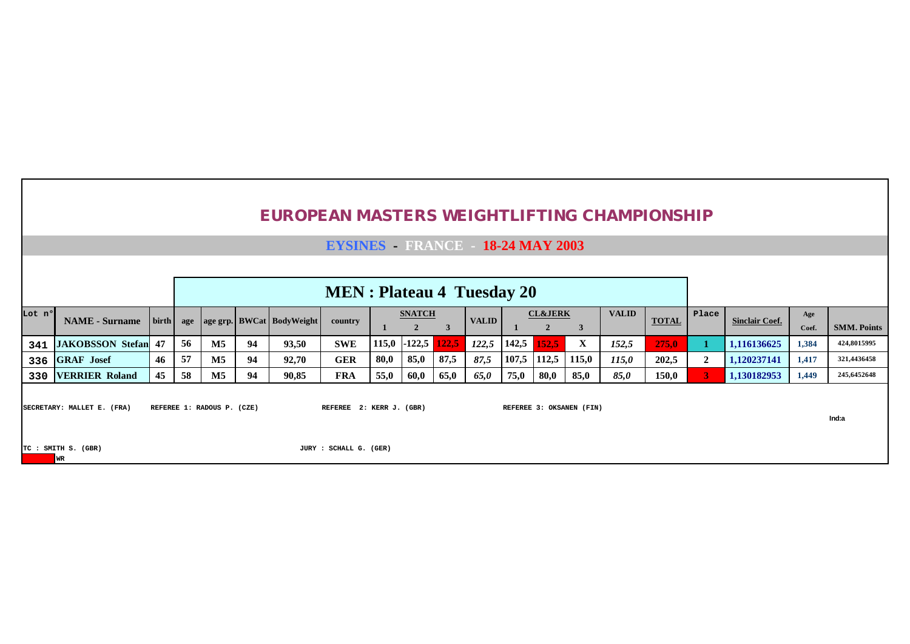# EUROPEAN MASTERS WEIGHTLIFTING CHAMPIONSHIP

## EYSINES - FRANCE - 18-24 MAY 2003

### MEN : Plateau 4 Tuesday 20

| Lot n° | NAME - Surname | birth | age | age grp. | BWCat | BodyWeight | country | SNATCH 1 | SNATCH 2 | SNATCH 3 | VALID | CL&JERK 1 | CL&JERK 2 | CL&JERK 3 | VALID | TOTAL | Place | Sinclair Coef. | Age Coef. | SMM. Points |
|---|---|---|---|---|---|---|---|---|---|---|---|---|---|---|---|---|---|---|---|---|
| 341 | JAKOBSSON Stefan | 47 | 56 | M5 | 94 | 93,50 | SWE | 115,0 | -122,5 | 122,5 | *122,5* | 142,5 | 152,5 | X | *152,5* | 275,0 | 1 | 1,116136625 | 1,384 | 424,8015995 |
| 336 | GRAF Josef | 46 | 57 | M5 | 94 | 92,70 | GER | 80,0 | 85,0 | 87,5 | *87,5* | 107,5 | 112,5 | 115,0 | *115,0* | 202,5 | 2 | 1,120237141 | 1,417 | 321,4436458 |
| 330 | VERRIER Roland | 45 | 58 | M5 | 94 | 90,85 | FRA | 55,0 | 60,0 | 65,0 | *65,0* | 75,0 | 80,0 | 85,0 | *85,0* | 150,0 | 3 | 1,130182953 | 1,449 | 245,6452648 |

SECRETARY: MALLET E. (FRA) REFEREE 1: RADOUS P. (CZE) REFEREE 2: KERR J. (GBR) REFEREE 3: OKSANEN (FIN)

Ind:a

TC : SMITH S. (GBR) JURY : SCHALL G. (GER)

WR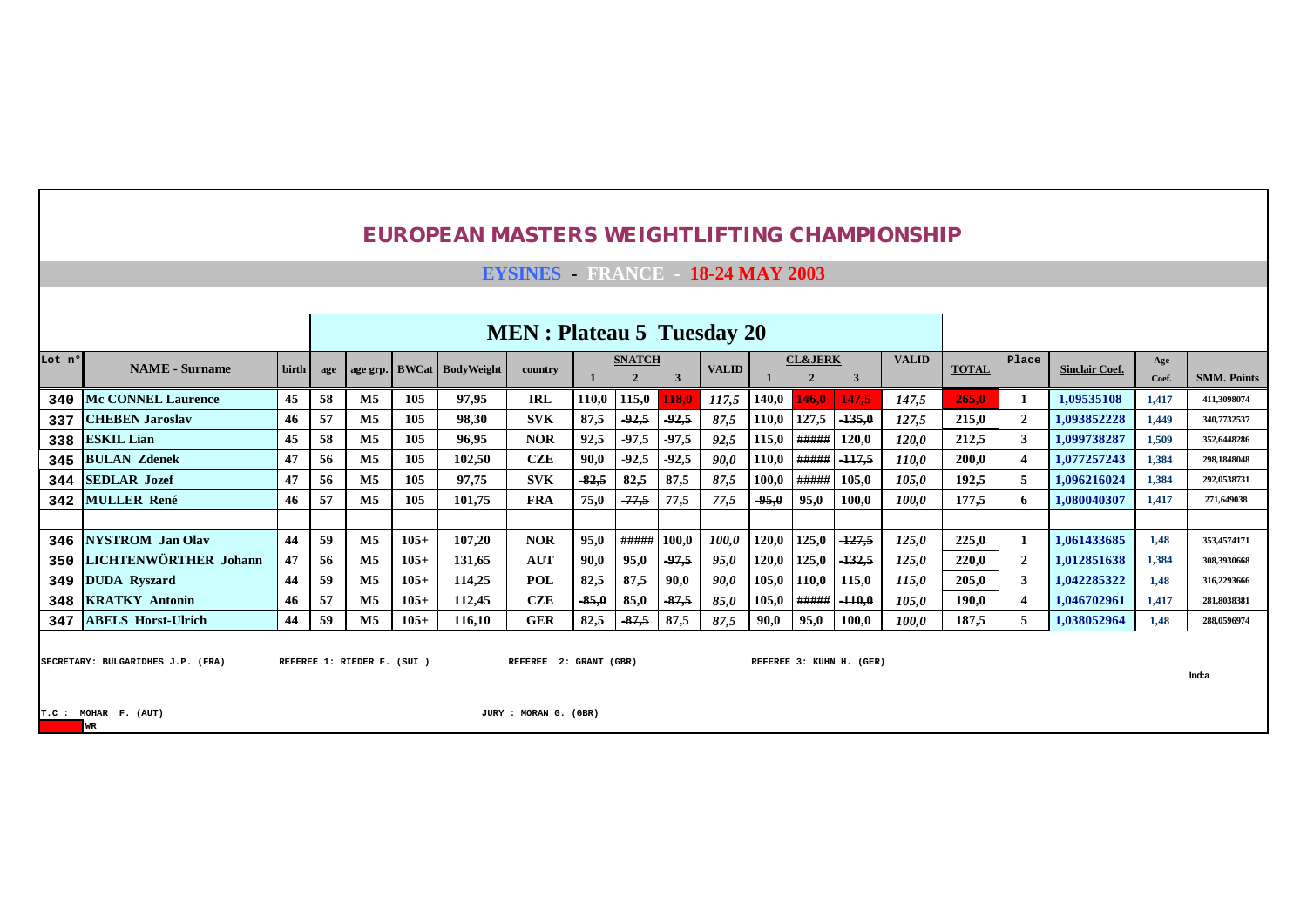# EUROPEAN MASTERS WEIGHTLIFTING CHAMPIONSHIP

## EYSINES - FRANCE - 18-24 MAY 2003

### MEN : Plateau 5 Tuesday 20

| Lot n° | NAME - Surname | birth | age | age grp. | BWCat | BodyWeight | country | SNATCH 1 | SNATCH 2 | SNATCH 3 | VALID | CL&JERK 1 | CL&JERK 2 | CL&JERK 3 | VALID | TOTAL | Place | Sinclair Coef. | Age Coef. | SMM. Points |
|---|---|---|---|---|---|---|---|---|---|---|---|---|---|---|---|---|---|---|---|---|
| 340 | Mc CONNEL Laurence | 45 | 58 | M5 | 105 | 97,95 | IRL | 110,0 | 115,0 | 118,0 | 117,5 | 140,0 | 146,0 | 147,5 | 147,5 | 265,0 | 1 | 1,09535108 | 1,417 | 411,3098074 |
| 337 | CHEBEN Jaroslav | 46 | 57 | M5 | 105 | 98,30 | SVK | 87,5 | ~~-92,5~~ | ~~-92,5~~ | 87,5 | 110,0 | 127,5 | ~~-135,0~~ | 127,5 | 215,0 | 2 | 1,093852228 | 1,449 | 340,7732537 |
| 338 | ESKIL Lian | 45 | 58 | M5 | 105 | 96,95 | NOR | 92,5 | -97,5 | -97,5 | 92,5 | 115,0 | ##### | 120,0 | 120,0 | 212,5 | 3 | 1,099738287 | 1,509 | 352,6448286 |
| 345 | BULAN Zdenek | 47 | 56 | M5 | 105 | 102,50 | CZE | 90,0 | -92,5 | -92,5 | 90,0 | 110,0 | ##### | ~~-117,5~~ | 110,0 | 200,0 | 4 | 1,077257243 | 1,384 | 298,1848048 |
| 344 | SEDLAR Jozef | 47 | 56 | M5 | 105 | 97,75 | SVK | ~~-82,5~~ | 82,5 | 87,5 | 87,5 | 100,0 | ##### | 105,0 | 105,0 | 192,5 | 5 | 1,096216024 | 1,384 | 292,0538731 |
| 342 | MULLER René | 46 | 57 | M5 | 105 | 101,75 | FRA | 75,0 | ~~-77,5~~ | 77,5 | 77,5 | ~~-95,0~~ | 95,0 | 100,0 | 100,0 | 177,5 | 6 | 1,080040307 | 1,417 | 271,649038 |
| | | | | | | | | | | | | | | | | | | | | |
| 346 | NYSTROM Jan Olav | 44 | 59 | M5 | 105+ | 107,20 | NOR | 95,0 | ##### | 100,0 | 100,0 | 120,0 | 125,0 | ~~-127,5~~ | 125,0 | 225,0 | 1 | 1,061433685 | 1,48 | 353,4574171 |
| 350 | LICHTENWÖRTHER Johann | 47 | 56 | M5 | 105+ | 131,65 | AUT | 90,0 | 95,0 | ~~-97,5~~ | 95,0 | 120,0 | 125,0 | ~~-132,5~~ | 125,0 | 220,0 | 2 | 1,012851638 | 1,384 | 308,3930668 |
| 349 | DUDA Ryszard | 44 | 59 | M5 | 105+ | 114,25 | POL | 82,5 | 87,5 | 90,0 | 90,0 | 105,0 | 110,0 | 115,0 | 115,0 | 205,0 | 3 | 1,042285322 | 1,48 | 316,2293666 |
| 348 | KRATKY Antonin | 46 | 57 | M5 | 105+ | 112,45 | CZE | ~~-85,0~~ | 85,0 | ~~-87,5~~ | 85,0 | 105,0 | ##### | ~~-110,0~~ | 105,0 | 190,0 | 4 | 1,046702961 | 1,417 | 281,8038381 |
| 347 | ABELS Horst-Ulrich | 44 | 59 | M5 | 105+ | 116,10 | GER | 82,5 | ~~-87,5~~ | 87,5 | 87,5 | 90,0 | 95,0 | 100,0 | 100,0 | 187,5 | 5 | 1,038052964 | 1,48 | 288,0596974 |

SECRETARY: BULGARIDHES J.P. (FRA) REFEREE 1: RIEDER F. (SUI ) REFEREE 2: GRANT (GBR) REFEREE 3: KUHN H. (GER)

Ind:a

T.C : MOHAR F. (AUT) JURY : MORAN G. (GBR)

WR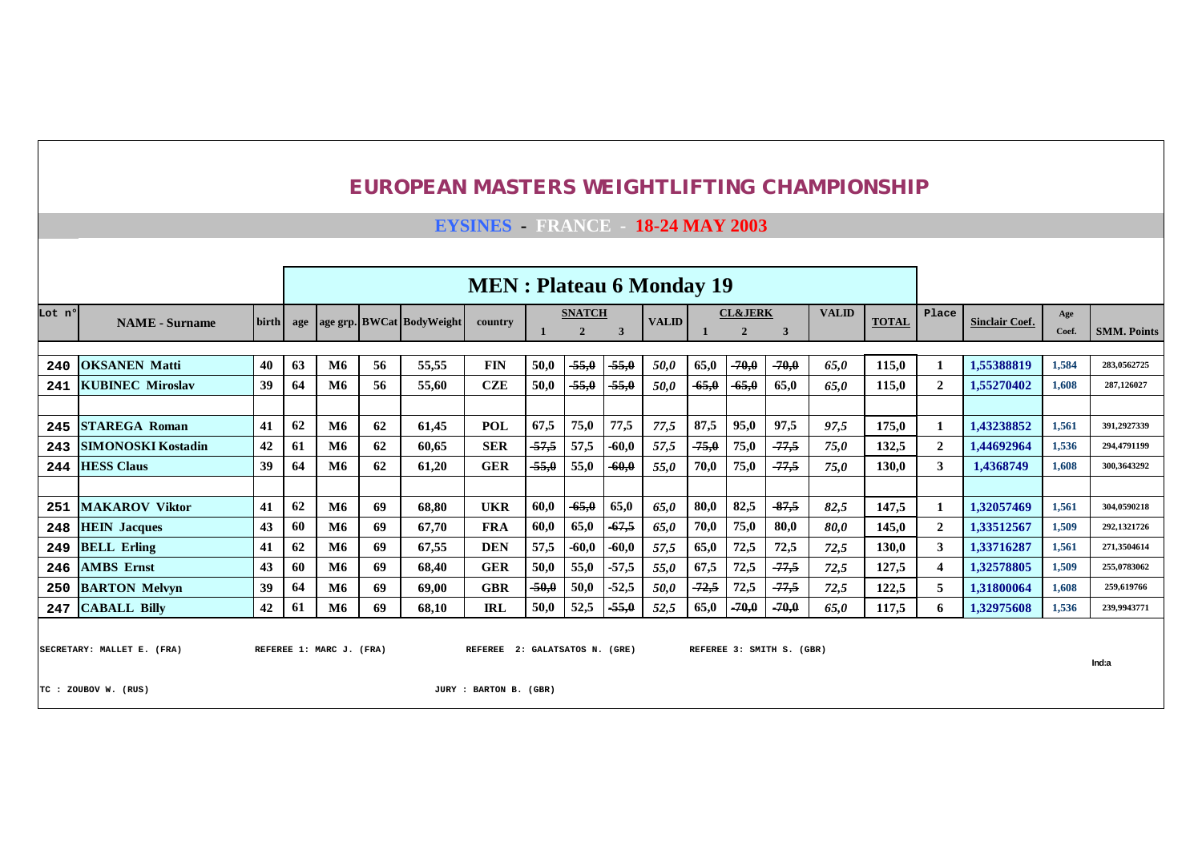# EUROPEAN MASTERS WEIGHTLIFTING CHAMPIONSHIP

## EYSINES - FRANCE - 18-24 MAY 2003

### MEN : Plateau 6 Monday 19

| Lot n° | NAME - Surname | birth | age | age grp. | BWCat | BodyWeight | country | SNATCH 1 | SNATCH 2 | SNATCH 3 | VALID | CL&JERK 1 | CL&JERK 2 | CL&JERK 3 | VALID | TOTAL | Place | Sinclair Coef. | Age Coef. | SMM. Points |
|---|---|---|---|---|---|---|---|---|---|---|---|---|---|---|---|---|---|---|---|---|
| 240 | OKSANEN Matti | 40 | 63 | M6 | 56 | 55,55 | FIN | 50,0 | -55,0 | -55,0 | 50,0 | 65,0 | -70,0 | -70,0 | 65,0 | 115,0 | 1 | 1,55388819 | 1,584 | 283,0562725 |
| 241 | KUBINEC Miroslav | 39 | 64 | M6 | 56 | 55,60 | CZE | 50,0 | -55,0 | -55,0 | 50,0 | -65,0 | -65,0 | 65,0 | 65,0 | 115,0 | 2 | 1,55270402 | 1,608 | 287,126027 |
| | | | | | | | | | | | | | | | | | | | | |
| 245 | STAREGA Roman | 41 | 62 | M6 | 62 | 61,45 | POL | 67,5 | 75,0 | 77,5 | 77,5 | 87,5 | 95,0 | 97,5 | 97,5 | 175,0 | 1 | 1,43238852 | 1,561 | 391,2927339 |
| 243 | SIMONOSKI Kostadin | 42 | 61 | M6 | 62 | 60,65 | SER | -57,5 | 57,5 | -60,0 | 57,5 | -75,0 | 75,0 | -77,5 | 75,0 | 132,5 | 2 | 1,44692964 | 1,536 | 294,4791199 |
| 244 | HESS Claus | 39 | 64 | M6 | 62 | 61,20 | GER | -55,0 | 55,0 | -60,0 | 55,0 | 70,0 | 75,0 | -77,5 | 75,0 | 130,0 | 3 | 1,4368749 | 1,608 | 300,3643292 |
| | | | | | | | | | | | | | | | | | | | | |
| 251 | MAKAROV Viktor | 41 | 62 | M6 | 69 | 68,80 | UKR | 60,0 | -65,0 | 65,0 | 65,0 | 80,0 | 82,5 | -87,5 | 82,5 | 147,5 | 1 | 1,32057469 | 1,561 | 304,0590218 |
| 248 | HEIN Jacques | 43 | 60 | M6 | 69 | 67,70 | FRA | 60,0 | 65,0 | -67,5 | 65,0 | 70,0 | 75,0 | 80,0 | 80,0 | 145,0 | 2 | 1,33512567 | 1,509 | 292,1321726 |
| 249 | BELL Erling | 41 | 62 | M6 | 69 | 67,55 | DEN | 57,5 | -60,0 | -60,0 | 57,5 | 65,0 | 72,5 | 72,5 | 72,5 | 130,0 | 3 | 1,33716287 | 1,561 | 271,3504614 |
| 246 | AMBS Ernst | 43 | 60 | M6 | 69 | 68,40 | GER | 50,0 | 55,0 | -57,5 | 55,0 | 67,5 | 72,5 | -77,5 | 72,5 | 127,5 | 4 | 1,32578805 | 1,509 | 255,0783062 |
| 250 | BARTON Melvyn | 39 | 64 | M6 | 69 | 69,00 | GBR | -50,0 | 50,0 | -52,5 | 50,0 | -72,5 | 72,5 | -77,5 | 72,5 | 122,5 | 5 | 1,31800064 | 1,608 | 259,619766 |
| 247 | CABALL Billy | 42 | 61 | M6 | 69 | 68,10 | IRL | 50,0 | 52,5 | -55,0 | 52,5 | 65,0 | -70,0 | -70,0 | 65,0 | 117,5 | 6 | 1,32975608 | 1,536 | 239,9943771 |

SECRETARY: MALLET E. (FRA) REFEREE 1: MARC J. (FRA) REFEREE 2: GALATSATOS N. (GRE) REFEREE 3: SMITH S. (GBR)

Ind:a

TC : ZOUBOV W. (RUS) JURY : BARTON B. (GBR)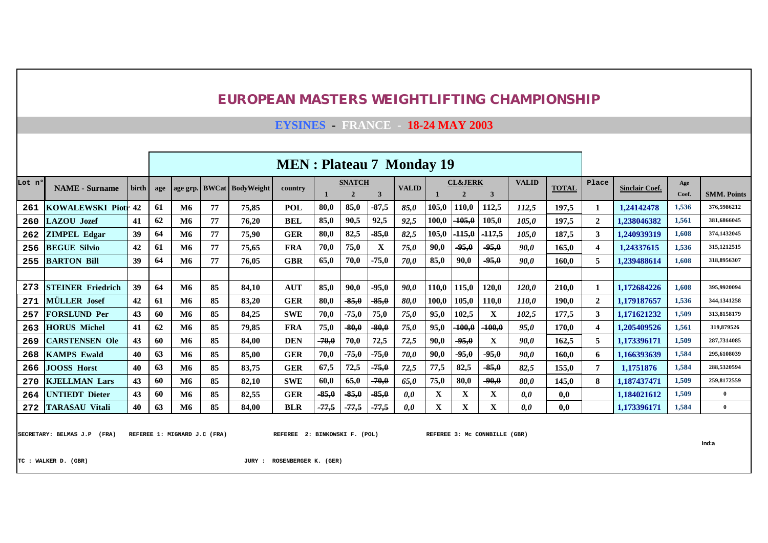# EUROPEAN MASTERS WEIGHTLIFTING CHAMPIONSHIP

## EYSINES - FRANCE - 18-24 MAY 2003

### MEN : Plateau 7 Monday 19

| Lot n° | NAME - Surname | birth | age | age grp. | BWCat | BodyWeight | country | SNATCH 1 | SNATCH 2 | SNATCH 3 | VALID | CL&JERK 1 | CL&JERK 2 | CL&JERK 3 | VALID | TOTAL | Place | Sinclair Coef. | Age Coef. | SMM. Points |
|---|---|---|---|---|---|---|---|---|---|---|---|---|---|---|---|---|---|---|---|---|
| 261 | KOWALEWSKI Piotr | 42 | 61 | M6 | 77 | 75,85 | POL | 80,0 | 85,0 | -87,5 | 85,0 | 105,0 | 110,0 | 112,5 | 112,5 | 197,5 | 1 | 1,24142478 | 1,536 | 376,5986212 |
| 260 | LAZOU Jozef | 41 | 62 | M6 | 77 | 76,20 | BEL | 85,0 | 90,5 | 92,5 | 92,5 | 100,0 | -105,0 | 105,0 | 105,0 | 197,5 | 2 | 1,238046382 | 1,561 | 381,6866045 |
| 262 | ZIMPEL Edgar | 39 | 64 | M6 | 77 | 75,90 | GER | 80,0 | 82,5 | -85,0 | 82,5 | 105,0 | -115,0 | -117,5 | 105,0 | 187,5 | 3 | 1,240939319 | 1,608 | 374,1432045 |
| 256 | BEGUE Silvio | 42 | 61 | M6 | 77 | 75,65 | FRA | 70,0 | 75,0 | X | 75,0 | 90,0 | -95,0 | -95,0 | 90,0 | 165,0 | 4 | 1,24337615 | 1,536 | 315,1212515 |
| 255 | BARTON Bill | 39 | 64 | M6 | 77 | 76,05 | GBR | 65,0 | 70,0 | -75,0 | 70,0 | 85,0 | 90,0 | -95,0 | 90,0 | 160,0 | 5 | 1,239488614 | 1,608 | 318,8956307 |
| | | | | | | | | | | | | | | | | | | | | |
| 273 | STEINER Friedrich | 39 | 64 | M6 | 85 | 84,10 | AUT | 85,0 | 90,0 | -95,0 | 90,0 | 110,0 | 115,0 | 120,0 | 120,0 | 210,0 | 1 | 1,172684226 | 1,608 | 395,9920094 |
| 271 | MÜLLER Josef | 42 | 61 | M6 | 85 | 83,20 | GER | 80,0 | -85,0 | -85,0 | 80,0 | 100,0 | 105,0 | 110,0 | 110,0 | 190,0 | 2 | 1,179187657 | 1,536 | 344,1341258 |
| 257 | FORSLUND Per | 43 | 60 | M6 | 85 | 84,25 | SWE | 70,0 | -75,0 | 75,0 | 75,0 | 95,0 | 102,5 | X | 102,5 | 177,5 | 3 | 1,171621232 | 1,509 | 313,8158179 |
| 263 | HORUS Michel | 41 | 62 | M6 | 85 | 79,85 | FRA | 75,0 | -80,0 | -80,0 | 75,0 | 95,0 | -100,0 | -100,0 | 95,0 | 170,0 | 4 | 1,205409526 | 1,561 | 319,879526 |
| 269 | CARSTENSEN Ole | 43 | 60 | M6 | 85 | 84,00 | DEN | -70,0 | 70,0 | 72,5 | 72,5 | 90,0 | -95,0 | X | 90,0 | 162,5 | 5 | 1,173396171 | 1,509 | 287,7314085 |
| 268 | KAMPS Ewald | 40 | 63 | M6 | 85 | 85,00 | GER | 70,0 | -75,0 | -75,0 | 70,0 | 90,0 | -95,0 | -95,0 | 90,0 | 160,0 | 6 | 1,166393639 | 1,584 | 295,6108039 |
| 266 | JOOSS Horst | 40 | 63 | M6 | 85 | 83,75 | GER | 67,5 | 72,5 | -75,0 | 72,5 | 77,5 | 82,5 | -85,0 | 82,5 | 155,0 | 7 | 1,1751876 | 1,584 | 288,5320594 |
| 270 | KJELLMAN Lars | 43 | 60 | M6 | 85 | 82,10 | SWE | 60,0 | 65,0 | -70,0 | 65,0 | 75,0 | 80,0 | -90,0 | 80,0 | 145,0 | 8 | 1,187437471 | 1,509 | 259,8172559 |
| 264 | UNTIEDT Dieter | 43 | 60 | M6 | 85 | 82,55 | GER | -85,0 | -85,0 | -85,0 | 0,0 | X | X | X | 0,0 | 0,0 | | 1,184021612 | 1,509 | 0 |
| 272 | TARASAU Vitali | 40 | 63 | M6 | 85 | 84,00 | BLR | -77,5 | -77,5 | -77,5 | 0,0 | X | X | X | 0,0 | 0,0 | | 1,173396171 | 1,584 | 0 |

SECRETARY: BELMAS J.P (FRA) REFEREE 1: MIGNARD J.C (FRA) REFEREE 2: BINKOWSKI F. (POL) REFEREE 3: Mc CONNBILLE (GBR)

Ind:a

TC : WALKER D. (GBR) JURY : ROSENBERGER K. (GER)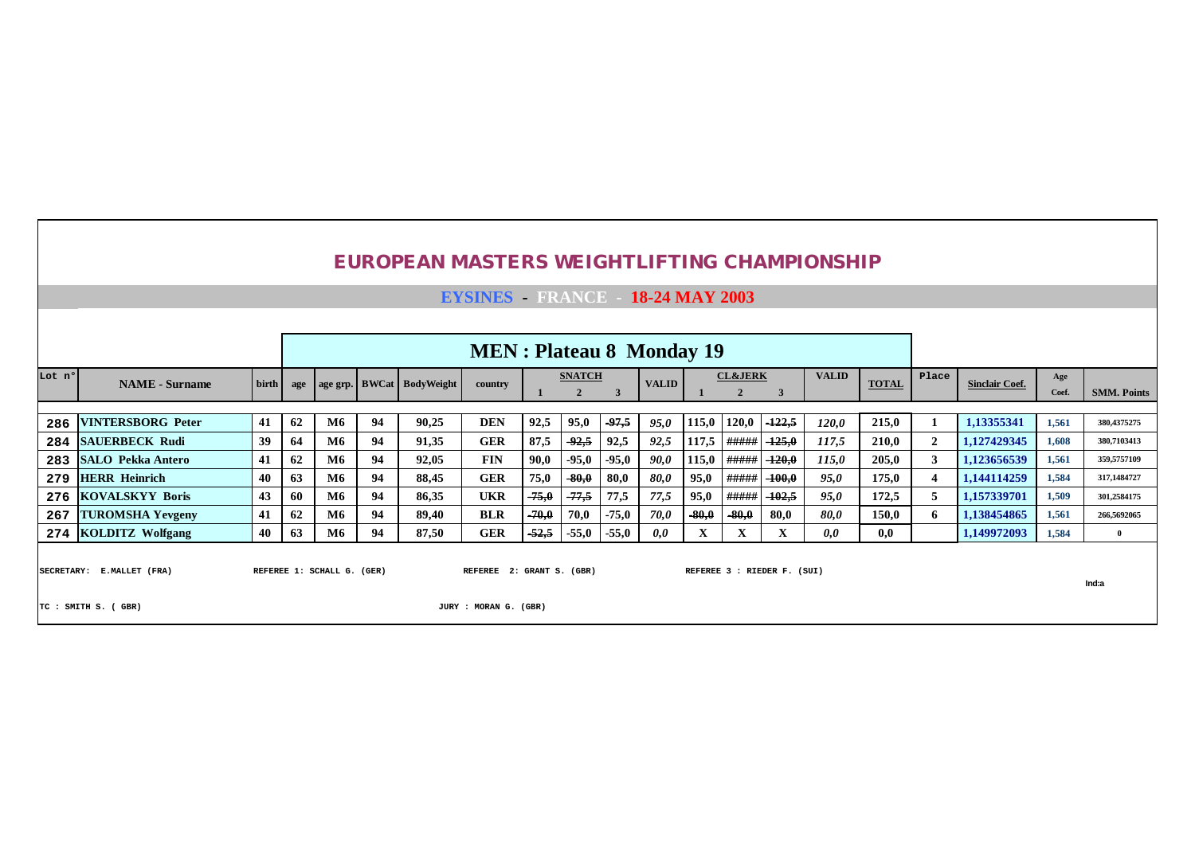# EUROPEAN MASTERS WEIGHTLIFTING CHAMPIONSHIP

## EYSINES - FRANCE - 18-24 MAY 2003

### MEN : Plateau 8 Monday 19

| Lot n° | NAME - Surname | birth | age | age grp. | BWCat | BodyWeight | country | SNATCH 1 | SNATCH 2 | SNATCH 3 | VALID | CL&JERK 1 | CL&JERK 2 | CL&JERK 3 | VALID | TOTAL | Place | Sinclair Coef. | Age Coef. | SMM. Points |
|---|---|---|---|---|---|---|---|---|---|---|---|---|---|---|---|---|---|---|---|---|
| 286 | VINTERSBORG Peter | 41 | 62 | M6 | 94 | 90,25 | DEN | 92,5 | 95,0 | ~~-97,5~~ | *95,0* | 115,0 | 120,0 | ~~-122,5~~ | *120,0* | 215,0 | 1 | 1,13355341 | 1,561 | 380,4375275 |
| 284 | SAUERBECK Rudi | 39 | 64 | M6 | 94 | 91,35 | GER | 87,5 | ~~-92,5~~ | 92,5 | *92,5* | 117,5 | ##### | ~~-125,0~~ | *117,5* | 210,0 | 2 | 1,127429345 | 1,608 | 380,7103413 |
| 283 | SALO Pekka Antero | 41 | 62 | M6 | 94 | 92,05 | FIN | 90,0 | -95,0 | -95,0 | *90,0* | 115,0 | ##### | ~~-120,0~~ | *115,0* | 205,0 | 3 | 1,123656539 | 1,561 | 359,5757109 |
| 279 | HERR Heinrich | 40 | 63 | M6 | 94 | 88,45 | GER | 75,0 | ~~-80,0~~ | 80,0 | *80,0* | 95,0 | ##### | ~~-100,0~~ | *95,0* | 175,0 | 4 | 1,144114259 | 1,584 | 317,1484727 |
| 276 | KOVALSKYY Boris | 43 | 60 | M6 | 94 | 86,35 | UKR | ~~-75,0~~ | ~~-77,5~~ | 77,5 | *77,5* | 95,0 | ##### | ~~-102,5~~ | *95,0* | 172,5 | 5 | 1,157339701 | 1,509 | 301,2584175 |
| 267 | TUROMSHA Yevgeny | 41 | 62 | M6 | 94 | 89,40 | BLR | ~~-70,0~~ | 70,0 | -75,0 | *70,0* | ~~-80,0~~ | ~~-80,0~~ | 80,0 | *80,0* | 150,0 | 6 | 1,138454865 | 1,561 | 266,5692065 |
| 274 | KOLDITZ Wolfgang | 40 | 63 | M6 | 94 | 87,50 | GER | ~~-52,5~~ | -55,0 | -55,0 | *0,0* | X | X | X | *0,0* | 0,0 | | 1,149972093 | 1,584 | 0 |

SECRETARY: E.MALLET (FRA) REFEREE 1: SCHALL G. (GER) REFEREE 2: GRANT S. (GBR) REFEREE 3 : RIEDER F. (SUI)

Ind:a

TC : SMITH S. ( GBR) JURY : MORAN G. (GBR)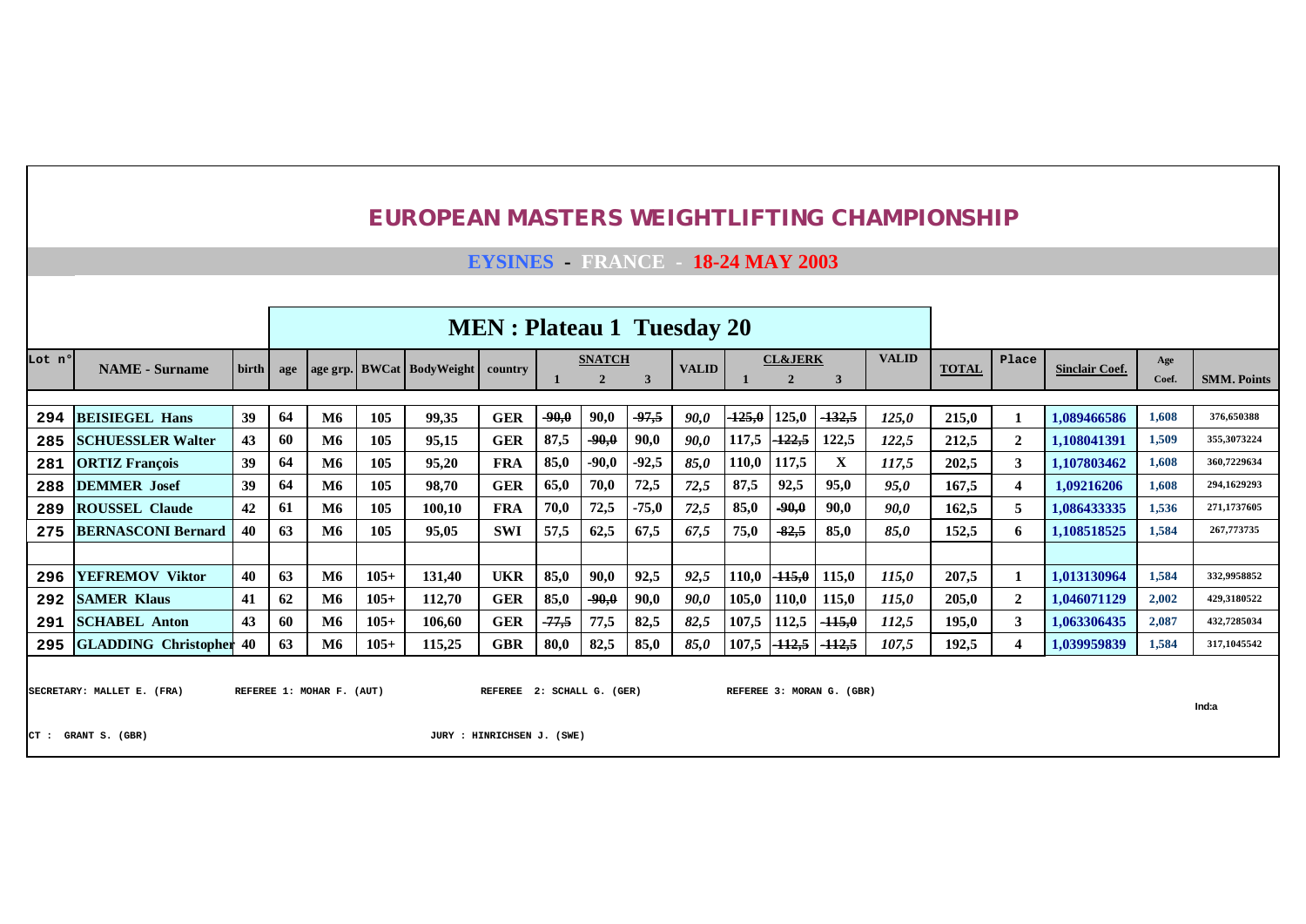# EUROPEAN MASTERS WEIGHTLIFTING CHAMPIONSHIP

## EYSINES - FRANCE - 18-24 MAY 2003

### MEN : Plateau 1 Tuesday 20

| Lot n° | NAME - Surname | birth | age | age grp. | BWCat | BodyWeight | country | SNATCH 1 | SNATCH 2 | SNATCH 3 | VALID | CL&JERK 1 | CL&JERK 2 | CL&JERK 3 | VALID | TOTAL | Place | Sinclair Coef. | Age Coef. | SMM. Points |
|---|---|---|---|---|---|---|---|---|---|---|---|---|---|---|---|---|---|---|---|---|
| 294 | BEISIEGEL Hans | 39 | 64 | M6 | 105 | 99,35 | GER | ~~-90,0~~ | 90,0 | ~~-97,5~~ | 90,0 | ~~-125,0~~ | 125,0 | ~~-132,5~~ | 125,0 | 215,0 | 1 | 1,089466586 | 1,608 | 376,650388 |
| 285 | SCHUESSLER Walter | 43 | 60 | M6 | 105 | 95,15 | GER | 87,5 | ~~-90,0~~ | 90,0 | 90,0 | 117,5 | ~~-122,5~~ | 122,5 | 122,5 | 212,5 | 2 | 1,108041391 | 1,509 | 355,3073224 |
| 281 | ORTIZ François | 39 | 64 | M6 | 105 | 95,20 | FRA | 85,0 | -90,0 | -92,5 | 85,0 | 110,0 | 117,5 | X | 117,5 | 202,5 | 3 | 1,107803462 | 1,608 | 360,7229634 |
| 288 | DEMMER Josef | 39 | 64 | M6 | 105 | 98,70 | GER | 65,0 | 70,0 | 72,5 | 72,5 | 87,5 | 92,5 | 95,0 | 95,0 | 167,5 | 4 | 1,09216206 | 1,608 | 294,1629293 |
| 289 | ROUSSEL Claude | 42 | 61 | M6 | 105 | 100,10 | FRA | 70,0 | 72,5 | -75,0 | 72,5 | 85,0 | ~~-90,0~~ | 90,0 | 90,0 | 162,5 | 5 | 1,086433335 | 1,536 | 271,1737605 |
| 275 | BERNASCONI Bernard | 40 | 63 | M6 | 105 | 95,05 | SWI | 57,5 | 62,5 | 67,5 | 67,5 | 75,0 | ~~-82,5~~ | 85,0 | 85,0 | 152,5 | 6 | 1,108518525 | 1,584 | 267,773735 |
| | | | | | | | | | | | | | | | | | | | | |
| 296 | YEFREMOV Viktor | 40 | 63 | M6 | 105+ | 131,40 | UKR | 85,0 | 90,0 | 92,5 | 92,5 | 110,0 | ~~-115,0~~ | 115,0 | 115,0 | 207,5 | 1 | 1,013130964 | 1,584 | 332,9958852 |
| 292 | SAMER Klaus | 41 | 62 | M6 | 105+ | 112,70 | GER | 85,0 | ~~-90,0~~ | 90,0 | 90,0 | 105,0 | 110,0 | 115,0 | 115,0 | 205,0 | 2 | 1,046071129 | 2,002 | 429,3180522 |
| 291 | SCHABEL Anton | 43 | 60 | M6 | 105+ | 106,60 | GER | ~~-77,5~~ | 77,5 | 82,5 | 82,5 | 107,5 | 112,5 | ~~-115,0~~ | 112,5 | 195,0 | 3 | 1,063306435 | 2,087 | 432,7285034 |
| 295 | GLADDING Christopher | 40 | 63 | M6 | 105+ | 115,25 | GBR | 80,0 | 82,5 | 85,0 | 85,0 | 107,5 | ~~-112,5~~ | ~~-112,5~~ | 107,5 | 192,5 | 4 | 1,039959839 | 1,584 | 317,1045542 |

SECRETARY: MALLET E. (FRA) REFEREE 1: MOHAR F. (AUT) REFEREE 2: SCHALL G. (GER) REFEREE 3: MORAN G. (GBR)

Ind:a

CT : GRANT S. (GBR) JURY : HINRICHSEN J. (SWE)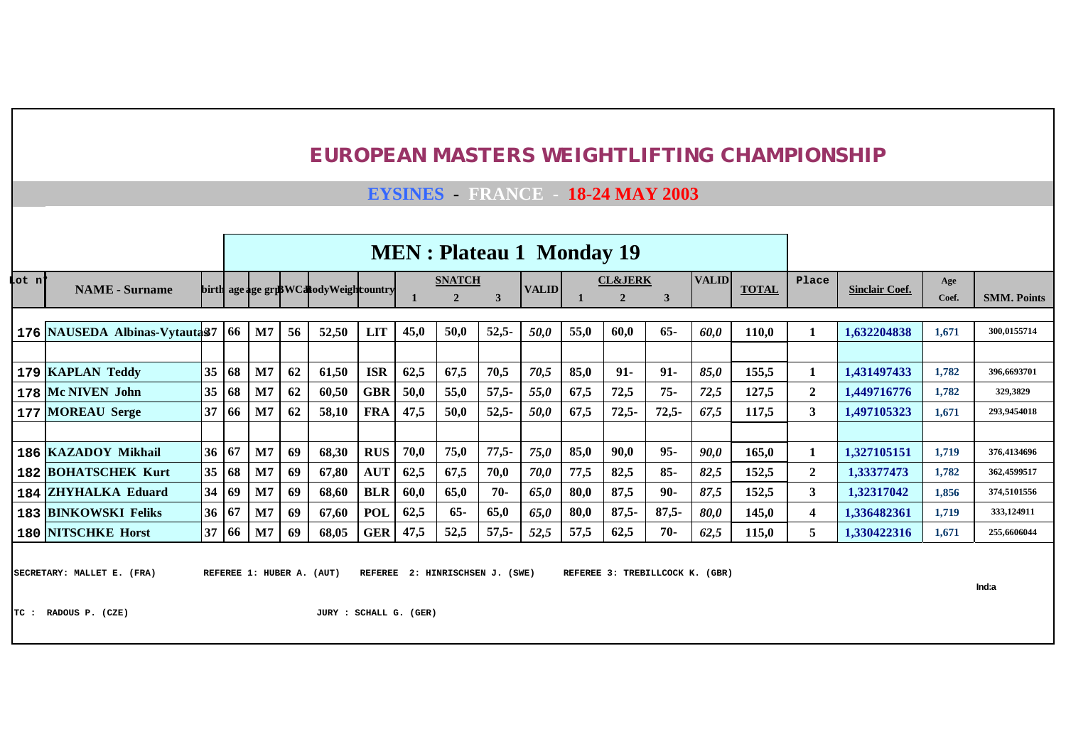# EUROPEAN MASTERS WEIGHTLIFTING CHAMPIONSHIP

## EYSINES - FRANCE - 18-24 MAY 2003

### MEN : Plateau 1 Monday 19

| Lot n° | NAME - Surname | birth | age | age grp | BWCat | BodyWeight | country | SNATCH 1 | SNATCH 2 | SNATCH 3 | VALID | CL&JERK 1 | CL&JERK 2 | CL&JERK 3 | VALID | TOTAL | Place | Sinclair Coef. | Age Coef. | SMM. Points |
|---|---|---|---|---|---|---|---|---|---|---|---|---|---|---|---|---|---|---|---|---|
| 176 | NAUSEDA Albinas-Vytautas | 37 | 66 | M7 | 56 | 52,50 | LIT | 45,0 | 50,0 | 52,5- | *50,0* | 55,0 | 60,0 | 65- | *60,0* | 110,0 | 1 | 1,632204838 | 1,671 | 300,0155714 |
| | | | | | | | | | | | | | | | | | | | | |
| 179 | KAPLAN Teddy | 35 | 68 | M7 | 62 | 61,50 | ISR | 62,5 | 67,5 | 70,5 | *70,5* | 85,0 | 91- | 91- | *85,0* | 155,5 | 1 | 1,431497433 | 1,782 | 396,6693701 |
| 178 | Mc NIVEN John | 35 | 68 | M7 | 62 | 60,50 | GBR | 50,0 | 55,0 | 57,5- | *55,0* | 67,5 | 72,5 | 75- | *72,5* | 127,5 | 2 | 1,449716776 | 1,782 | 329,3829 |
| 177 | MOREAU Serge | 37 | 66 | M7 | 62 | 58,10 | FRA | 47,5 | 50,0 | 52,5- | *50,0* | 67,5 | 72,5- | 72,5- | *67,5* | 117,5 | 3 | 1,497105323 | 1,671 | 293,9454018 |
| | | | | | | | | | | | | | | | | | | | | |
| 186 | KAZADOY Mikhail | 36 | 67 | M7 | 69 | 68,30 | RUS | 70,0 | 75,0 | 77,5- | *75,0* | 85,0 | 90,0 | 95- | *90,0* | 165,0 | 1 | 1,327105151 | 1,719 | 376,4134696 |
| 182 | BOHATSCHEK Kurt | 35 | 68 | M7 | 69 | 67,80 | AUT | 62,5 | 67,5 | 70,0 | *70,0* | 77,5 | 82,5 | 85- | *82,5* | 152,5 | 2 | 1,33377473 | 1,782 | 362,4599517 |
| 184 | ZHYHALKA Eduard | 34 | 69 | M7 | 69 | 68,60 | BLR | 60,0 | 65,0 | 70- | *65,0* | 80,0 | 87,5 | 90- | *87,5* | 152,5 | 3 | 1,32317042 | 1,856 | 374,5101556 |
| 183 | BINKOWSKI Feliks | 36 | 67 | M7 | 69 | 67,60 | POL | 62,5 | 65- | 65,0 | *65,0* | 80,0 | 87,5- | 87,5- | *80,0* | 145,0 | 4 | 1,336482361 | 1,719 | 333,124911 |
| 180 | NITSCHKE Horst | 37 | 66 | M7 | 69 | 68,05 | GER | 47,5 | 52,5 | 57,5- | *52,5* | 57,5 | 62,5 | 70- | *62,5* | 115,0 | 5 | 1,330422316 | 1,671 | 255,6606044 |

SECRETARY: MALLET E. (FRA)　　REFEREE 1: HUBER A. (AUT)　　REFEREE 2: HINRISCHSEN J. (SWE)　　REFEREE 3: TREBILLCOCK K. (GBR)

Ind:a

TC : RADOUS P. (CZE)　　JURY : SCHALL G. (GER)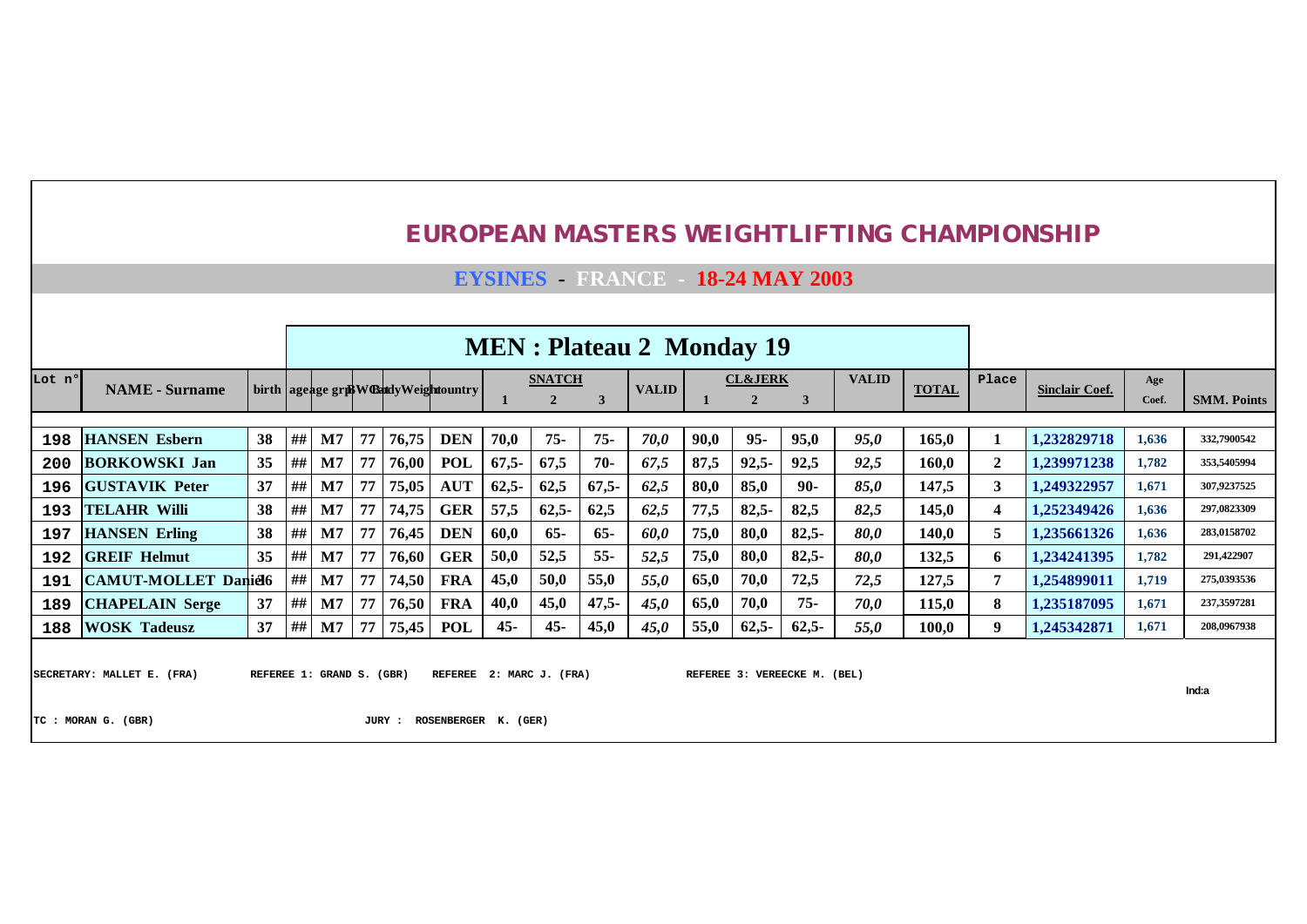# EUROPEAN MASTERS WEIGHTLIFTING CHAMPIONSHIP

## EYSINES - FRANCE - 18-24 MAY 2003

### MEN : Plateau 2 Monday 19

| Lot n° | NAME - Surname | birth | age | age grp | BW Cat | Body Weight | country | SNATCH 1 | SNATCH 2 | SNATCH 3 | VALID | CL&JERK 1 | CL&JERK 2 | CL&JERK 3 | VALID | TOTAL | Place | Sinclair Coef. | Age Coef. | SMM. Points |
|---|---|---|---|---|---|---|---|---|---|---|---|---|---|---|---|---|---|---|---|---|
| 198 | HANSEN Esbern | 38 | ## | M7 | 77 | 76,75 | DEN | 70,0 | 75- | 75- | 70,0 | 90,0 | 95- | 95,0 | 95,0 | 165,0 | 1 | 1,232829718 | 1,636 | 332,7900542 |
| 200 | BORKOWSKI Jan | 35 | ## | M7 | 77 | 76,00 | POL | 67,5- | 67,5 | 70- | 67,5 | 87,5 | 92,5- | 92,5 | 92,5 | 160,0 | 2 | 1,239971238 | 1,782 | 353,5405994 |
| 196 | GUSTAVIK Peter | 37 | ## | M7 | 77 | 75,05 | AUT | 62,5- | 62,5 | 67,5- | 62,5 | 80,0 | 85,0 | 90- | 85,0 | 147,5 | 3 | 1,249322957 | 1,671 | 307,9237525 |
| 193 | TELAHR Willi | 38 | ## | M7 | 77 | 74,75 | GER | 57,5 | 62,5- | 62,5 | 62,5 | 77,5 | 82,5- | 82,5 | 82,5 | 145,0 | 4 | 1,252349426 | 1,636 | 297,0823309 |
| 197 | HANSEN Erling | 38 | ## | M7 | 77 | 76,45 | DEN | 60,0 | 65- | 65- | 60,0 | 75,0 | 80,0 | 82,5- | 80,0 | 140,0 | 5 | 1,235661326 | 1,636 | 283,0158702 |
| 192 | GREIF Helmut | 35 | ## | M7 | 77 | 76,60 | GER | 50,0 | 52,5 | 55- | 52,5 | 75,0 | 80,0 | 82,5- | 80,0 | 132,5 | 6 | 1,234241395 | 1,782 | 291,422907 |
| 191 | CAMUT-MOLLET Daniel | 36 | ## | M7 | 77 | 74,50 | FRA | 45,0 | 50,0 | 55,0 | 55,0 | 65,0 | 70,0 | 72,5 | 72,5 | 127,5 | 7 | 1,254899011 | 1,719 | 275,0393536 |
| 189 | CHAPELAIN Serge | 37 | ## | M7 | 77 | 76,50 | FRA | 40,0 | 45,0 | 47,5- | 45,0 | 65,0 | 70,0 | 75- | 70,0 | 115,0 | 8 | 1,235187095 | 1,671 | 237,3597281 |
| 188 | WOSK Tadeusz | 37 | ## | M7 | 77 | 75,45 | POL | 45- | 45- | 45,0 | 45,0 | 55,0 | 62,5- | 62,5- | 55,0 | 100,0 | 9 | 1,245342871 | 1,671 | 208,0967938 |

SECRETARY: MALLET E. (FRA) REFEREE 1: GRAND S. (GBR) REFEREE 2: MARC J. (FRA) REFEREE 3: VEREECKE M. (BEL)

Ind:a

TC : MORAN G. (GBR) JURY : ROSENBERGER K. (GER)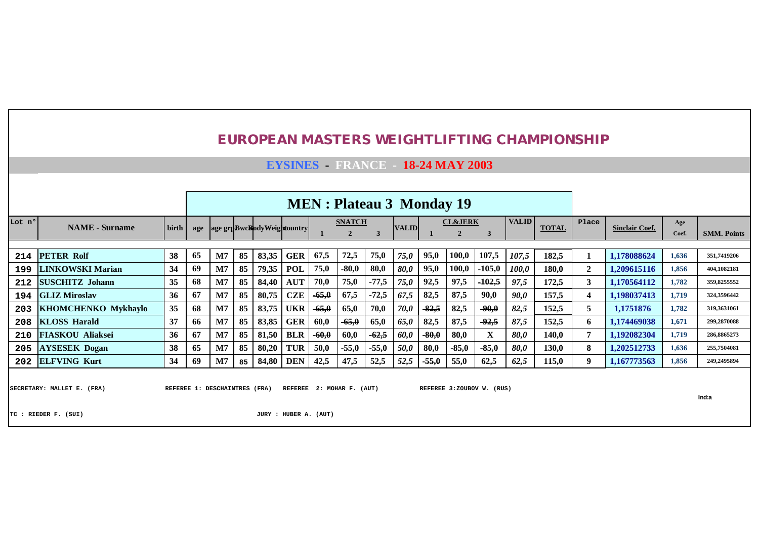# EUROPEAN MASTERS WEIGHTLIFTING CHAMPIONSHIP

## EYSINES - FRANCE - 18-24 MAY 2003

### MEN : Plateau 3 Monday 19

| Lot n° | NAME - Surname | birth | age | age grp | Bwc | BodyWeight | country | SNATCH 1 | SNATCH 2 | SNATCH 3 | VALID | CL&JERK 1 | CL&JERK 2 | CL&JERK 3 | VALID | TOTAL | Place | Sinclair Coef. | Age Coef. | SMM. Points |
|---|---|---|---|---|---|---|---|---|---|---|---|---|---|---|---|---|---|---|---|---|
| 214 | PETER Rolf | 38 | 65 | M7 | 85 | 83,35 | GER | 67,5 | 72,5 | 75,0 | 75,0 | 95,0 | 100,0 | 107,5 | 107,5 | 182,5 | 1 | 1,178088624 | 1,636 | 351,7419206 |
| 199 | LINKOWSKI Marian | 34 | 69 | M7 | 85 | 79,35 | POL | 75,0 | ~~80,0~~ | 80,0 | 80,0 | 95,0 | 100,0 | ~~105,0~~ | 100,0 | 180,0 | 2 | 1,209615116 | 1,856 | 404,1082181 |
| 212 | SUSCHITZ Johann | 35 | 68 | M7 | 85 | 84,40 | AUT | 70,0 | 75,0 | -77,5 | 75,0 | 92,5 | 97,5 | ~~102,5~~ | 97,5 | 172,5 | 3 | 1,170564112 | 1,782 | 359,8255552 |
| 194 | GLIZ Miroslav | 36 | 67 | M7 | 85 | 80,75 | CZE | ~~65,0~~ | 67,5 | -72,5 | 67,5 | 82,5 | 87,5 | 90,0 | 90,0 | 157,5 | 4 | 1,198037413 | 1,719 | 324,3596442 |
| 203 | KHOMCHENKO Mykhaylo | 35 | 68 | M7 | 85 | 83,75 | UKR | ~~65,0~~ | 65,0 | 70,0 | 70,0 | ~~82,5~~ | 82,5 | ~~90,0~~ | 82,5 | 152,5 | 5 | 1,1751876 | 1,782 | 319,3631061 |
| 208 | KLOSS Harald | 37 | 66 | M7 | 85 | 83,85 | GER | 60,0 | ~~65,0~~ | 65,0 | 65,0 | 82,5 | 87,5 | ~~92,5~~ | 87,5 | 152,5 | 6 | 1,174469038 | 1,671 | 299,2870088 |
| 210 | FIASKOU Aliaksei | 36 | 67 | M7 | 85 | 81,50 | BLR | ~~60,0~~ | 60,0 | ~~62,5~~ | 60,0 | ~~80,0~~ | 80,0 | X | 80,0 | 140,0 | 7 | 1,192082304 | 1,719 | 286,8865273 |
| 205 | AYSESEK Dogan | 38 | 65 | M7 | 85 | 80,20 | TUR | 50,0 | -55,0 | -55,0 | 50,0 | 80,0 | ~~85,0~~ | ~~85,0~~ | 80,0 | 130,0 | 8 | 1,202512733 | 1,636 | 255,7504081 |
| 202 | ELFVING Kurt | 34 | 69 | M7 | 85 | 84,80 | DEN | 42,5 | 47,5 | 52,5 | 52,5 | ~~55,0~~ | 55,0 | 62,5 | 62,5 | 115,0 | 9 | 1,167773563 | 1,856 | 249,2495894 |

SECRETARY: MALLET E. (FRA) REFEREE 1: DESCHAINTRES (FRA) REFEREE 2: MOHAR F. (AUT) REFEREE 3:ZOUBOV W. (RUS)

Ind:a

TC : RIEDER F. (SUI) JURY : HUBER A. (AUT)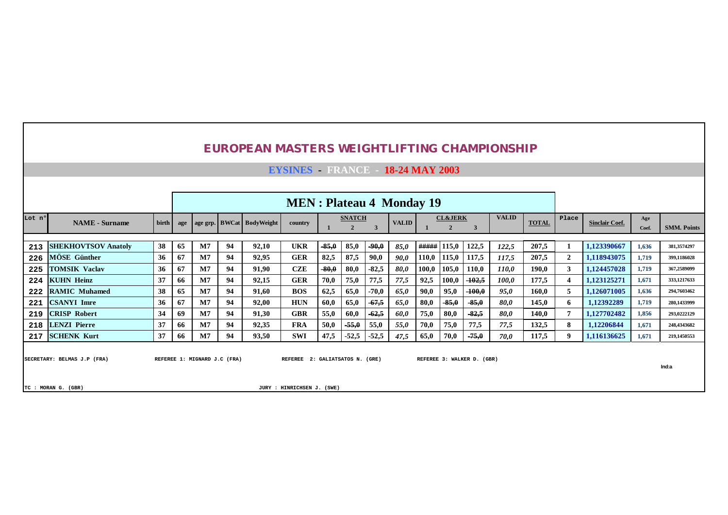# EUROPEAN MASTERS WEIGHTLIFTING CHAMPIONSHIP

## EYSINES - FRANCE - 18-24 MAY 2003

### MEN : Plateau 4 Monday 19

| Lot n° | NAME - Surname | birth | age | age grp. | BWCat | BodyWeight | country | SNATCH 1 | SNATCH 2 | SNATCH 3 | VALID | CL&JERK 1 | CL&JERK 2 | CL&JERK 3 | VALID | TOTAL | Place | Sinclair Coef. | Age Coef. | SMM. Points |
|---|---|---|---|---|---|---|---|---|---|---|---|---|---|---|---|---|---|---|---|---|
| 213 | SHEKHOVTSOV Anatoly | 38 | 65 | M7 | 94 | 92,10 | UKR | ~~-85,0~~ | 85,0 | ~~-90,0~~ | *85,0* | ##### | 115,0 | 122,5 | *122,5* | 207,5 | 1 | 1,123390667 | 1,636 | 381,3574297 |
| 226 | MÖSE Günther | 36 | 67 | M7 | 94 | 92,95 | GER | 82,5 | 87,5 | 90,0 | *90,0* | 110,0 | 115,0 | 117,5 | *117,5* | 207,5 | 2 | 1,118943075 | 1,719 | 399,1186028 |
| 225 | TOMSIK Vaclav | 36 | 67 | M7 | 94 | 91,90 | CZE | ~~-80,0~~ | 80,0 | -82,5 | *80,0* | 100,0 | 105,0 | 110,0 | *110,0* | 190,0 | 3 | 1,124457028 | 1,719 | 367,2589099 |
| 224 | KUHN Heinz | 37 | 66 | M7 | 94 | 92,15 | GER | 70,0 | 75,0 | 77,5 | *77,5* | 92,5 | 100,0 | ~~-102,5~~ | *100,0* | 177,5 | 4 | 1,123125271 | 1,671 | 333,1217633 |
| 222 | RAMIC Muhamed | 38 | 65 | M7 | 94 | 91,60 | BOS | 62,5 | 65,0 | -70,0 | *65,0* | 90,0 | 95,0 | ~~-100,0~~ | *95,0* | 160,0 | 5 | 1,126071005 | 1,636 | 294,7603462 |
| 221 | CSANYI Imre | 36 | 67 | M7 | 94 | 92,00 | HUN | 60,0 | 65,0 | ~~-67,5~~ | *65,0* | 80,0 | ~~-85,0~~ | ~~-85,0~~ | *80,0* | 145,0 | 6 | 1,12392289 | 1,719 | 280,1433999 |
| 219 | CRISP Robert | 34 | 69 | M7 | 94 | 91,30 | GBR | 55,0 | 60,0 | ~~-62,5~~ | *60,0* | 75,0 | 80,0 | ~~-82,5~~ | *80,0* | 140,0 | 7 | 1,127702482 | 1,856 | 293,0222129 |
| 218 | LENZI Pierre | 37 | 66 | M7 | 94 | 92,35 | FRA | 50,0 | ~~-55,0~~ | 55,0 | *55,0* | 70,0 | 75,0 | 77,5 | *77,5* | 132,5 | 8 | 1,12206844 | 1,671 | 248,4343682 |
| 217 | SCHENK Kurt | 37 | 66 | M7 | 94 | 93,50 | SWI | 47,5 | -52,5 | -52,5 | *47,5* | 65,0 | 70,0 | ~~-75,0~~ | *70,0* | 117,5 | 9 | 1,116136625 | 1,671 | 219,1450553 |

SECRETARY: BELMAS J.P (FRA) REFEREE 1: MIGNARD J.C (FRA) REFEREE 2: GALIATSATOS N. (GRE) REFEREE 3: WALKER D. (GBR)

Ind:a

TC : MORAN G. (GBR) JURY : HINRICHSEN J. (SWE)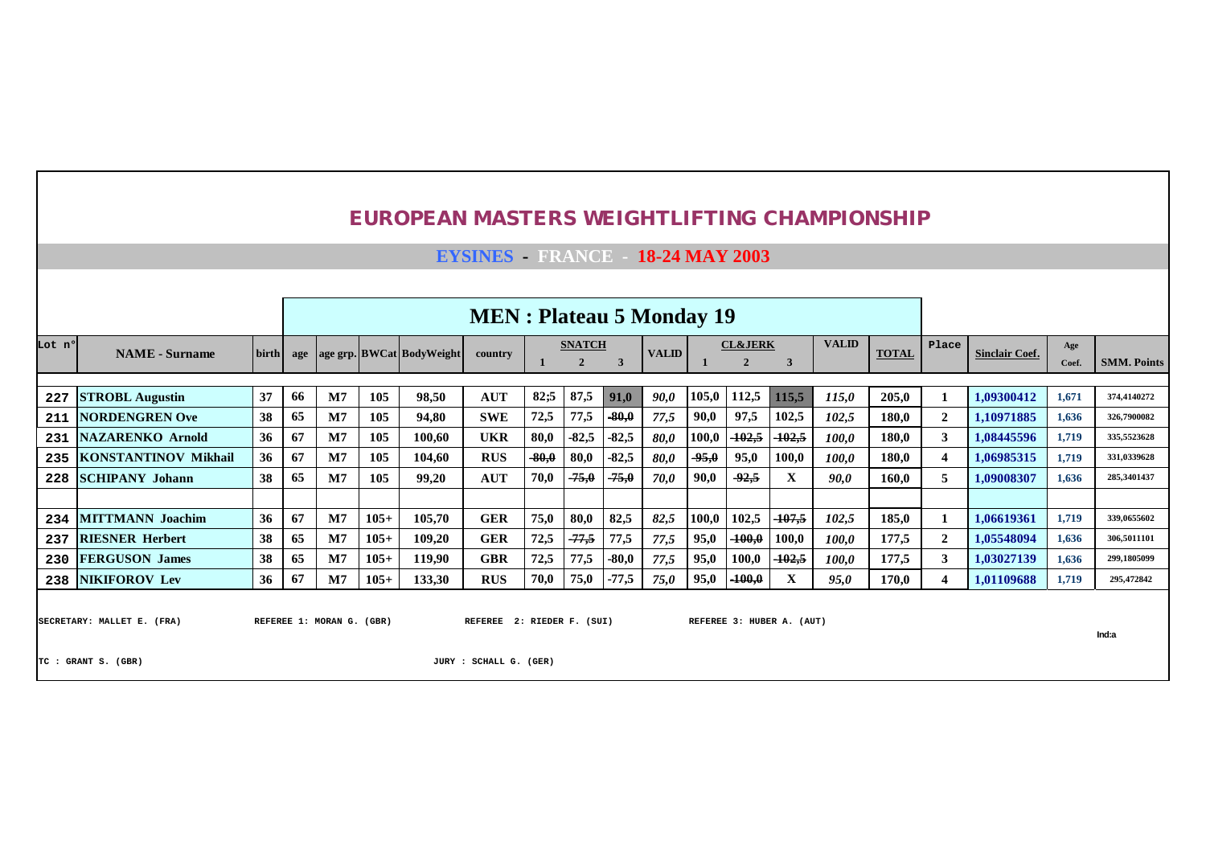# EUROPEAN MASTERS WEIGHTLIFTING CHAMPIONSHIP

## EYSINES - FRANCE - 18-24 MAY 2003

## MEN : Plateau 5 Monday 19

| Lot n° | NAME - Surname | birth | age | age grp. | BWCat | BodyWeight | country | SNATCH 1 | SNATCH 2 | SNATCH 3 | VALID | CL&JERK 1 | CL&JERK 2 | CL&JERK 3 | VALID | TOTAL | Place | Sinclair Coef. | Age Coef. | SMM. Points |
|---|---|---|---|---|---|---|---|---|---|---|---|---|---|---|---|---|---|---|---|---|
| 227 | STROBL Augustin | 37 | 66 | M7 | 105 | 98,50 | AUT | 82;5 | 87,5 | 91,0 | 90,0 | 105,0 | 112,5 | 115,5 | 115,0 | 205,0 | 1 | 1,09300412 | 1,671 | 374,4140272 |
| 211 | NORDENGREN Ove | 38 | 65 | M7 | 105 | 94,80 | SWE | 72,5 | 77,5 | -80,0 | 77,5 | 90,0 | 97,5 | 102,5 | 102,5 | 180,0 | 2 | 1,10971885 | 1,636 | 326,7900082 |
| 231 | NAZARENKO Arnold | 36 | 67 | M7 | 105 | 100,60 | UKR | 80,0 | -82,5 | -82,5 | 80,0 | 100,0 | -102,5 | -102,5 | 100,0 | 180,0 | 3 | 1,08445596 | 1,719 | 335,5523628 |
| 235 | KONSTANTINOV Mikhail | 36 | 67 | M7 | 105 | 104,60 | RUS | -80,0 | 80,0 | -82,5 | 80,0 | -95,0 | 95,0 | 100,0 | 100,0 | 180,0 | 4 | 1,06985315 | 1,719 | 331,0339628 |
| 228 | SCHIPANY Johann | 38 | 65 | M7 | 105 | 99,20 | AUT | 70,0 | -75,0 | -75,0 | 70,0 | 90,0 | -92,5 | X | 90,0 | 160,0 | 5 | 1,09008307 | 1,636 | 285,3401437 |
| | | | | | | | | | | | | | | | | | | | | |
| 234 | MITTMANN Joachim | 36 | 67 | M7 | 105+ | 105,70 | GER | 75,0 | 80,0 | 82,5 | 82,5 | 100,0 | 102,5 | -107,5 | 102,5 | 185,0 | 1 | 1,06619361 | 1,719 | 339,0655602 |
| 237 | RIESNER Herbert | 38 | 65 | M7 | 105+ | 109,20 | GER | 72,5 | -77,5 | 77,5 | 77,5 | 95,0 | -100,0 | 100,0 | 100,0 | 177,5 | 2 | 1,05548094 | 1,636 | 306,5011101 |
| 230 | FERGUSON James | 38 | 65 | M7 | 105+ | 119,90 | GBR | 72,5 | 77,5 | -80,0 | 77,5 | 95,0 | 100,0 | -102,5 | 100,0 | 177,5 | 3 | 1,03027139 | 1,636 | 299,1805099 |
| 238 | NIKIFOROV Lev | 36 | 67 | M7 | 105+ | 133,30 | RUS | 70,0 | 75,0 | -77,5 | 75,0 | 95,0 | -100,0 | X | 95,0 | 170,0 | 4 | 1,01109688 | 1,719 | 295,472842 |

SECRETARY: MALLET E. (FRA) REFEREE 1: MORAN G. (GBR) REFEREE 2: RIEDER F. (SUI) REFEREE 3: HUBER A. (AUT)

Ind:a

TC : GRANT S. (GBR) JURY : SCHALL G. (GER)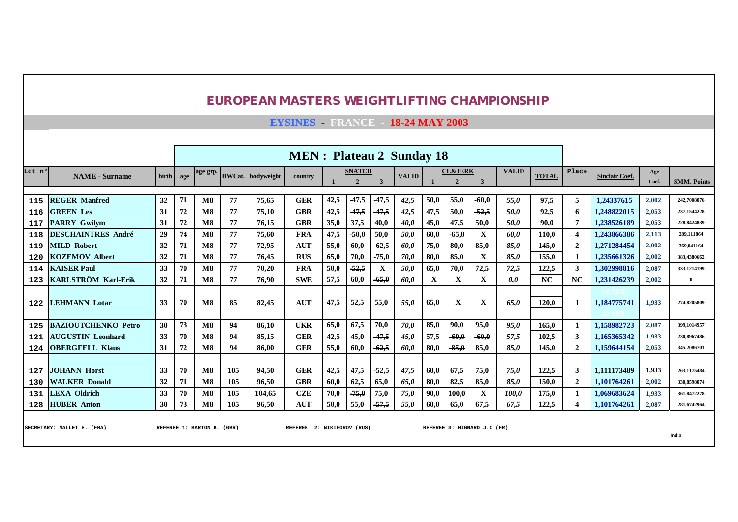# EUROPEAN MASTERS WEIGHTLIFTING CHAMPIONSHIP

## EYSINES - FRANCE - 18-24 MAY 2003

### MEN : Plateau 2 Sunday 18

| Lot n° | NAME - Surname | birth | age | age grp. | BWCat. | bodyweight | country | SNATCH 1 | SNATCH 2 | SNATCH 3 | VALID | CL&JERK 1 | CL&JERK 2 | CL&JERK 3 | VALID | TOTAL | Place | Sinclair Coef. | Age Coef. | SMM. Points |
|---|---|---|---|---|---|---|---|---|---|---|---|---|---|---|---|---|---|---|---|---|
| 115 | REGER Manfred | 32 | 71 | M8 | 77 | 75,65 | GER | 42,5 | -47,5 | -47,5 | 42,5 | 50,0 | 55,0 | -60,0 | 55,0 | 97,5 | 5 | 1,24337615 | 2,002 | 242,7008076 |
| 116 | GREEN Les | 31 | 72 | M8 | 77 | 75,10 | GBR | 42,5 | -47,5 | -47,5 | 42,5 | 47,5 | 50,0 | -52,5 | 50,0 | 92,5 | 6 | 1,248822015 | 2,053 | 237,1544228 |
| 117 | PARRY Gwilym | 31 | 72 | M8 | 77 | 76,15 | GBR | 35,0 | 37,5 | 40,0 | 40,0 | 45,0 | 47,5 | 50,0 | 50,0 | 90,0 | 7 | 1,238526189 | 2,053 | 228,8424839 |
| 118 | DESCHAINTRES André | 29 | 74 | M8 | 77 | 75,60 | FRA | 47,5 | -50,0 | 50,0 | 50,0 | 60,0 | -65,0 | X | 60,0 | 110,0 | 4 | 1,243866386 | 2,113 | 289,111864 |
| 119 | MILD Robert | 32 | 71 | M8 | 77 | 72,95 | AUT | 55,0 | 60,0 | -62,5 | 60,0 | 75,0 | 80,0 | 85,0 | 85,0 | 145,0 | 2 | 1,271284454 | 2,002 | 369,041164 |
| 120 | KOZEMOV Albert | 32 | 71 | M8 | 77 | 76,45 | RUS | 65,0 | 70,0 | -75,0 | 70,0 | 80,0 | 85,0 | X | 85,0 | 155,0 | 1 | 1,235661326 | 2,002 | 383,4380662 |
| 114 | KAISER Paul | 33 | 70 | M8 | 77 | 70,20 | FRA | 50,0 | -52,5 | X | 50,0 | 65,0 | 70,0 | 72,5 | 72,5 | 122,5 | 3 | 1,302998816 | 2,087 | 333,1214199 |
| 123 | KARLSTRÖM Karl-Erik | 32 | 71 | M8 | 77 | 76,90 | SWE | 57,5 | 60,0 | -65,0 | 60,0 | X | X | X | 0,0 | NC | NC | 1,231426239 | 2,002 | 0 |
| | | | | | | | | | | | | | | | | | | #ZAHL! | | |
| 122 | LEHMANN Lotar | 33 | 70 | M8 | 85 | 82,45 | AUT | 47,5 | 52,5 | 55,0 | 55,0 | 65,0 | X | X | 65,0 | 120,0 | 1 | 1,184775741 | 1,933 | 274,8205809 |
| | | | | | | | | | | | | | | | | | | #ZAHL! | | |
| 125 | BAZIOUTCHENKO Petro | 30 | 73 | M8 | 94 | 86,10 | UKR | 65,0 | 67,5 | 70,0 | 70,0 | 85,0 | 90,0 | 95,0 | 95,0 | 165,0 | 1 | 1,158982723 | 2,087 | 399,1014957 |
| 121 | AUGUSTIN Leonhard | 33 | 70 | M8 | 94 | 85,15 | GER | 42,5 | 45,0 | -47,5 | 45,0 | 57,5 | -60,0 | -60,0 | 57,5 | 102,5 | 3 | 1,165365342 | 1,933 | 230,8967486 |
| 124 | OBERGFELL Klaus | 31 | 72 | M8 | 94 | 86,00 | GER | 55,0 | 60,0 | -62,5 | 60,0 | 80,0 | -85,0 | 85,0 | 85,0 | 145,0 | 2 | 1,159644154 | 2,053 | 345,2086701 |
| | | | | | | | | | | | | | | | | | | | | |
| 127 | JOHANN Horst | 33 | 70 | M8 | 105 | 94,50 | GER | 42,5 | 47,5 | -52,5 | 47,5 | 60,0 | 67,5 | 75,0 | 75,0 | 122,5 | 3 | 1,111173489 | 1,933 | 263,1175484 |
| 130 | WALKER Donald | 32 | 71 | M8 | 105 | 96,50 | GBR | 60,0 | 62,5 | 65,0 | 65,0 | 80,0 | 82,5 | 85,0 | 85,0 | 150,0 | 2 | 1,101764261 | 2,002 | 330,8598074 |
| 131 | LEXA Oldrich | 33 | 70 | M8 | 105 | 104,65 | CZE | 70,0 | -75,0 | 75,0 | 75,0 | 90,0 | 100,0 | X | 100,0 | 175,0 | 1 | 1,069683624 | 1,933 | 361,8472278 |
| 128 | HUBER Anton | 30 | 73 | M8 | 105 | 96,50 | AUT | 50,0 | 55,0 | -57,5 | 55,0 | 60,0 | 65,0 | 67,5 | 67,5 | 122,5 | 4 | 1,101764261 | 2,087 | 281,6742964 |

SECRETARY: MALLET E. (FRA) REFEREE 1: BARTON B. (GBR) REFEREE 2: NIKIFOROV (RUS) REFEREE 3: MIGNARD J.C (FR)

Ind:a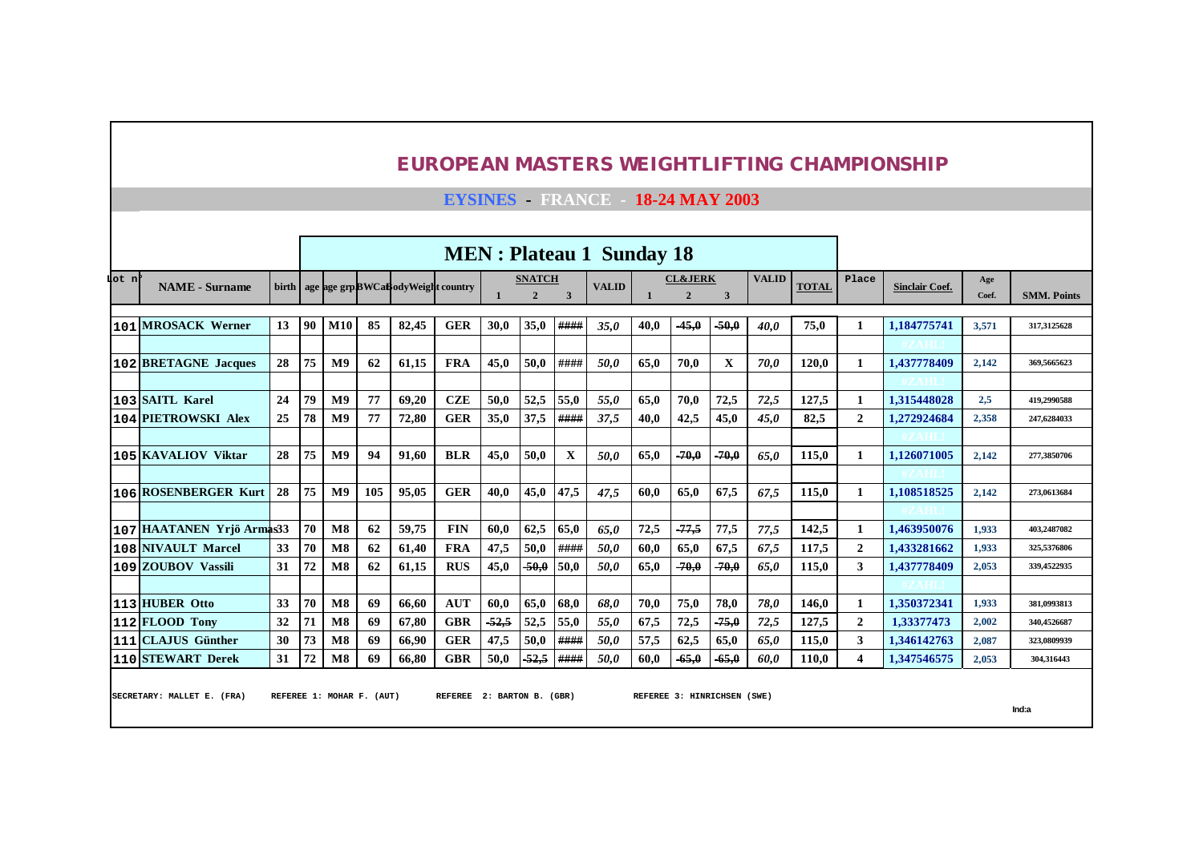# EUROPEAN MASTERS WEIGHTLIFTING CHAMPIONSHIP

## EYSINES - FRANCE - 18-24 MAY 2003

### MEN : Plateau 1 Sunday 18

| Lot n° | NAME - Surname | birth | age | age grp | BWCat | BodyWeight | country | SNATCH 1 | SNATCH 2 | SNATCH 3 | VALID | CL&JERK 1 | CL&JERK 2 | CL&JERK 3 | VALID | TOTAL | Place | Sinclair Coef. | Age Coef. | SMM. Points |
|---|---|---|---|---|---|---|---|---|---|---|---|---|---|---|---|---|---|---|---|---|
| 101 | MROSACK Werner | 13 | 90 | M10 | 85 | 82,45 | GER | 30,0 | 35,0 | #### | 35,0 | 40,0 | -45,0 | -50,0 | 40,0 | 75,0 | 1 | 1,184775741 | 3,571 | 317,3125628 |
| | | | | | | | | | | | | | | | | | | #ZAHL! | | |
| 102 | BRETAGNE Jacques | 28 | 75 | M9 | 62 | 61,15 | FRA | 45,0 | 50,0 | #### | 50,0 | 65,0 | 70,0 | X | 70,0 | 120,0 | 1 | 1,437778409 | 2,142 | 369,5665623 |
| | | | | | | | | | | | | | | | | | | #ZAHL! | | |
| 103 | SAITL Karel | 24 | 79 | M9 | 77 | 69,20 | CZE | 50,0 | 52,5 | 55,0 | 55,0 | 65,0 | 70,0 | 72,5 | 72,5 | 127,5 | 1 | 1,315448028 | 2,5 | 419,2990588 |
| 104 | PIETROWSKI Alex | 25 | 78 | M9 | 77 | 72,80 | GER | 35,0 | 37,5 | #### | 37,5 | 40,0 | 42,5 | 45,0 | 45,0 | 82,5 | 2 | 1,272924684 | 2,358 | 247,6284033 |
| | | | | | | | | | | | | | | | | | | #ZAHL! | | |
| 105 | KAVALIOV Viktar | 28 | 75 | M9 | 94 | 91,60 | BLR | 45,0 | 50,0 | X | 50,0 | 65,0 | -70,0 | -70,0 | 65,0 | 115,0 | 1 | 1,126071005 | 2,142 | 277,3850706 |
| | | | | | | | | | | | | | | | | | | #ZAHL! | | |
| 106 | ROSENBERGER Kurt | 28 | 75 | M9 | 105 | 95,05 | GER | 40,0 | 45,0 | 47,5 | 47,5 | 60,0 | 65,0 | 67,5 | 67,5 | 115,0 | 1 | 1,108518525 | 2,142 | 273,0613684 |
| | | | | | | | | | | | | | | | | | | #ZAHL! | | |
| 107 | HAATANEN Yrjö Armas | 33 | 70 | M8 | 62 | 59,75 | FIN | 60,0 | 62,5 | 65,0 | 65,0 | 72,5 | -77,5 | 77,5 | 77,5 | 142,5 | 1 | 1,463950076 | 1,933 | 403,2487082 |
| 108 | NIVAULT Marcel | 33 | 70 | M8 | 62 | 61,40 | FRA | 47,5 | 50,0 | #### | 50,0 | 60,0 | 65,0 | 67,5 | 67,5 | 117,5 | 2 | 1,433281662 | 1,933 | 325,5376806 |
| 109 | ZOUBOV Vassili | 31 | 72 | M8 | 62 | 61,15 | RUS | 45,0 | -50,0 | 50,0 | 50,0 | 65,0 | -70,0 | -70,0 | 65,0 | 115,0 | 3 | 1,437778409 | 2,053 | 339,4522935 |
| | | | | | | | | | | | | | | | | | | #ZAHL! | | |
| 113 | HUBER Otto | 33 | 70 | M8 | 69 | 66,60 | AUT | 60,0 | 65,0 | 68,0 | 68,0 | 70,0 | 75,0 | 78,0 | 78,0 | 146,0 | 1 | 1,350372341 | 1,933 | 381,0993813 |
| 112 | FLOOD Tony | 32 | 71 | M8 | 69 | 67,80 | GBR | -52,5 | 52,5 | 55,0 | 55,0 | 67,5 | 72,5 | -75,0 | 72,5 | 127,5 | 2 | 1,33377473 | 2,002 | 340,4526687 |
| 111 | CLAJUS Günther | 30 | 73 | M8 | 69 | 66,90 | GER | 47,5 | 50,0 | #### | 50,0 | 57,5 | 62,5 | 65,0 | 65,0 | 115,0 | 3 | 1,346142763 | 2,087 | 323,0809939 |
| 110 | STEWART Derek | 31 | 72 | M8 | 69 | 66,80 | GBR | 50,0 | -52,5 | #### | 50,0 | 60,0 | -65,0 | -65,0 | 60,0 | 110,0 | 4 | 1,347546575 | 2,053 | 304,316443 |

SECRETARY: MALLET E. (FRA) REFEREE 1: MOHAR F. (AUT) REFEREE 2: BARTON B. (GBR) REFEREE 3: HINRICHSEN (SWE)

Ind:a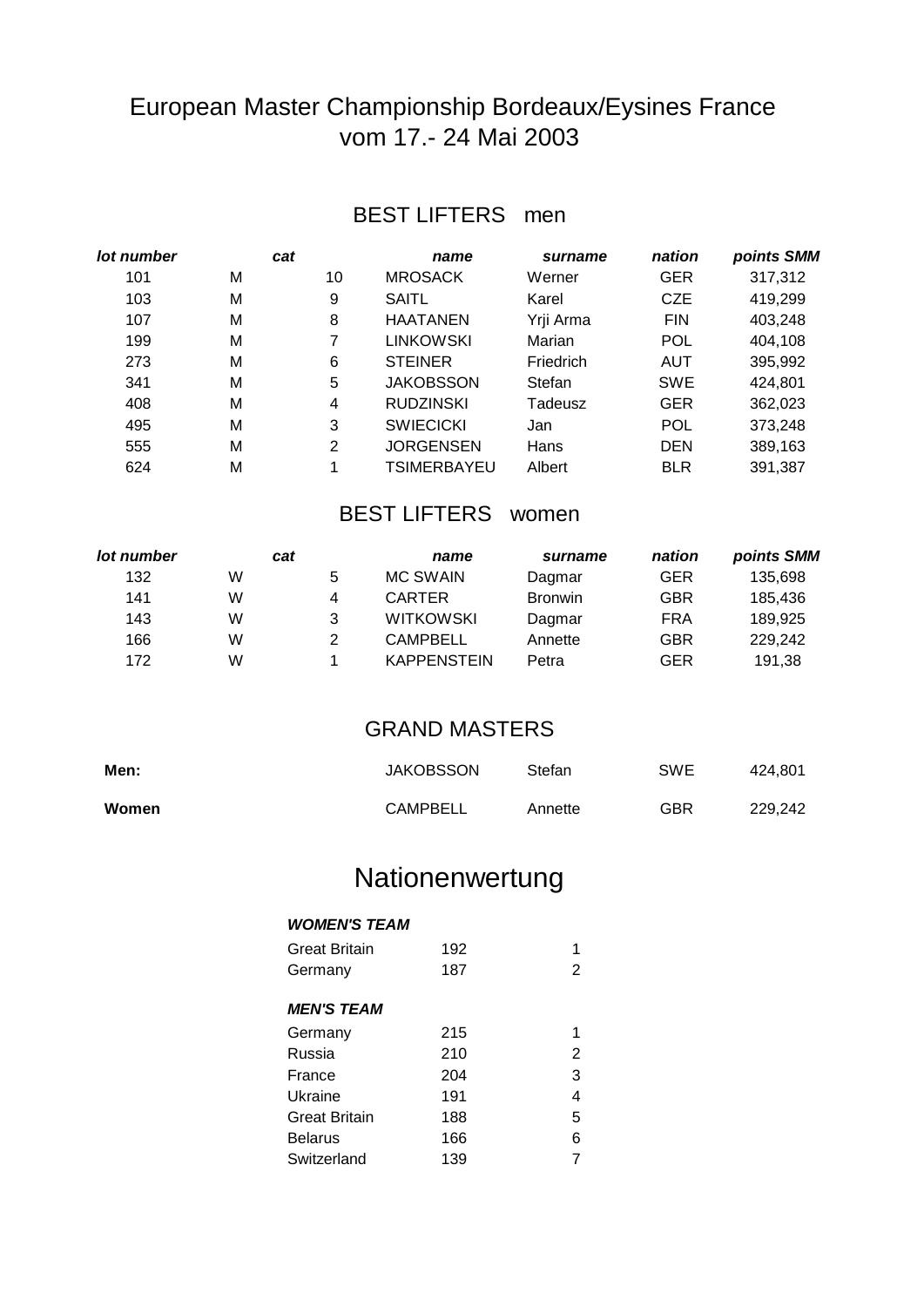# European Master Championship Bordeaux/Eysines France
# vom 17.- 24 Mai 2003

## BEST LIFTERS men

| *lot number* | *cat* | | *name* | *surname* | *nation* | *points SMM* |
|---|---|---|---|---|---|---|
| 101 | M | 10 | MROSACK | Werner | GER | 317,312 |
| 103 | M | 9 | SAITL | Karel | CZE | 419,299 |
| 107 | M | 8 | HAATANEN | Yrji Arma | FIN | 403,248 |
| 199 | M | 7 | LINKOWSKI | Marian | POL | 404,108 |
| 273 | M | 6 | STEINER | Friedrich | AUT | 395,992 |
| 341 | M | 5 | JAKOBSSON | Stefan | SWE | 424,801 |
| 408 | M | 4 | RUDZINSKI | Tadeusz | GER | 362,023 |
| 495 | M | 3 | SWIECICKI | Jan | POL | 373,248 |
| 555 | M | 2 | JORGENSEN | Hans | DEN | 389,163 |
| 624 | M | 1 | TSIMERBAYEU | Albert | BLR | 391,387 |

## BEST LIFTERS women

| *lot number* | *cat* | | *name* | *surname* | *nation* | *points SMM* |
|---|---|---|---|---|---|---|
| 132 | W | 5 | MC SWAIN | Dagmar | GER | 135,698 |
| 141 | W | 4 | CARTER | Bronwin | GBR | 185,436 |
| 143 | W | 3 | WITKOWSKI | Dagmar | FRA | 189,925 |
| 166 | W | 2 | CAMPBELL | Annette | GBR | 229,242 |
| 172 | W | 1 | KAPPENSTEIN | Petra | GER | 191,38 |

## GRAND MASTERS

| | | | | |
|---|---|---|---|---|
| **Men:** | JAKOBSSON | Stefan | SWE | 424,801 |
| **Women** | CAMPBELL | Annette | GBR | 229,242 |

# Nationenwertung

***WOMEN'S TEAM***

| | | |
|---|---|---|
| Great Britain | 192 | 1 |
| Germany | 187 | 2 |

***MEN'S TEAM***

| | | |
|---|---|---|
| Germany | 215 | 1 |
| Russia | 210 | 2 |
| France | 204 | 3 |
| Ukraine | 191 | 4 |
| Great Britain | 188 | 5 |
| Belarus | 166 | 6 |
| Switzerland | 139 | 7 |